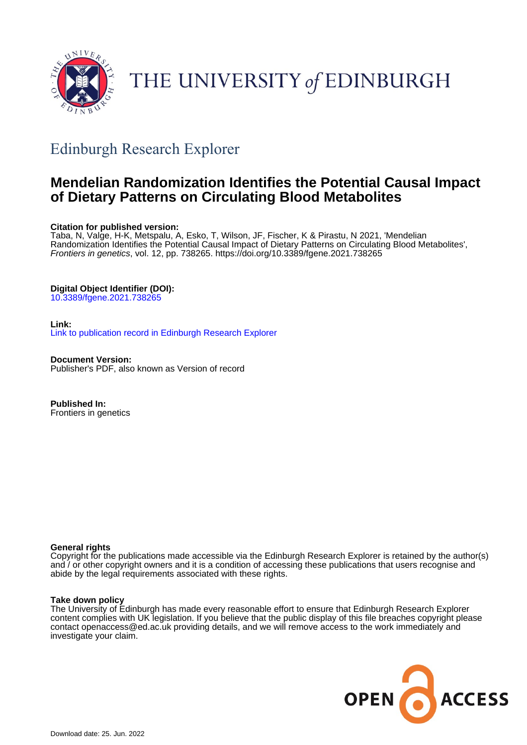THE UNIVERSITY *of* EDINBURGH

## Edinburgh Research Explorer

# Mendelian Randomization Identifies the Potential Causal Impact of Dietary Patterns on Circulating Blood Metabolites

**Citation for published version:**
Taba, N, Valge, H-K, Metspalu, A, Esko, T, Wilson, JF, Fischer, K & Pirastu, N 2021, 'Mendelian Randomization Identifies the Potential Causal Impact of Dietary Patterns on Circulating Blood Metabolites', *Frontiers in genetics*, vol. 12, pp. 738265. https://doi.org/10.3389/fgene.2021.738265

**Digital Object Identifier (DOI):**
10.3389/fgene.2021.738265

**Link:**
Link to publication record in Edinburgh Research Explorer

**Document Version:**
Publisher's PDF, also known as Version of record

**Published In:**
Frontiers in genetics

**General rights**
Copyright for the publications made accessible via the Edinburgh Research Explorer is retained by the author(s) and / or other copyright owners and it is a condition of accessing these publications that users recognise and abide by the legal requirements associated with these rights.

**Take down policy**
The University of Edinburgh has made every reasonable effort to ensure that Edinburgh Research Explorer content complies with UK legislation. If you believe that the public display of this file breaches copyright please contact openaccess@ed.ac.uk providing details, and we will remove access to the work immediately and investigate your claim.

OPEN ACCESS

Download date: 25. Jun. 2022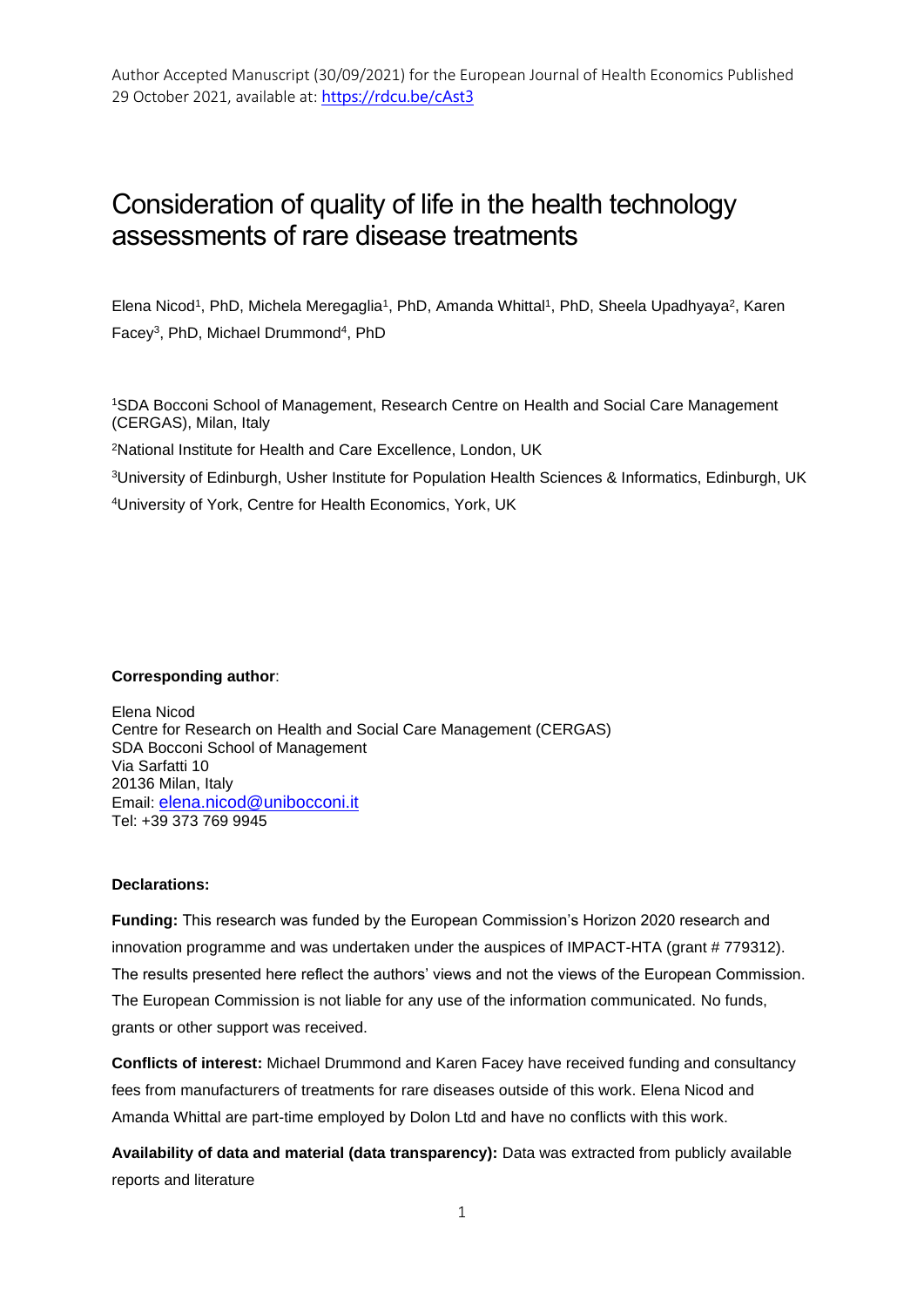Author Accepted Manuscript (30/09/2021) for the European Journal of Health Economics Published 29 October 2021, available at: https://rdcu.be/cAst3

# Consideration of quality of life in the health technology assessments of rare disease treatments

Elena Nicod[1], PhD, Michela Meregaglia[1], PhD, Amanda Whittal[1], PhD, Sheela Upadhyaya[2], Karen Facey[3], PhD, Michael Drummond[4], PhD

[1]SDA Bocconi School of Management, Research Centre on Health and Social Care Management (CERGAS), Milan, Italy

[2]National Institute for Health and Care Excellence, London, UK

[3]University of Edinburgh, Usher Institute for Population Health Sciences & Informatics, Edinburgh, UK

[4]University of York, Centre for Health Economics, York, UK

**Corresponding author**:

Elena Nicod
Centre for Research on Health and Social Care Management (CERGAS)
SDA Bocconi School of Management
Via Sarfatti 10
20136 Milan, Italy
Email: elena.nicod@unibocconi.it
Tel: +39 373 769 9945

**Declarations:**

**Funding:** This research was funded by the European Commission's Horizon 2020 research and innovation programme and was undertaken under the auspices of IMPACT-HTA (grant # 779312). The results presented here reflect the authors' views and not the views of the European Commission. The European Commission is not liable for any use of the information communicated. No funds, grants or other support was received.

**Conflicts of interest:** Michael Drummond and Karen Facey have received funding and consultancy fees from manufacturers of treatments for rare diseases outside of this work. Elena Nicod and Amanda Whittal are part-time employed by Dolon Ltd and have no conflicts with this work.

**Availability of data and material (data transparency):** Data was extracted from publicly available reports and literature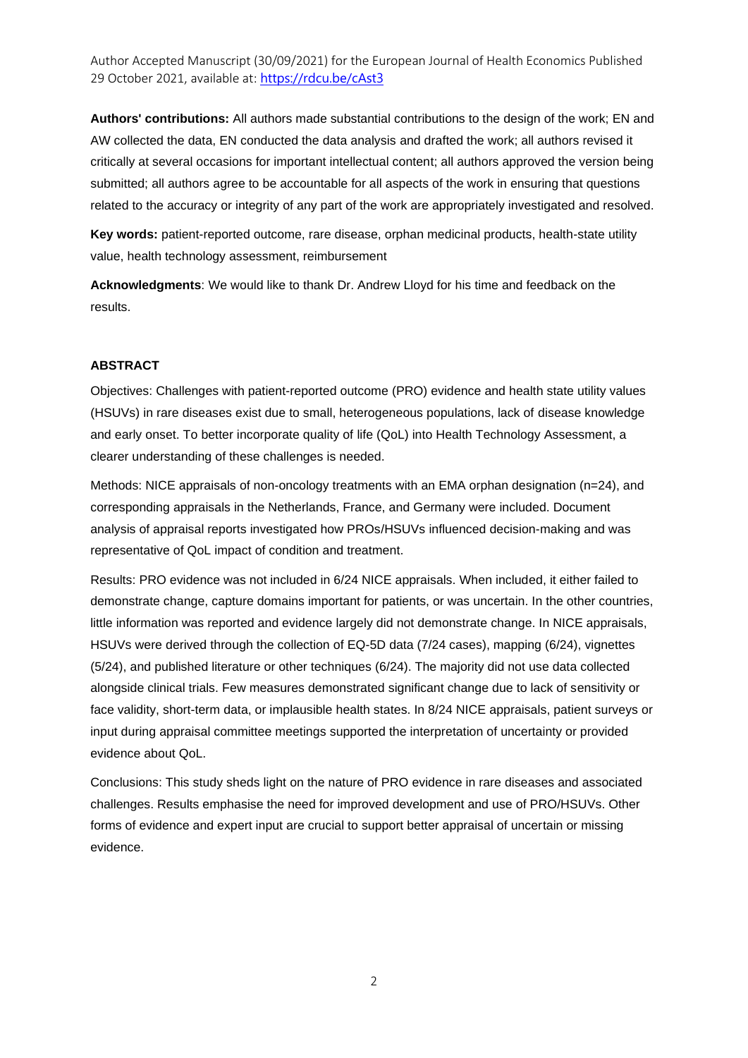**Authors' contributions:** All authors made substantial contributions to the design of the work; EN and AW collected the data, EN conducted the data analysis and drafted the work; all authors revised it critically at several occasions for important intellectual content; all authors approved the version being submitted; all authors agree to be accountable for all aspects of the work in ensuring that questions related to the accuracy or integrity of any part of the work are appropriately investigated and resolved.

**Key words:** patient-reported outcome, rare disease, orphan medicinal products, health-state utility value, health technology assessment, reimbursement

**Acknowledgments**: We would like to thank Dr. Andrew Lloyd for his time and feedback on the results.

## ABSTRACT

Objectives: Challenges with patient-reported outcome (PRO) evidence and health state utility values (HSUVs) in rare diseases exist due to small, heterogeneous populations, lack of disease knowledge and early onset. To better incorporate quality of life (QoL) into Health Technology Assessment, a clearer understanding of these challenges is needed.

Methods: NICE appraisals of non-oncology treatments with an EMA orphan designation (n=24), and corresponding appraisals in the Netherlands, France, and Germany were included. Document analysis of appraisal reports investigated how PROs/HSUVs influenced decision-making and was representative of QoL impact of condition and treatment.

Results: PRO evidence was not included in 6/24 NICE appraisals. When included, it either failed to demonstrate change, capture domains important for patients, or was uncertain. In the other countries, little information was reported and evidence largely did not demonstrate change. In NICE appraisals, HSUVs were derived through the collection of EQ-5D data (7/24 cases), mapping (6/24), vignettes (5/24), and published literature or other techniques (6/24). The majority did not use data collected alongside clinical trials. Few measures demonstrated significant change due to lack of sensitivity or face validity, short-term data, or implausible health states. In 8/24 NICE appraisals, patient surveys or input during appraisal committee meetings supported the interpretation of uncertainty or provided evidence about QoL.

Conclusions: This study sheds light on the nature of PRO evidence in rare diseases and associated challenges. Results emphasise the need for improved development and use of PRO/HSUVs. Other forms of evidence and expert input are crucial to support better appraisal of uncertain or missing evidence.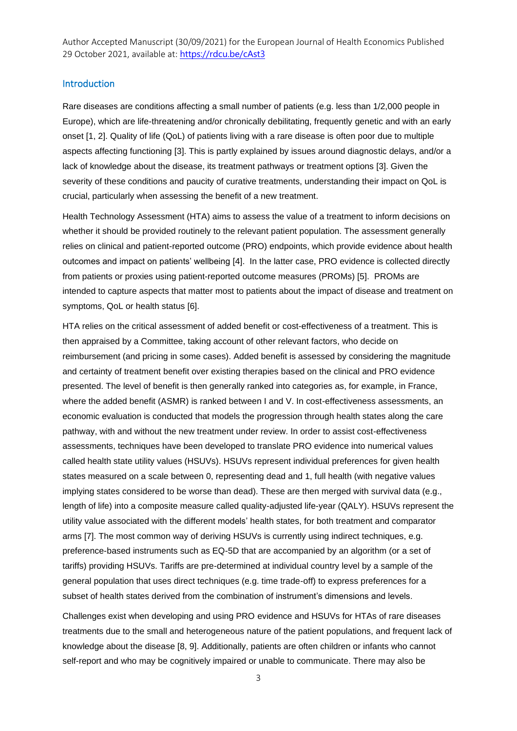## Introduction

Rare diseases are conditions affecting a small number of patients (e.g. less than 1/2,000 people in Europe), which are life-threatening and/or chronically debilitating, frequently genetic and with an early onset [1, 2]. Quality of life (QoL) of patients living with a rare disease is often poor due to multiple aspects affecting functioning [3]. This is partly explained by issues around diagnostic delays, and/or a lack of knowledge about the disease, its treatment pathways or treatment options [3]. Given the severity of these conditions and paucity of curative treatments, understanding their impact on QoL is crucial, particularly when assessing the benefit of a new treatment.

Health Technology Assessment (HTA) aims to assess the value of a treatment to inform decisions on whether it should be provided routinely to the relevant patient population. The assessment generally relies on clinical and patient-reported outcome (PRO) endpoints, which provide evidence about health outcomes and impact on patients' wellbeing [4]. In the latter case, PRO evidence is collected directly from patients or proxies using patient-reported outcome measures (PROMs) [5]. PROMs are intended to capture aspects that matter most to patients about the impact of disease and treatment on symptoms, QoL or health status [6].

HTA relies on the critical assessment of added benefit or cost-effectiveness of a treatment. This is then appraised by a Committee, taking account of other relevant factors, who decide on reimbursement (and pricing in some cases). Added benefit is assessed by considering the magnitude and certainty of treatment benefit over existing therapies based on the clinical and PRO evidence presented. The level of benefit is then generally ranked into categories as, for example, in France, where the added benefit (ASMR) is ranked between I and V. In cost-effectiveness assessments, an economic evaluation is conducted that models the progression through health states along the care pathway, with and without the new treatment under review. In order to assist cost-effectiveness assessments, techniques have been developed to translate PRO evidence into numerical values called health state utility values (HSUVs). HSUVs represent individual preferences for given health states measured on a scale between 0, representing dead and 1, full health (with negative values implying states considered to be worse than dead). These are then merged with survival data (e.g., length of life) into a composite measure called quality-adjusted life-year (QALY). HSUVs represent the utility value associated with the different models' health states, for both treatment and comparator arms [7]. The most common way of deriving HSUVs is currently using indirect techniques, e.g. preference-based instruments such as EQ-5D that are accompanied by an algorithm (or a set of tariffs) providing HSUVs. Tariffs are pre-determined at individual country level by a sample of the general population that uses direct techniques (e.g. time trade-off) to express preferences for a subset of health states derived from the combination of instrument's dimensions and levels.

Challenges exist when developing and using PRO evidence and HSUVs for HTAs of rare diseases treatments due to the small and heterogeneous nature of the patient populations, and frequent lack of knowledge about the disease [8, 9]. Additionally, patients are often children or infants who cannot self-report and who may be cognitively impaired or unable to communicate. There may also be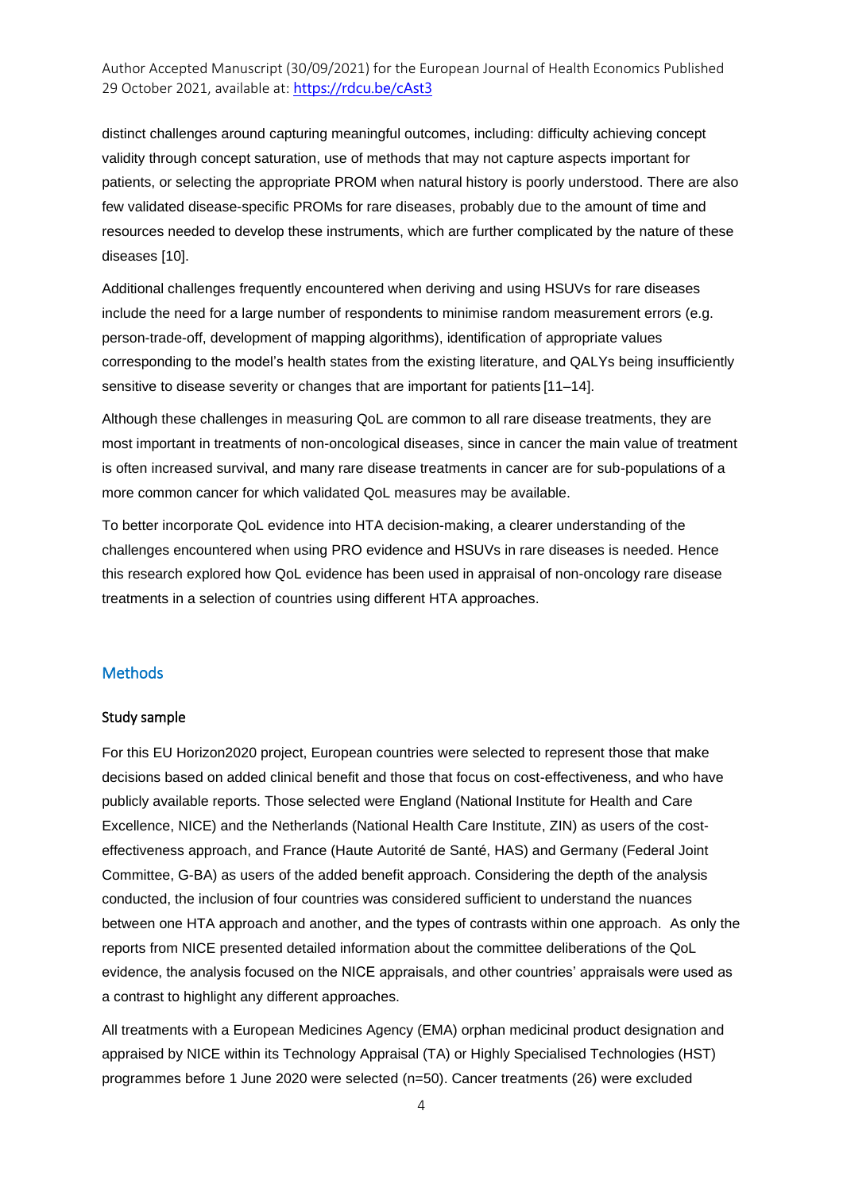distinct challenges around capturing meaningful outcomes, including: difficulty achieving concept validity through concept saturation, use of methods that may not capture aspects important for patients, or selecting the appropriate PROM when natural history is poorly understood. There are also few validated disease-specific PROMs for rare diseases, probably due to the amount of time and resources needed to develop these instruments, which are further complicated by the nature of these diseases [10].

Additional challenges frequently encountered when deriving and using HSUVs for rare diseases include the need for a large number of respondents to minimise random measurement errors (e.g. person-trade-off, development of mapping algorithms), identification of appropriate values corresponding to the model's health states from the existing literature, and QALYs being insufficiently sensitive to disease severity or changes that are important for patients [11–14].

Although these challenges in measuring QoL are common to all rare disease treatments, they are most important in treatments of non-oncological diseases, since in cancer the main value of treatment is often increased survival, and many rare disease treatments in cancer are for sub-populations of a more common cancer for which validated QoL measures may be available.

To better incorporate QoL evidence into HTA decision-making, a clearer understanding of the challenges encountered when using PRO evidence and HSUVs in rare diseases is needed. Hence this research explored how QoL evidence has been used in appraisal of non-oncology rare disease treatments in a selection of countries using different HTA approaches.

## Methods

### Study sample

For this EU Horizon2020 project, European countries were selected to represent those that make decisions based on added clinical benefit and those that focus on cost-effectiveness, and who have publicly available reports. Those selected were England (National Institute for Health and Care Excellence, NICE) and the Netherlands (National Health Care Institute, ZIN) as users of the cost-effectiveness approach, and France (Haute Autorité de Santé, HAS) and Germany (Federal Joint Committee, G-BA) as users of the added benefit approach. Considering the depth of the analysis conducted, the inclusion of four countries was considered sufficient to understand the nuances between one HTA approach and another, and the types of contrasts within one approach. As only the reports from NICE presented detailed information about the committee deliberations of the QoL evidence, the analysis focused on the NICE appraisals, and other countries' appraisals were used as a contrast to highlight any different approaches.

All treatments with a European Medicines Agency (EMA) orphan medicinal product designation and appraised by NICE within its Technology Appraisal (TA) or Highly Specialised Technologies (HST) programmes before 1 June 2020 were selected (n=50). Cancer treatments (26) were excluded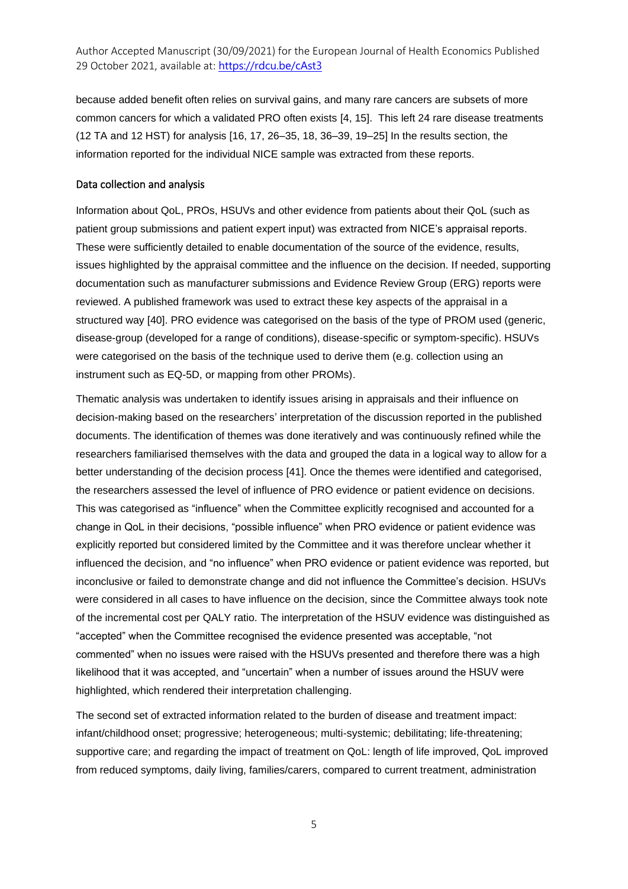because added benefit often relies on survival gains, and many rare cancers are subsets of more common cancers for which a validated PRO often exists [4, 15]. This left 24 rare disease treatments (12 TA and 12 HST) for analysis [16, 17, 26–35, 18, 36–39, 19–25] In the results section, the information reported for the individual NICE sample was extracted from these reports.

## Data collection and analysis

Information about QoL, PROs, HSUVs and other evidence from patients about their QoL (such as patient group submissions and patient expert input) was extracted from NICE's appraisal reports. These were sufficiently detailed to enable documentation of the source of the evidence, results, issues highlighted by the appraisal committee and the influence on the decision. If needed, supporting documentation such as manufacturer submissions and Evidence Review Group (ERG) reports were reviewed. A published framework was used to extract these key aspects of the appraisal in a structured way [40]. PRO evidence was categorised on the basis of the type of PROM used (generic, disease-group (developed for a range of conditions), disease-specific or symptom-specific). HSUVs were categorised on the basis of the technique used to derive them (e.g. collection using an instrument such as EQ-5D, or mapping from other PROMs).

Thematic analysis was undertaken to identify issues arising in appraisals and their influence on decision-making based on the researchers' interpretation of the discussion reported in the published documents. The identification of themes was done iteratively and was continuously refined while the researchers familiarised themselves with the data and grouped the data in a logical way to allow for a better understanding of the decision process [41]. Once the themes were identified and categorised, the researchers assessed the level of influence of PRO evidence or patient evidence on decisions. This was categorised as "influence" when the Committee explicitly recognised and accounted for a change in QoL in their decisions, "possible influence" when PRO evidence or patient evidence was explicitly reported but considered limited by the Committee and it was therefore unclear whether it influenced the decision, and "no influence" when PRO evidence or patient evidence was reported, but inconclusive or failed to demonstrate change and did not influence the Committee's decision. HSUVs were considered in all cases to have influence on the decision, since the Committee always took note of the incremental cost per QALY ratio. The interpretation of the HSUV evidence was distinguished as "accepted" when the Committee recognised the evidence presented was acceptable, "not commented" when no issues were raised with the HSUVs presented and therefore there was a high likelihood that it was accepted, and "uncertain" when a number of issues around the HSUV were highlighted, which rendered their interpretation challenging.

The second set of extracted information related to the burden of disease and treatment impact: infant/childhood onset; progressive; heterogeneous; multi-systemic; debilitating; life-threatening; supportive care; and regarding the impact of treatment on QoL: length of life improved, QoL improved from reduced symptoms, daily living, families/carers, compared to current treatment, administration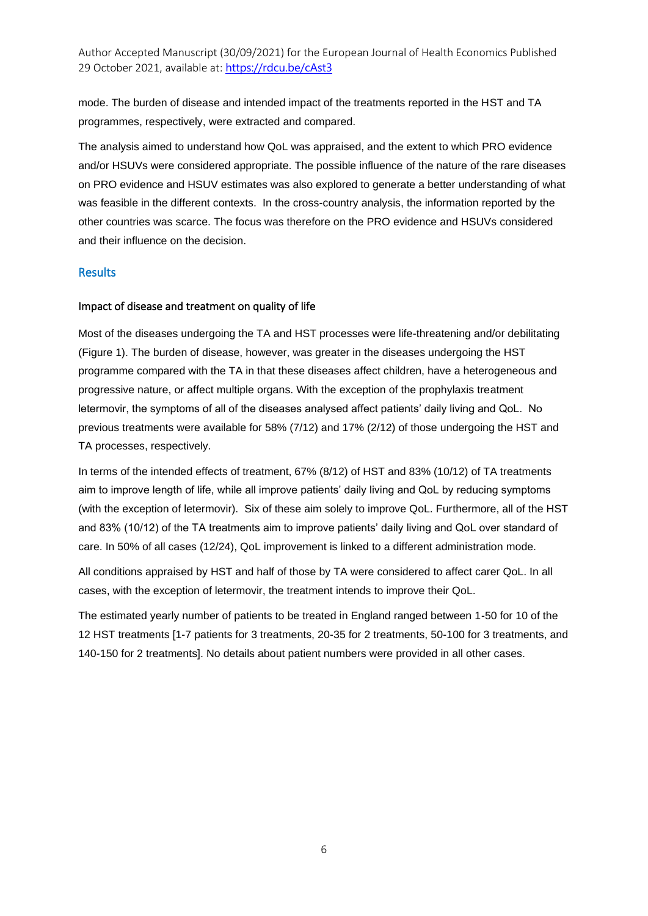mode. The burden of disease and intended impact of the treatments reported in the HST and TA programmes, respectively, were extracted and compared.

The analysis aimed to understand how QoL was appraised, and the extent to which PRO evidence and/or HSUVs were considered appropriate. The possible influence of the nature of the rare diseases on PRO evidence and HSUV estimates was also explored to generate a better understanding of what was feasible in the different contexts. In the cross-country analysis, the information reported by the other countries was scarce. The focus was therefore on the PRO evidence and HSUVs considered and their influence on the decision.

## Results

### Impact of disease and treatment on quality of life

Most of the diseases undergoing the TA and HST processes were life-threatening and/or debilitating (Figure 1). The burden of disease, however, was greater in the diseases undergoing the HST programme compared with the TA in that these diseases affect children, have a heterogeneous and progressive nature, or affect multiple organs. With the exception of the prophylaxis treatment letermovir, the symptoms of all of the diseases analysed affect patients' daily living and QoL. No previous treatments were available for 58% (7/12) and 17% (2/12) of those undergoing the HST and TA processes, respectively.

In terms of the intended effects of treatment, 67% (8/12) of HST and 83% (10/12) of TA treatments aim to improve length of life, while all improve patients' daily living and QoL by reducing symptoms (with the exception of letermovir). Six of these aim solely to improve QoL. Furthermore, all of the HST and 83% (10/12) of the TA treatments aim to improve patients' daily living and QoL over standard of care. In 50% of all cases (12/24), QoL improvement is linked to a different administration mode.

All conditions appraised by HST and half of those by TA were considered to affect carer QoL. In all cases, with the exception of letermovir, the treatment intends to improve their QoL.

The estimated yearly number of patients to be treated in England ranged between 1-50 for 10 of the 12 HST treatments [1-7 patients for 3 treatments, 20-35 for 2 treatments, 50-100 for 3 treatments, and 140-150 for 2 treatments]. No details about patient numbers were provided in all other cases.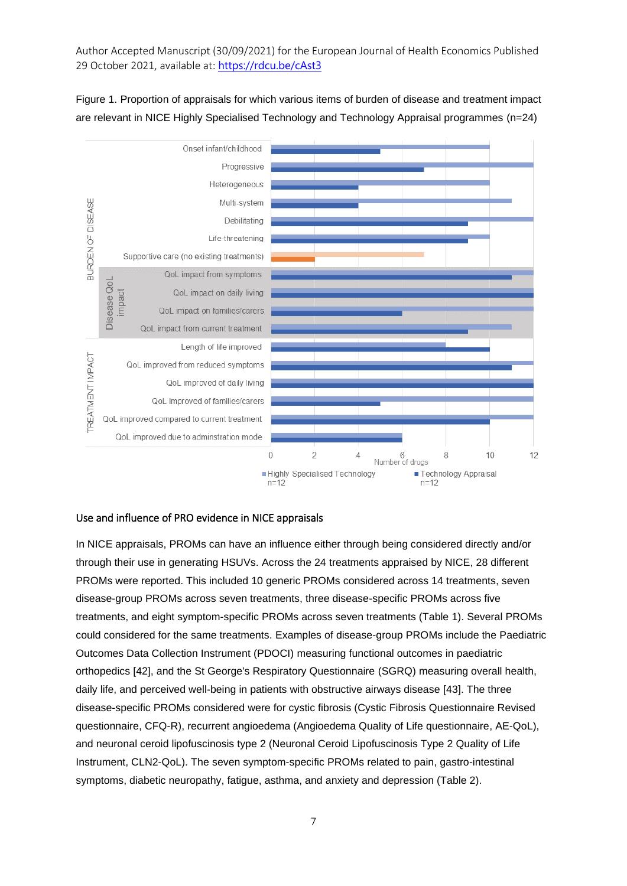Figure 1. Proportion of appraisals for which various items of burden of disease and treatment impact are relevant in NICE Highly Specialised Technology and Technology Appraisal programmes (n=24)

## Use and influence of PRO evidence in NICE appraisals

In NICE appraisals, PROMs can have an influence either through being considered directly and/or through their use in generating HSUVs. Across the 24 treatments appraised by NICE, 28 different PROMs were reported. This included 10 generic PROMs considered across 14 treatments, seven disease-group PROMs across seven treatments, three disease-specific PROMs across five treatments, and eight symptom-specific PROMs across seven treatments (Table 1). Several PROMs could considered for the same treatments. Examples of disease-group PROMs include the Paediatric Outcomes Data Collection Instrument (PDOCI) measuring functional outcomes in paediatric orthopedics [42], and the St George's Respiratory Questionnaire (SGRQ) measuring overall health, daily life, and perceived well-being in patients with obstructive airways disease [43]. The three disease-specific PROMs considered were for cystic fibrosis (Cystic Fibrosis Questionnaire Revised questionnaire, CFQ-R), recurrent angioedema (Angioedema Quality of Life questionnaire, AE-QoL), and neuronal ceroid lipofuscinosis type 2 (Neuronal Ceroid Lipofuscinosis Type 2 Quality of Life Instrument, CLN2-QoL). The seven symptom-specific PROMs related to pain, gastro-intestinal symptoms, diabetic neuropathy, fatigue, asthma, and anxiety and depression (Table 2).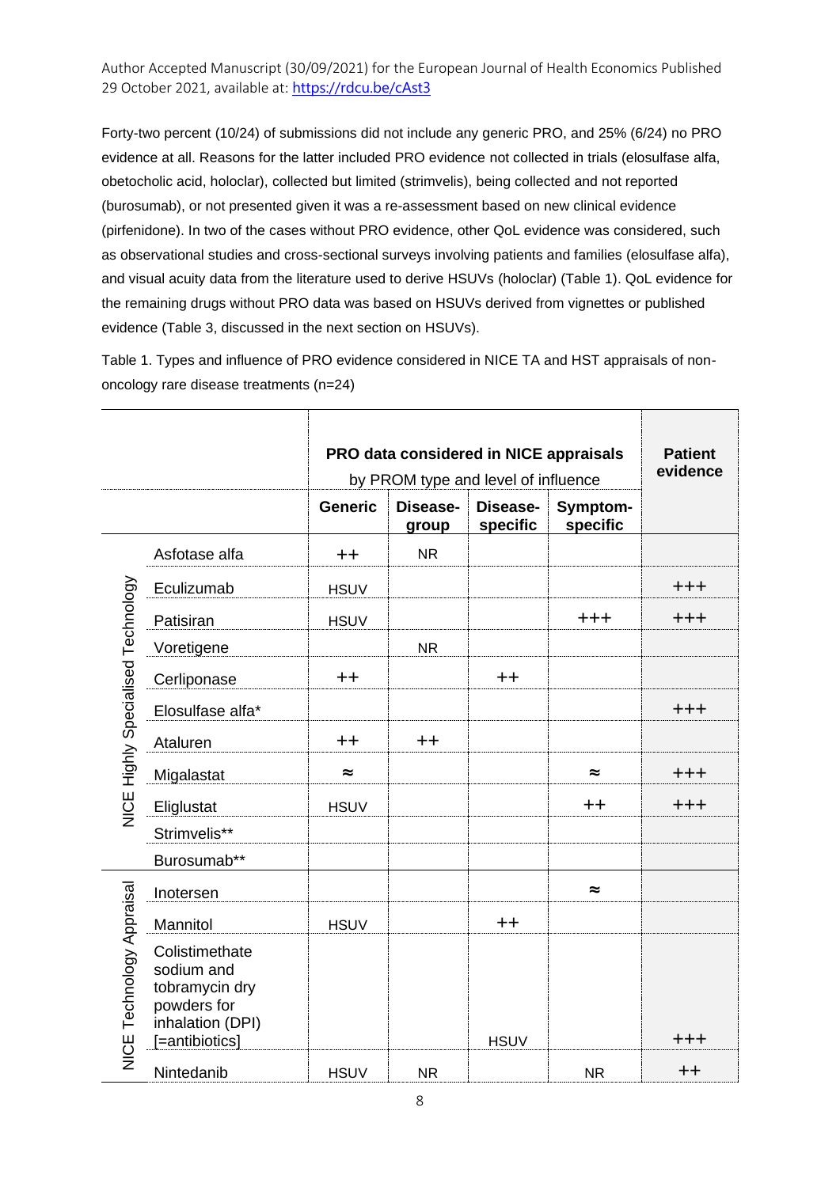Forty-two percent (10/24) of submissions did not include any generic PRO, and 25% (6/24) no PRO evidence at all. Reasons for the latter included PRO evidence not collected in trials (elosulfase alfa, obetocholic acid, holoclar), collected but limited (strimvelis), being collected and not reported (burosumab), or not presented given it was a re-assessment based on new clinical evidence (pirfenidone). In two of the cases without PRO evidence, other QoL evidence was considered, such as observational studies and cross-sectional surveys involving patients and families (elosulfase alfa), and visual acuity data from the literature used to derive HSUVs (holoclar) (Table 1). QoL evidence for the remaining drugs without PRO data was based on HSUVs derived from vignettes or published evidence (Table 3, discussed in the next section on HSUVs).

Table 1. Types and influence of PRO evidence considered in NICE TA and HST appraisals of non-oncology rare disease treatments (n=24)

| | | **PRO data considered in NICE appraisals** by PROM type and level of influence | | | | **Patient evidence** |
|---|---|---|---|---|---|---|
| | | **Generic** | **Disease-group** | **Disease-specific** | **Symptom-specific** | |
| NICE Highly Specialised Technology | Asfotase alfa | ++ | NR | | | |
| | Eculizumab | HSUV | | | | +++ |
| | Patisiran | HSUV | | | +++ | +++ |
| | Voretigene | | NR | | | |
| | Cerliponase | ++ | | ++ | | |
| | Elosulfase alfa* | | | | | +++ |
| | Ataluren | ++ | ++ | | | |
| | Migalastat | ≈ | | | ≈ | +++ |
| | Eliglustat | HSUV | | | ++ | +++ |
| | Strimvelis** | | | | | |
| | Burosumab** | | | | | |
| NICE Technology Appraisal | Inotersen | | | | ≈ | |
| | Mannitol | HSUV | | ++ | | |
| | Colistimethate sodium and tobramycin dry powders for inhalation (DPI) [=antibiotics] | | | HSUV | | +++ |
| | Nintedanib | HSUV | NR | | NR | ++ |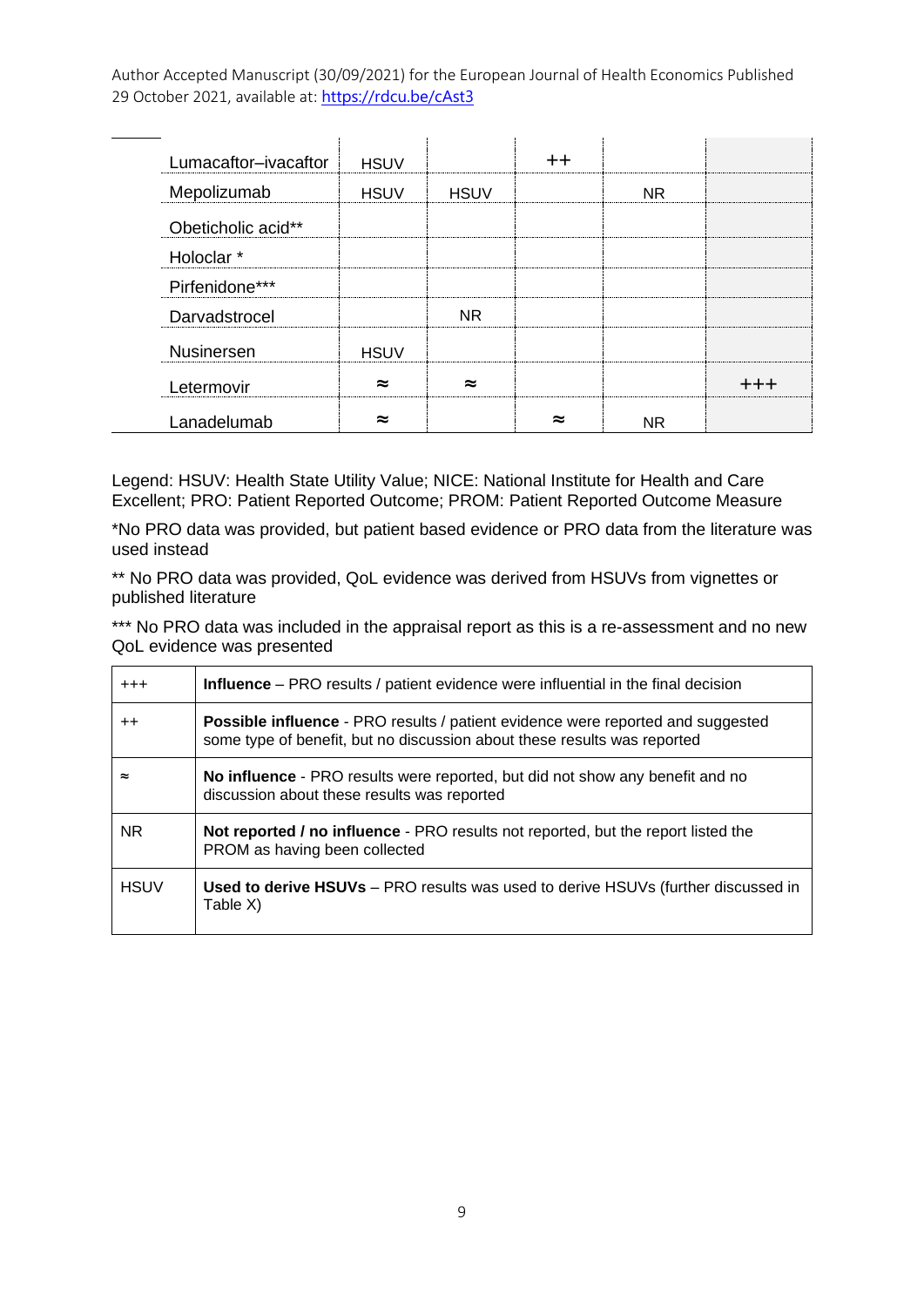| | | | | | |
|---|---|---|---|---|---|
| Lumacaftor–ivacaftor | HSUV | | ++ | | |
| Mepolizumab | HSUV | HSUV | | NR | |
| Obeticholic acid** | | | | | |
| Holoclar * | | | | | |
| Pirfenidone*** | | | | | |
| Darvadstrocel | | NR | | | |
| Nusinersen | HSUV | | | | |
| Letermovir | ≈ | ≈ | | | +++ |
| Lanadelumab | ≈ | | ≈ | NR | |

Legend: HSUV: Health State Utility Value; NICE: National Institute for Health and Care Excellent; PRO: Patient Reported Outcome; PROM: Patient Reported Outcome Measure

*No PRO data was provided, but patient based evidence or PRO data from the literature was used instead

** No PRO data was provided, QoL evidence was derived from HSUVs from vignettes or published literature

*** No PRO data was included in the appraisal report as this is a re-assessment and no new QoL evidence was presented

| | |
|---|---|
| +++ | **Influence** – PRO results / patient evidence were influential in the final decision |
| ++ | **Possible influence** - PRO results / patient evidence were reported and suggested some type of benefit, but no discussion about these results was reported |
| ≈ | **No influence** - PRO results were reported, but did not show any benefit and no discussion about these results was reported |
| NR | **Not reported / no influence** - PRO results not reported, but the report listed the PROM as having been collected |
| HSUV | **Used to derive HSUVs** – PRO results was used to derive HSUVs (further discussed in Table X) |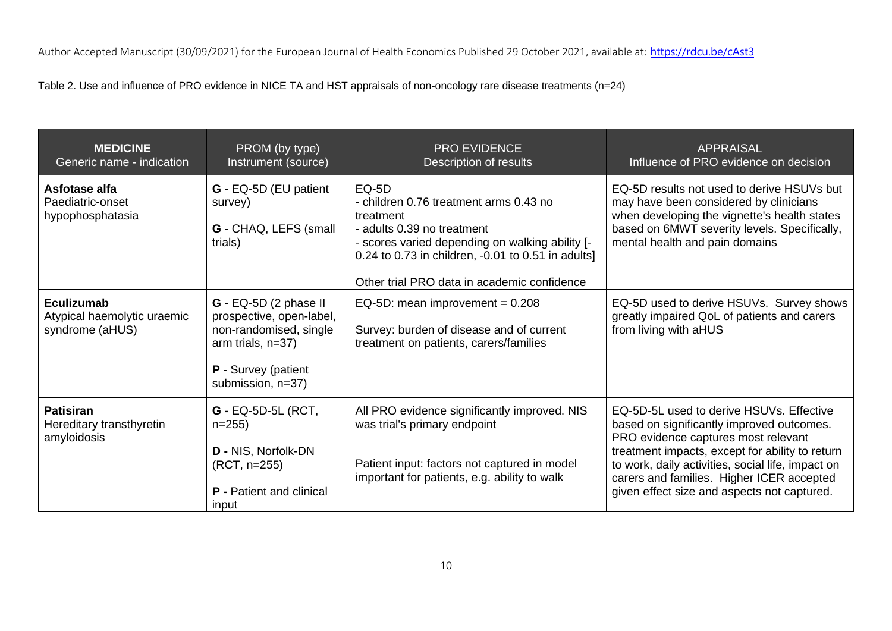Author Accepted Manuscript (30/09/2021) for the European Journal of Health Economics Published 29 October 2021, available at: https://rdcu.be/cAst3

Table 2. Use and influence of PRO evidence in NICE TA and HST appraisals of non-oncology rare disease treatments (n=24)

| **MEDICINE** Generic name - indication | PROM (by type) Instrument (source) | PRO EVIDENCE Description of results | APPRAISAL Influence of PRO evidence on decision |
|---|---|---|---|
| **Asfotase alfa** Paediatric-onset hypophosphatasia | **G** - EQ-5D (EU patient survey)<br><br>**G** - CHAQ, LEFS (small trials) | EQ-5D<br>- children 0.76 treatment arms 0.43 no treatment<br>- adults 0.39 no treatment<br>- scores varied depending on walking ability [-0.24 to 0.73 in children, -0.01 to 0.51 in adults]<br><br>Other trial PRO data in academic confidence | EQ-5D results not used to derive HSUVs but may have been considered by clinicians when developing the vignette's health states based on 6MWT severity levels. Specifically, mental health and pain domains |
| **Eculizumab** Atypical haemolytic uraemic syndrome (aHUS) | **G** - EQ-5D (2 phase II prospective, open-label, non-randomised, single arm trials, n=37)<br><br>**P** - Survey (patient submission, n=37) | EQ-5D: mean improvement = 0.208<br><br>Survey: burden of disease and of current treatment on patients, carers/families | EQ-5D used to derive HSUVs. Survey shows greatly impaired QoL of patients and carers from living with aHUS |
| **Patisiran** Hereditary transthyretin amyloidosis | **G -** EQ-5D-5L (RCT, n=255)<br><br>**D -** NIS, Norfolk-DN (RCT, n=255)<br><br>**P -** Patient and clinical input | All PRO evidence significantly improved. NIS was trial's primary endpoint<br><br>Patient input: factors not captured in model important for patients, e.g. ability to walk | EQ-5D-5L used to derive HSUVs. Effective based on significantly improved outcomes. PRO evidence captures most relevant treatment impacts, except for ability to return to work, daily activities, social life, impact on carers and families. Higher ICER accepted given effect size and aspects not captured. |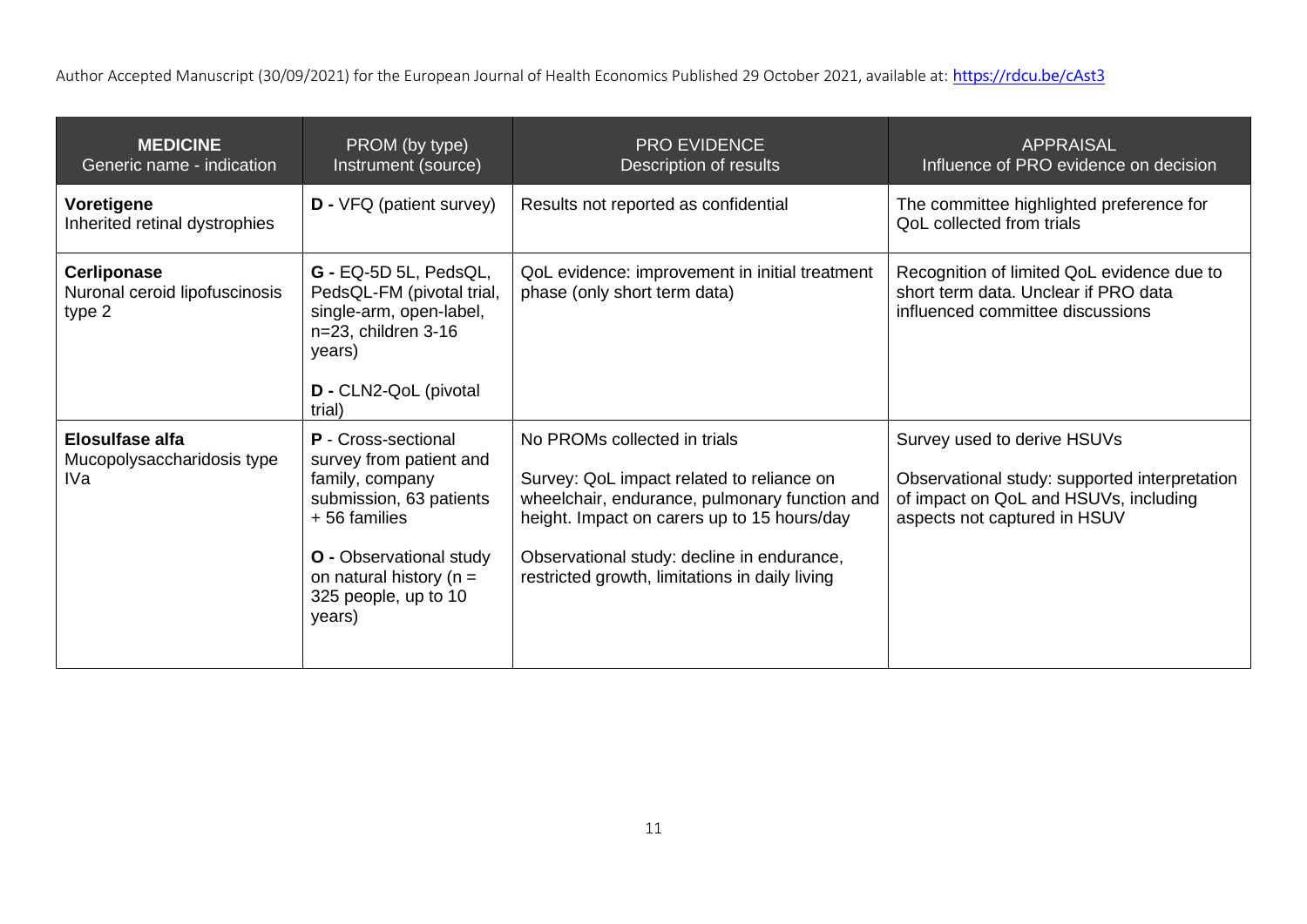| **MEDICINE** Generic name - indication | PROM (by type) Instrument (source) | PRO EVIDENCE Description of results | APPRAISAL Influence of PRO evidence on decision |
|---|---|---|---|
| **Voretigene** Inherited retinal dystrophies | **D -** VFQ (patient survey) | Results not reported as confidential | The committee highlighted preference for QoL collected from trials |
| **Cerliponase** Nuronal ceroid lipofuscinosis type 2 | **G -** EQ-5D 5L, PedsQL, PedsQL-FM (pivotal trial, single-arm, open-label, n=23, children 3-16 years)<br><br>**D -** CLN2-QoL (pivotal trial) | QoL evidence: improvement in initial treatment phase (only short term data) | Recognition of limited QoL evidence due to short term data. Unclear if PRO data influenced committee discussions |
| **Elosulfase alfa** Mucopolysaccharidosis type IVa | **P** - Cross-sectional survey from patient and family, company submission, 63 patients + 56 families<br><br>**O -** Observational study on natural history (n = 325 people, up to 10 years) | No PROMs collected in trials<br><br>Survey: QoL impact related to reliance on wheelchair, endurance, pulmonary function and height. Impact on carers up to 15 hours/day<br><br>Observational study: decline in endurance, restricted growth, limitations in daily living | Survey used to derive HSUVs<br><br>Observational study: supported interpretation of impact on QoL and HSUVs, including aspects not captured in HSUV |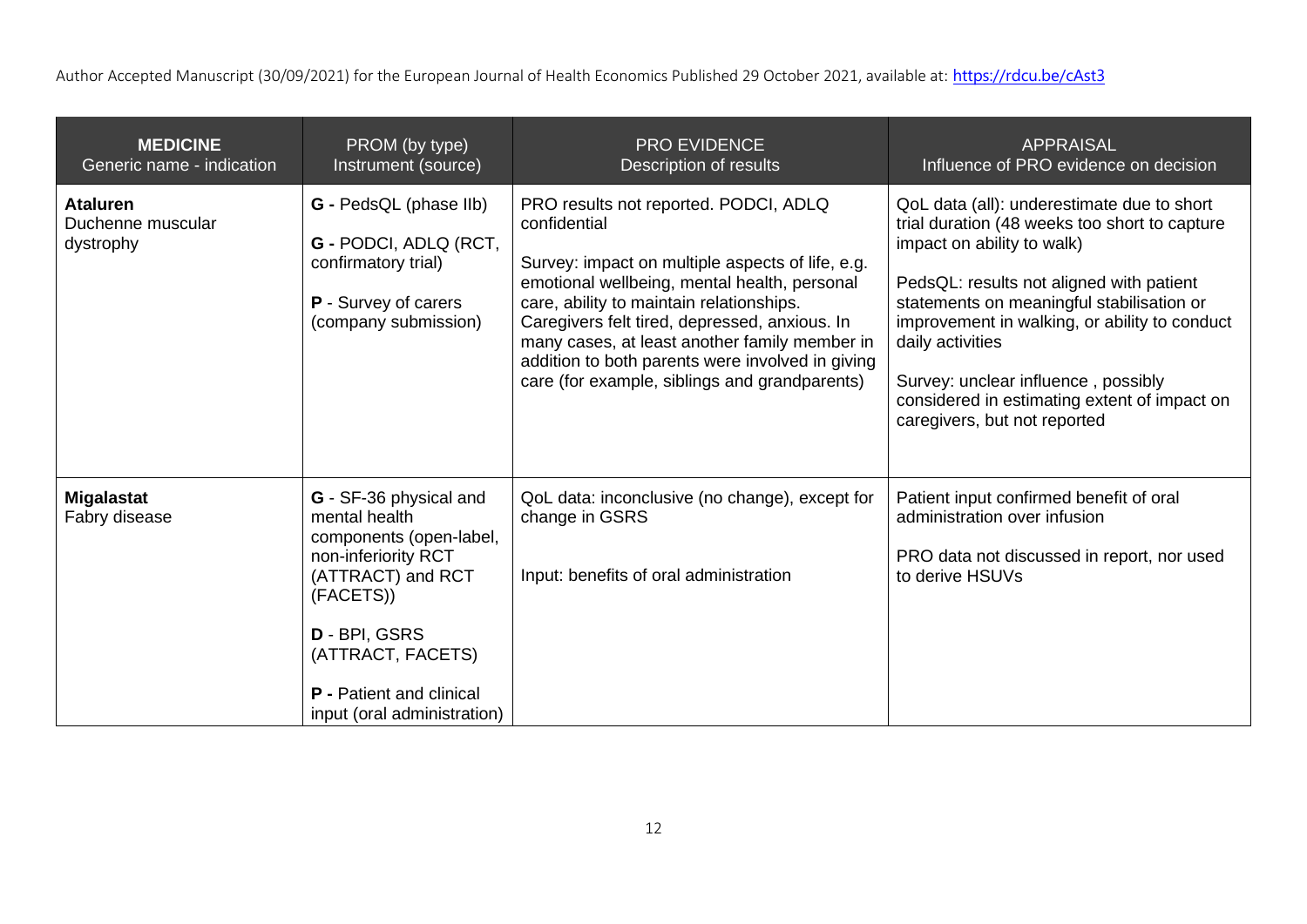| **MEDICINE** Generic name - indication | PROM (by type) Instrument (source) | PRO EVIDENCE Description of results | APPRAISAL Influence of PRO evidence on decision |
|---|---|---|---|
| **Ataluren** Duchenne muscular dystrophy | **G -** PedsQL (phase IIb)<br><br>**G -** PODCI, ADLQ (RCT, confirmatory trial)<br><br>**P** - Survey of carers (company submission) | PRO results not reported. PODCI, ADLQ confidential<br><br>Survey: impact on multiple aspects of life, e.g. emotional wellbeing, mental health, personal care, ability to maintain relationships. Caregivers felt tired, depressed, anxious. In many cases, at least another family member in addition to both parents were involved in giving care (for example, siblings and grandparents) | QoL data (all): underestimate due to short trial duration (48 weeks too short to capture impact on ability to walk)<br><br>PedsQL: results not aligned with patient statements on meaningful stabilisation or improvement in walking, or ability to conduct daily activities<br><br>Survey: unclear influence , possibly considered in estimating extent of impact on caregivers, but not reported |
| **Migalastat** Fabry disease | **G** - SF-36 physical and mental health components (open-label, non-inferiority RCT (ATTRACT) and RCT (FACETS))<br><br>**D** - BPI, GSRS (ATTRACT, FACETS)<br><br>**P -** Patient and clinical input (oral administration) | QoL data: inconclusive (no change), except for change in GSRS<br><br>Input: benefits of oral administration | Patient input confirmed benefit of oral administration over infusion<br><br>PRO data not discussed in report, nor used to derive HSUVs |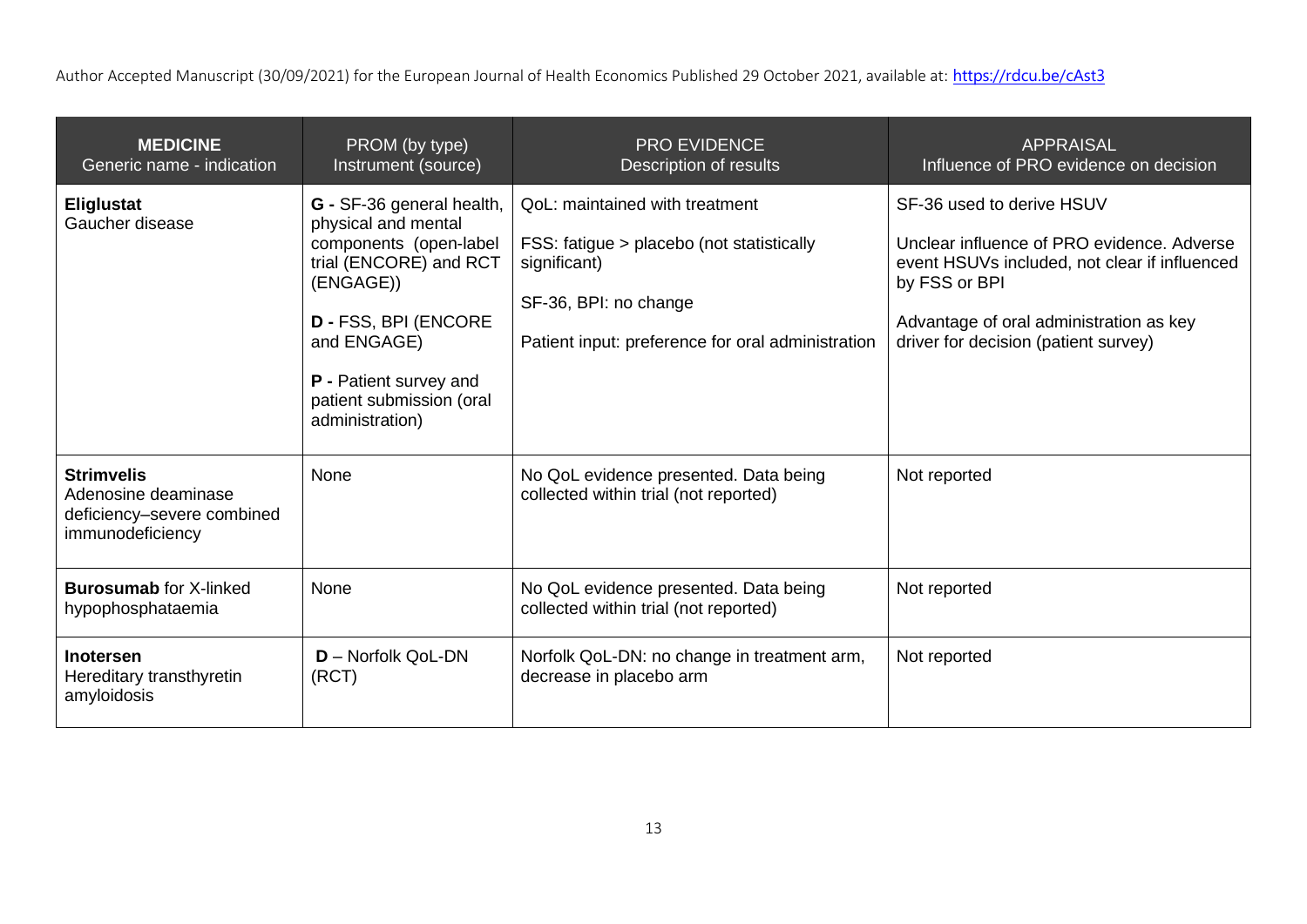| **MEDICINE** Generic name - indication | PROM (by type) Instrument (source) | PRO EVIDENCE Description of results | APPRAISAL Influence of PRO evidence on decision |
|---|---|---|---|
| **Eliglustat** Gaucher disease | **G -** SF-36 general health, physical and mental components (open-label trial (ENCORE) and RCT (ENGAGE)) <br><br> **D -** FSS, BPI (ENCORE and ENGAGE) <br><br> **P -** Patient survey and patient submission (oral administration) | QoL: maintained with treatment <br><br> FSS: fatigue > placebo (not statistically significant) <br><br> SF-36, BPI: no change <br><br> Patient input: preference for oral administration | SF-36 used to derive HSUV <br><br> Unclear influence of PRO evidence. Adverse event HSUVs included, not clear if influenced by FSS or BPI <br><br> Advantage of oral administration as key driver for decision (patient survey) |
| **Strimvelis** Adenosine deaminase deficiency–severe combined immunodeficiency | None | No QoL evidence presented. Data being collected within trial (not reported) | Not reported |
| **Burosumab** for X-linked hypophosphataemia | None | No QoL evidence presented. Data being collected within trial (not reported) | Not reported |
| **Inotersen** Hereditary transthyretin amyloidosis | **D** – Norfolk QoL-DN (RCT) | Norfolk QoL-DN: no change in treatment arm, decrease in placebo arm | Not reported |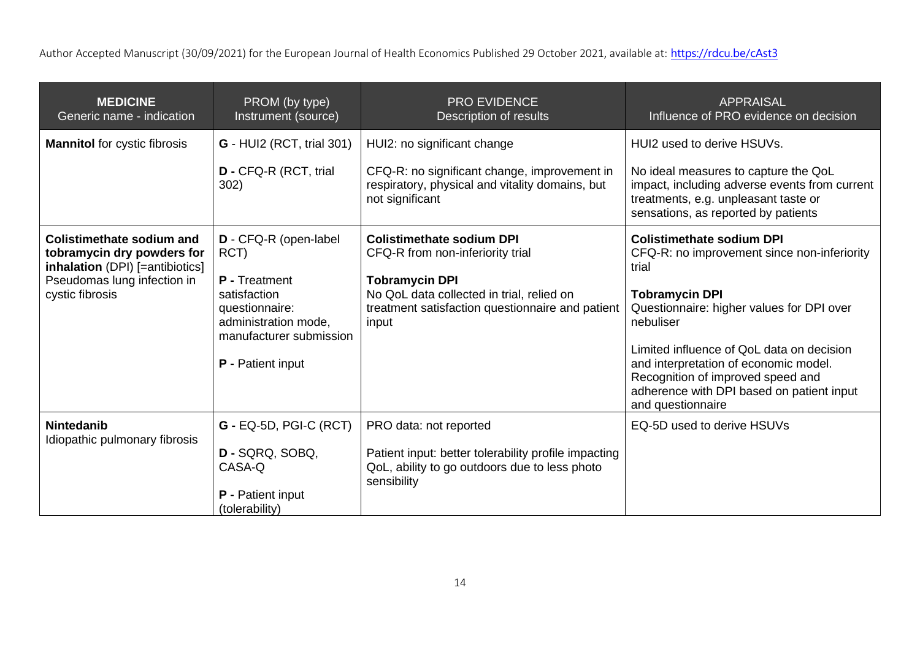| **MEDICINE** Generic name - indication | PROM (by type) Instrument (source) | PRO EVIDENCE Description of results | APPRAISAL Influence of PRO evidence on decision |
|---|---|---|---|
| **Mannitol** for cystic fibrosis | **G** - HUI2 (RCT, trial 301)<br><br>**D -** CFQ-R (RCT, trial 302) | HUI2: no significant change<br><br>CFQ-R: no significant change, improvement in respiratory, physical and vitality domains, but not significant | HUI2 used to derive HSUVs.<br><br>No ideal measures to capture the QoL impact, including adverse events from current treatments, e.g. unpleasant taste or sensations, as reported by patients |
| **Colistimethate sodium and tobramycin dry powders for inhalation** (DPI) [=antibiotics] Pseudomas lung infection in cystic fibrosis | **D** - CFQ-R (open-label RCT)<br><br>**P -** Treatment satisfaction questionnaire: administration mode, manufacturer submission<br><br>**P -** Patient input | **Colistimethate sodium DPI** CFQ-R from non-inferiority trial<br><br>**Tobramycin DPI** No QoL data collected in trial, relied on treatment satisfaction questionnaire and patient input | **Colistimethate sodium DPI** CFQ-R: no improvement since non-inferiority trial<br><br>**Tobramycin DPI** Questionnaire: higher values for DPI over nebuliser<br><br>Limited influence of QoL data on decision and interpretation of economic model. Recognition of improved speed and adherence with DPI based on patient input and questionnaire |
| **Nintedanib** Idiopathic pulmonary fibrosis | **G -** EQ-5D, PGI-C (RCT)<br><br>**D -** SQRQ, SOBQ, CASA-Q<br><br>**P -** Patient input (tolerability) | PRO data: not reported<br><br>Patient input: better tolerability profile impacting QoL, ability to go outdoors due to less photo sensibility | EQ-5D used to derive HSUVs |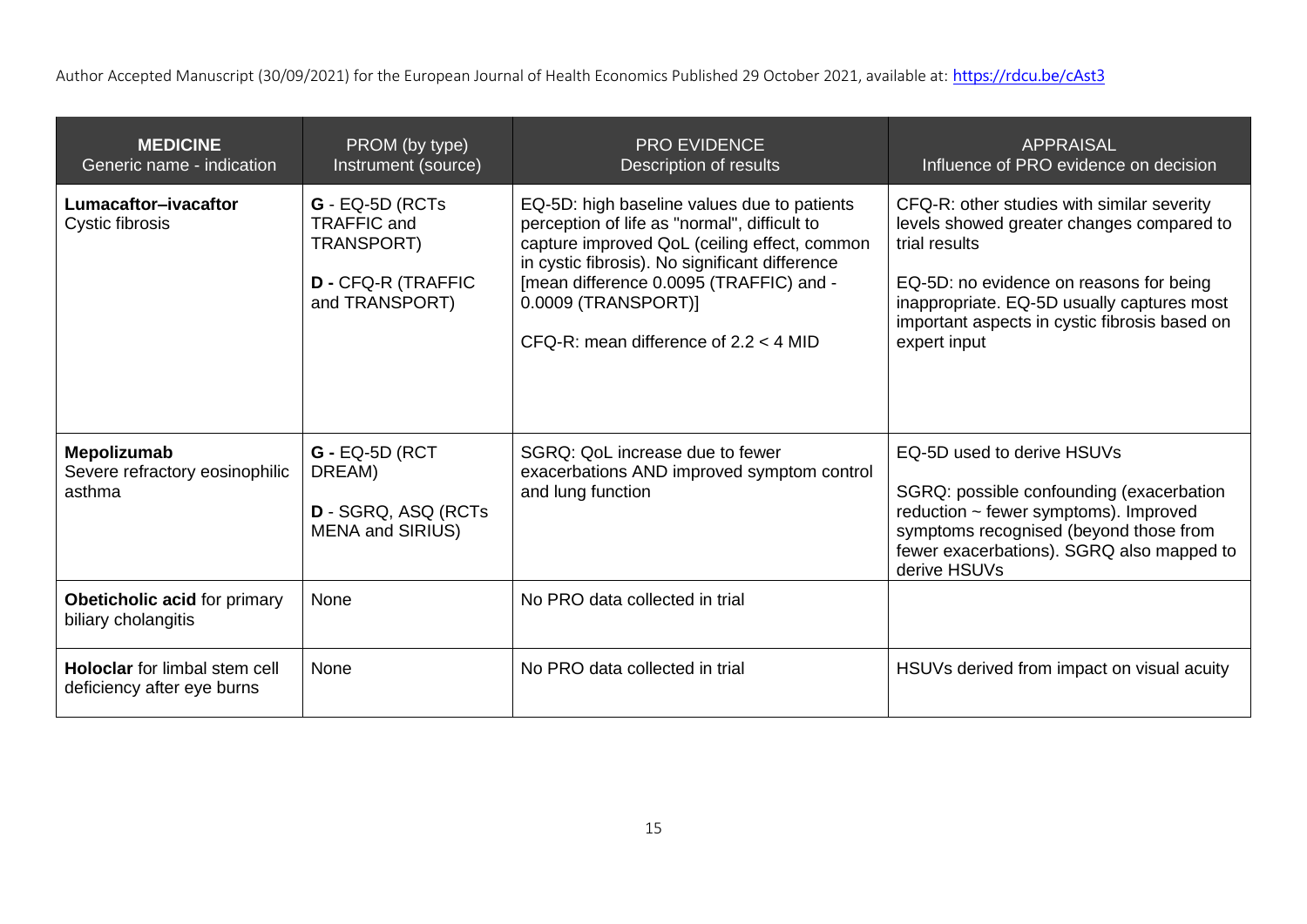| **MEDICINE** Generic name - indication | PROM (by type) Instrument (source) | PRO EVIDENCE Description of results | APPRAISAL Influence of PRO evidence on decision |
|---|---|---|---|
| **Lumacaftor–ivacaftor** Cystic fibrosis | **G** - EQ-5D (RCTs TRAFFIC and TRANSPORT)<br><br>**D -** CFQ-R (TRAFFIC and TRANSPORT) | EQ-5D: high baseline values due to patients perception of life as "normal", difficult to capture improved QoL (ceiling effect, common in cystic fibrosis). No significant difference [mean difference 0.0095 (TRAFFIC) and -0.0009 (TRANSPORT)]<br><br>CFQ-R: mean difference of 2.2 < 4 MID | CFQ-R: other studies with similar severity levels showed greater changes compared to trial results<br><br>EQ-5D: no evidence on reasons for being inappropriate. EQ-5D usually captures most important aspects in cystic fibrosis based on expert input |
| **Mepolizumab** Severe refractory eosinophilic asthma | **G -** EQ-5D (RCT DREAM)<br><br>**D** - SGRQ, ASQ (RCTs MENA and SIRIUS) | SGRQ: QoL increase due to fewer exacerbations AND improved symptom control and lung function | EQ-5D used to derive HSUVs<br><br>SGRQ: possible confounding (exacerbation reduction ~ fewer symptoms). Improved symptoms recognised (beyond those from fewer exacerbations). SGRQ also mapped to derive HSUVs |
| **Obeticholic acid** for primary biliary cholangitis | None | No PRO data collected in trial | |
| **Holoclar** for limbal stem cell deficiency after eye burns | None | No PRO data collected in trial | HSUVs derived from impact on visual acuity |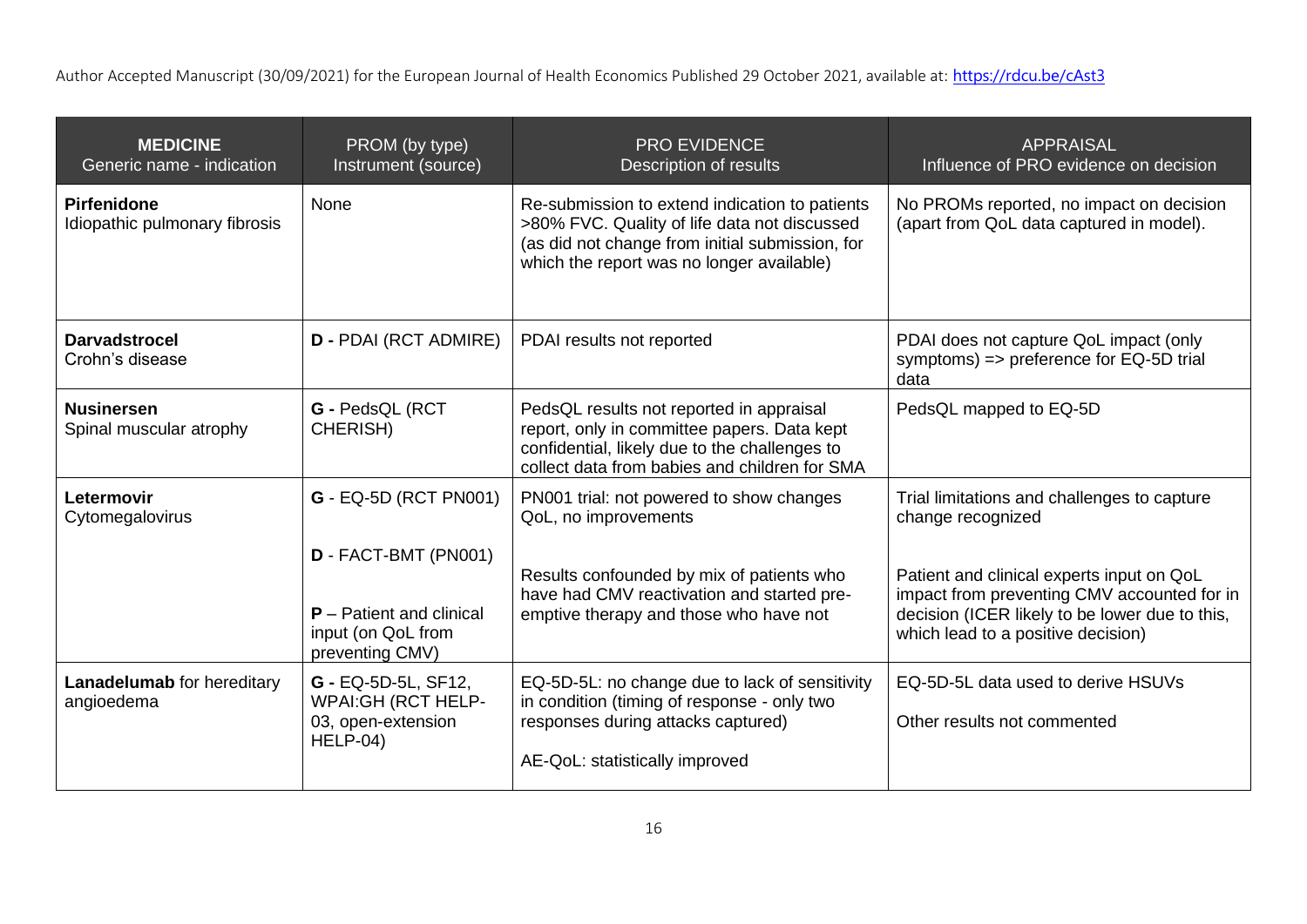| **MEDICINE** Generic name - indication | PROM (by type) Instrument (source) | PRO EVIDENCE Description of results | APPRAISAL Influence of PRO evidence on decision |
|---|---|---|---|
| **Pirfenidone** Idiopathic pulmonary fibrosis | None | Re-submission to extend indication to patients >80% FVC. Quality of life data not discussed (as did not change from initial submission, for which the report was no longer available) | No PROMs reported, no impact on decision (apart from QoL data captured in model). |
| **Darvadstrocel** Crohn's disease | **D -** PDAI (RCT ADMIRE) | PDAI results not reported | PDAI does not capture QoL impact (only symptoms) => preference for EQ-5D trial data |
| **Nusinersen** Spinal muscular atrophy | **G -** PedsQL (RCT CHERISH) | PedsQL results not reported in appraisal report, only in committee papers. Data kept confidential, likely due to the challenges to collect data from babies and children for SMA | PedsQL mapped to EQ-5D |
| **Letermovir** Cytomegalovirus | **G** - EQ-5D (RCT PN001)<br><br>**D** - FACT-BMT (PN001)<br><br>**P** – Patient and clinical input (on QoL from preventing CMV) | PN001 trial: not powered to show changes QoL, no improvements<br><br>Results confounded by mix of patients who have had CMV reactivation and started pre-emptive therapy and those who have not | Trial limitations and challenges to capture change recognized<br><br>Patient and clinical experts input on QoL impact from preventing CMV accounted for in decision (ICER likely to be lower due to this, which lead to a positive decision) |
| **Lanadelumab** for hereditary angioedema | **G -** EQ-5D-5L, SF12, WPAI:GH (RCT HELP-03, open-extension HELP-04) | EQ-5D-5L: no change due to lack of sensitivity in condition (timing of response - only two responses during attacks captured)<br><br>AE-QoL: statistically improved | EQ-5D-5L data used to derive HSUVs<br><br>Other results not commented |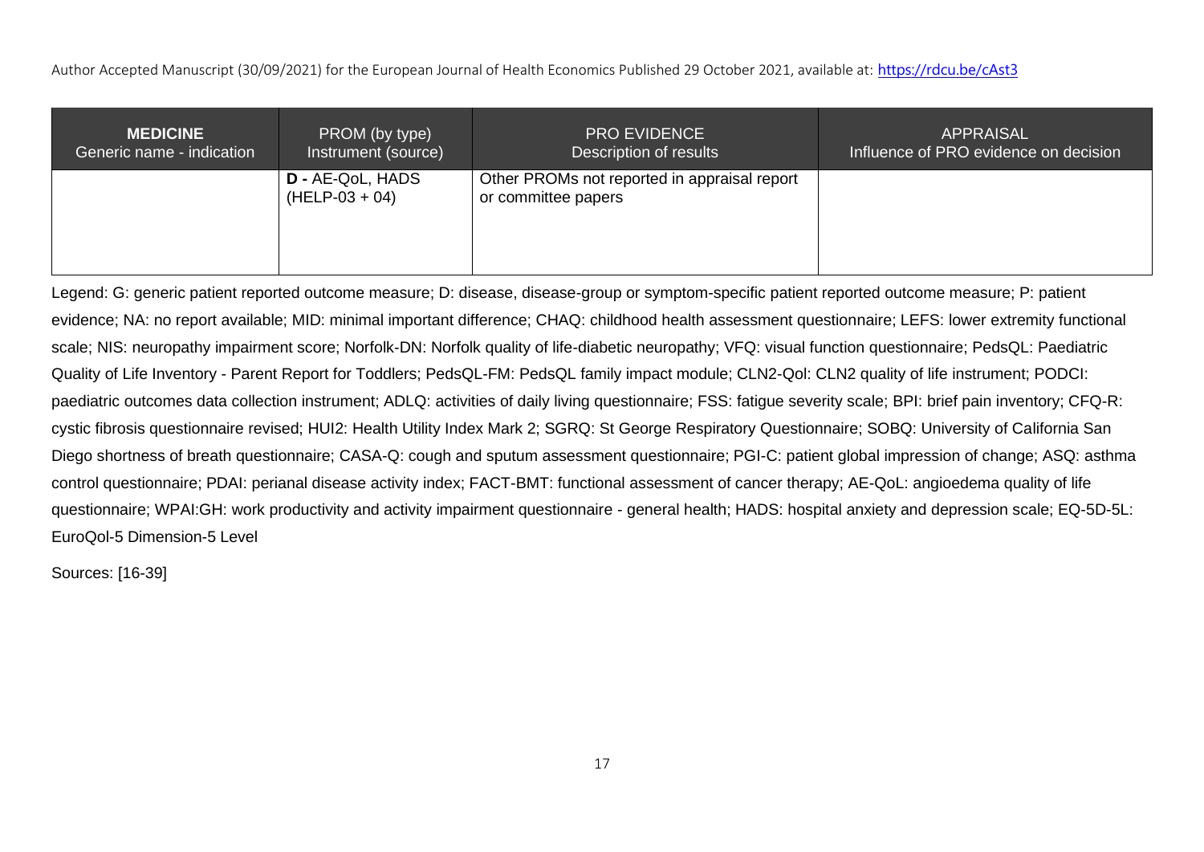| **MEDICINE**<br>Generic name - indication | PROM (by type)<br>Instrument (source) | PRO EVIDENCE<br>Description of results | APPRAISAL<br>Influence of PRO evidence on decision |
|---|---|---|---|
| | **D -** AE-QoL, HADS (HELP-03 + 04) | Other PROMs not reported in appraisal report or committee papers | |

Legend: G: generic patient reported outcome measure; D: disease, disease-group or symptom-specific patient reported outcome measure; P: patient evidence; NA: no report available; MID: minimal important difference; CHAQ: childhood health assessment questionnaire; LEFS: lower extremity functional scale; NIS: neuropathy impairment score; Norfolk-DN: Norfolk quality of life-diabetic neuropathy; VFQ: visual function questionnaire; PedsQL: Paediatric Quality of Life Inventory - Parent Report for Toddlers; PedsQL-FM: PedsQL family impact module; CLN2-Qol: CLN2 quality of life instrument; PODCI: paediatric outcomes data collection instrument; ADLQ: activities of daily living questionnaire; FSS: fatigue severity scale; BPI: brief pain inventory; CFQ-R: cystic fibrosis questionnaire revised; HUI2: Health Utility Index Mark 2; SGRQ: St George Respiratory Questionnaire; SOBQ: University of California San Diego shortness of breath questionnaire; CASA-Q: cough and sputum assessment questionnaire; PGI-C: patient global impression of change; ASQ: asthma control questionnaire; PDAI: perianal disease activity index; FACT-BMT: functional assessment of cancer therapy; AE-QoL: angioedema quality of life questionnaire; WPAI:GH: work productivity and activity impairment questionnaire - general health; HADS: hospital anxiety and depression scale; EQ-5D-5L: EuroQol-5 Dimension-5 Level

Sources: [16-39]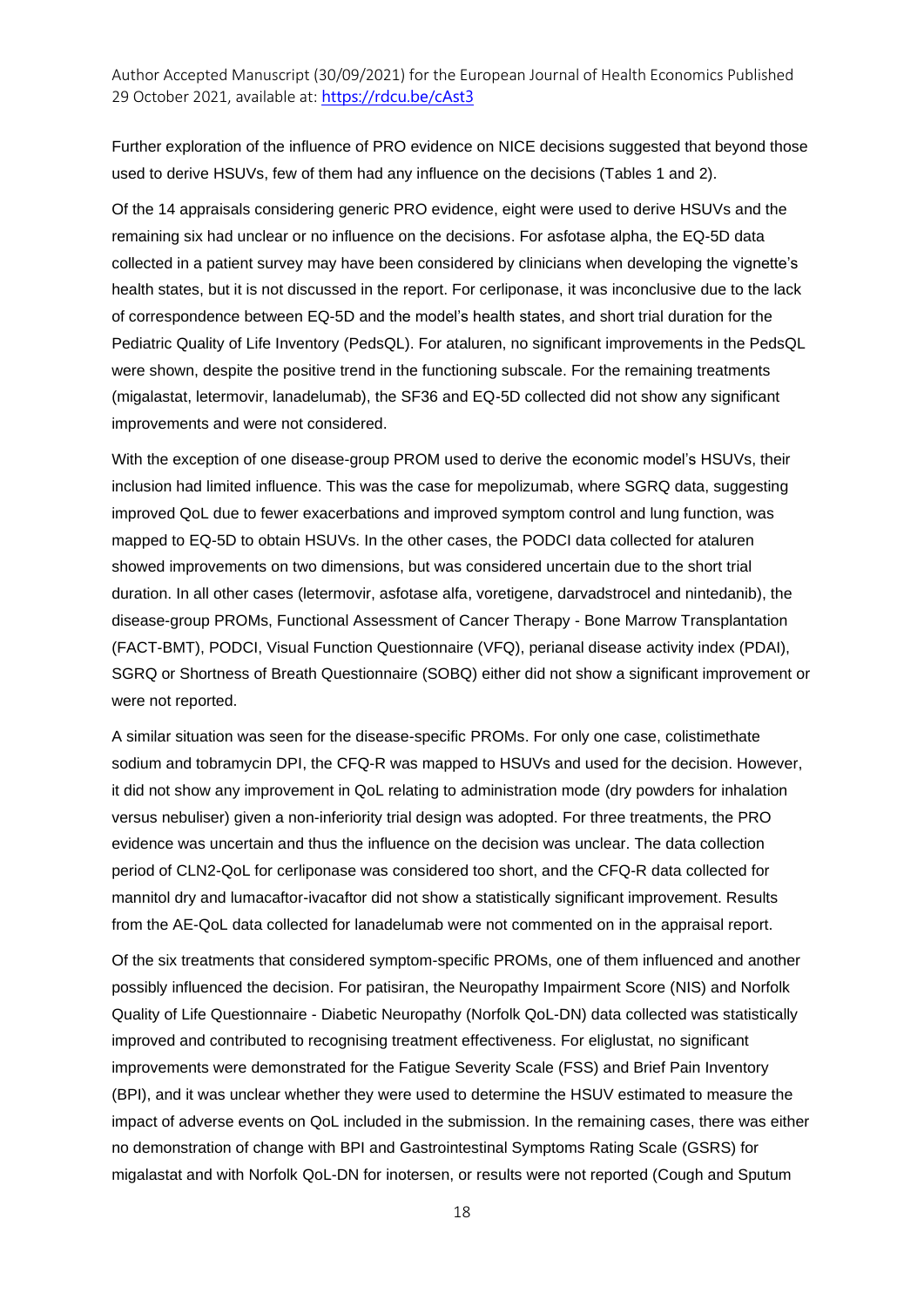Further exploration of the influence of PRO evidence on NICE decisions suggested that beyond those used to derive HSUVs, few of them had any influence on the decisions (Tables 1 and 2).

Of the 14 appraisals considering generic PRO evidence, eight were used to derive HSUVs and the remaining six had unclear or no influence on the decisions. For asfotase alpha, the EQ-5D data collected in a patient survey may have been considered by clinicians when developing the vignette's health states, but it is not discussed in the report. For cerliponase, it was inconclusive due to the lack of correspondence between EQ-5D and the model's health states, and short trial duration for the Pediatric Quality of Life Inventory (PedsQL). For ataluren, no significant improvements in the PedsQL were shown, despite the positive trend in the functioning subscale. For the remaining treatments (migalastat, letermovir, lanadelumab), the SF36 and EQ-5D collected did not show any significant improvements and were not considered.

With the exception of one disease-group PROM used to derive the economic model's HSUVs, their inclusion had limited influence. This was the case for mepolizumab, where SGRQ data, suggesting improved QoL due to fewer exacerbations and improved symptom control and lung function, was mapped to EQ-5D to obtain HSUVs. In the other cases, the PODCI data collected for ataluren showed improvements on two dimensions, but was considered uncertain due to the short trial duration. In all other cases (letermovir, asfotase alfa, voretigene, darvadstrocel and nintedanib), the disease-group PROMs, Functional Assessment of Cancer Therapy - Bone Marrow Transplantation (FACT-BMT), PODCI, Visual Function Questionnaire (VFQ), perianal disease activity index (PDAI), SGRQ or Shortness of Breath Questionnaire (SOBQ) either did not show a significant improvement or were not reported.

A similar situation was seen for the disease-specific PROMs. For only one case, colistimethate sodium and tobramycin DPI, the CFQ-R was mapped to HSUVs and used for the decision. However, it did not show any improvement in QoL relating to administration mode (dry powders for inhalation versus nebuliser) given a non-inferiority trial design was adopted. For three treatments, the PRO evidence was uncertain and thus the influence on the decision was unclear. The data collection period of CLN2-QoL for cerliponase was considered too short, and the CFQ-R data collected for mannitol dry and lumacaftor-ivacaftor did not show a statistically significant improvement. Results from the AE-QoL data collected for lanadelumab were not commented on in the appraisal report.

Of the six treatments that considered symptom-specific PROMs, one of them influenced and another possibly influenced the decision. For patisiran, the Neuropathy Impairment Score (NIS) and Norfolk Quality of Life Questionnaire - Diabetic Neuropathy (Norfolk QoL-DN) data collected was statistically improved and contributed to recognising treatment effectiveness. For eliglustat, no significant improvements were demonstrated for the Fatigue Severity Scale (FSS) and Brief Pain Inventory (BPI), and it was unclear whether they were used to determine the HSUV estimated to measure the impact of adverse events on QoL included in the submission. In the remaining cases, there was either no demonstration of change with BPI and Gastrointestinal Symptoms Rating Scale (GSRS) for migalastat and with Norfolk QoL-DN for inotersen, or results were not reported (Cough and Sputum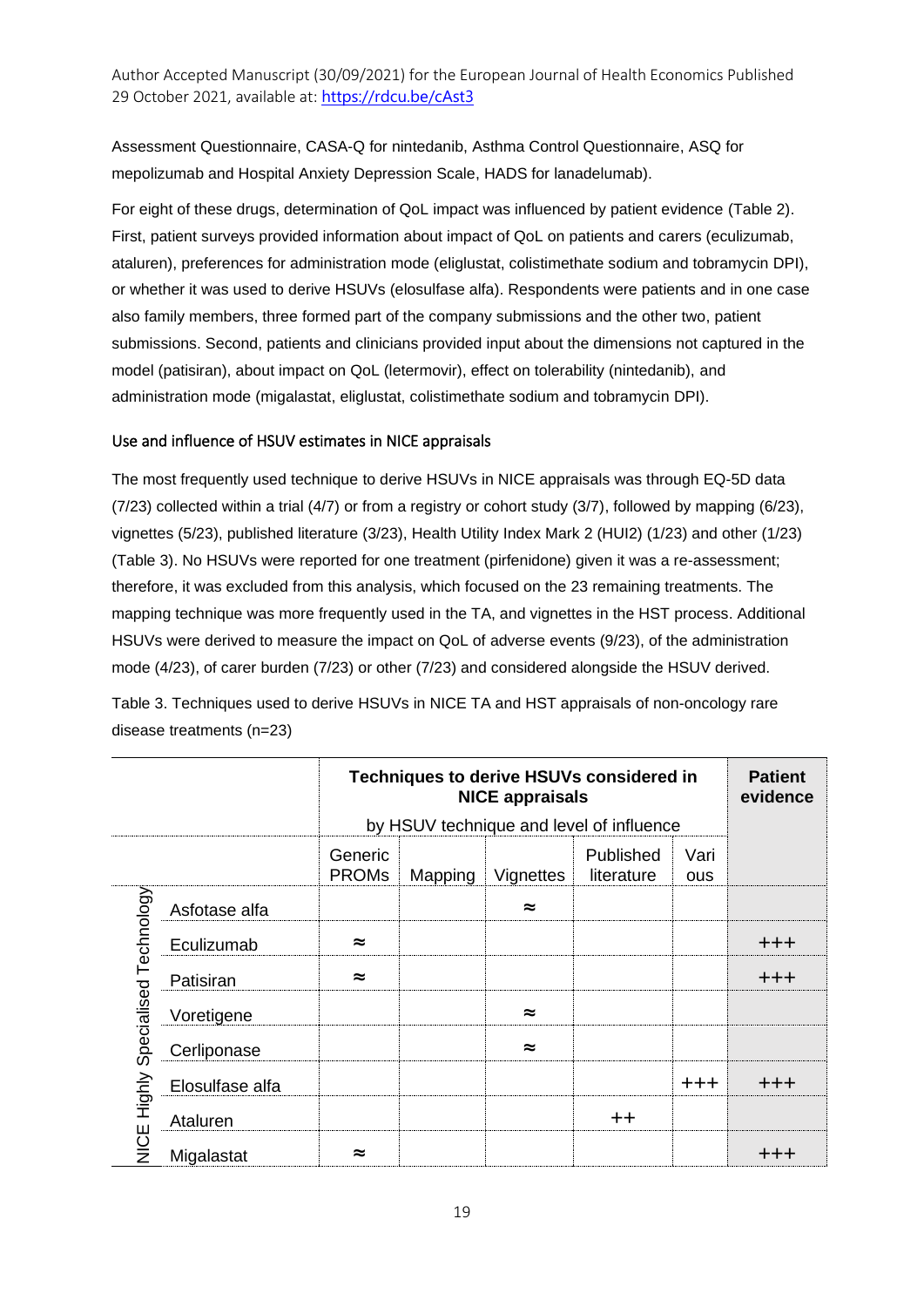Assessment Questionnaire, CASA-Q for nintedanib, Asthma Control Questionnaire, ASQ for mepolizumab and Hospital Anxiety Depression Scale, HADS for lanadelumab).

For eight of these drugs, determination of QoL impact was influenced by patient evidence (Table 2). First, patient surveys provided information about impact of QoL on patients and carers (eculizumab, ataluren), preferences for administration mode (eliglustat, colistimethate sodium and tobramycin DPI), or whether it was used to derive HSUVs (elosulfase alfa). Respondents were patients and in one case also family members, three formed part of the company submissions and the other two, patient submissions. Second, patients and clinicians provided input about the dimensions not captured in the model (patisiran), about impact on QoL (letermovir), effect on tolerability (nintedanib), and administration mode (migalastat, eliglustat, colistimethate sodium and tobramycin DPI).

### Use and influence of HSUV estimates in NICE appraisals

The most frequently used technique to derive HSUVs in NICE appraisals was through EQ-5D data (7/23) collected within a trial (4/7) or from a registry or cohort study (3/7), followed by mapping (6/23), vignettes (5/23), published literature (3/23), Health Utility Index Mark 2 (HUI2) (1/23) and other (1/23) (Table 3). No HSUVs were reported for one treatment (pirfenidone) given it was a re-assessment; therefore, it was excluded from this analysis, which focused on the 23 remaining treatments. The mapping technique was more frequently used in the TA, and vignettes in the HST process. Additional HSUVs were derived to measure the impact on QoL of adverse events (9/23), of the administration mode (4/23), of carer burden (7/23) or other (7/23) and considered alongside the HSUV derived.

Table 3. Techniques used to derive HSUVs in NICE TA and HST appraisals of non-oncology rare disease treatments (n=23)

| | | Techniques to derive HSUVs considered in NICE appraisals by HSUV technique and level of influence | | | | | Patient evidence |
|---|---|---|---|---|---|---|---|
| | | Generic PROMs | Mapping | Vignettes | Published literature | Various | |
| NICE Highly Specialised Technology | Asfotase alfa | | | ≈ | | | |
| | Eculizumab | ≈ | | | | | +++ |
| | Patisiran | ≈ | | | | | +++ |
| | Voretigene | | | ≈ | | | |
| | Cerliponase | | | ≈ | | | |
| | Elosulfase alfa | | | | | +++ | +++ |
| | Ataluren | | | | ++ | | |
| | Migalastat | ≈ | | | | | +++ |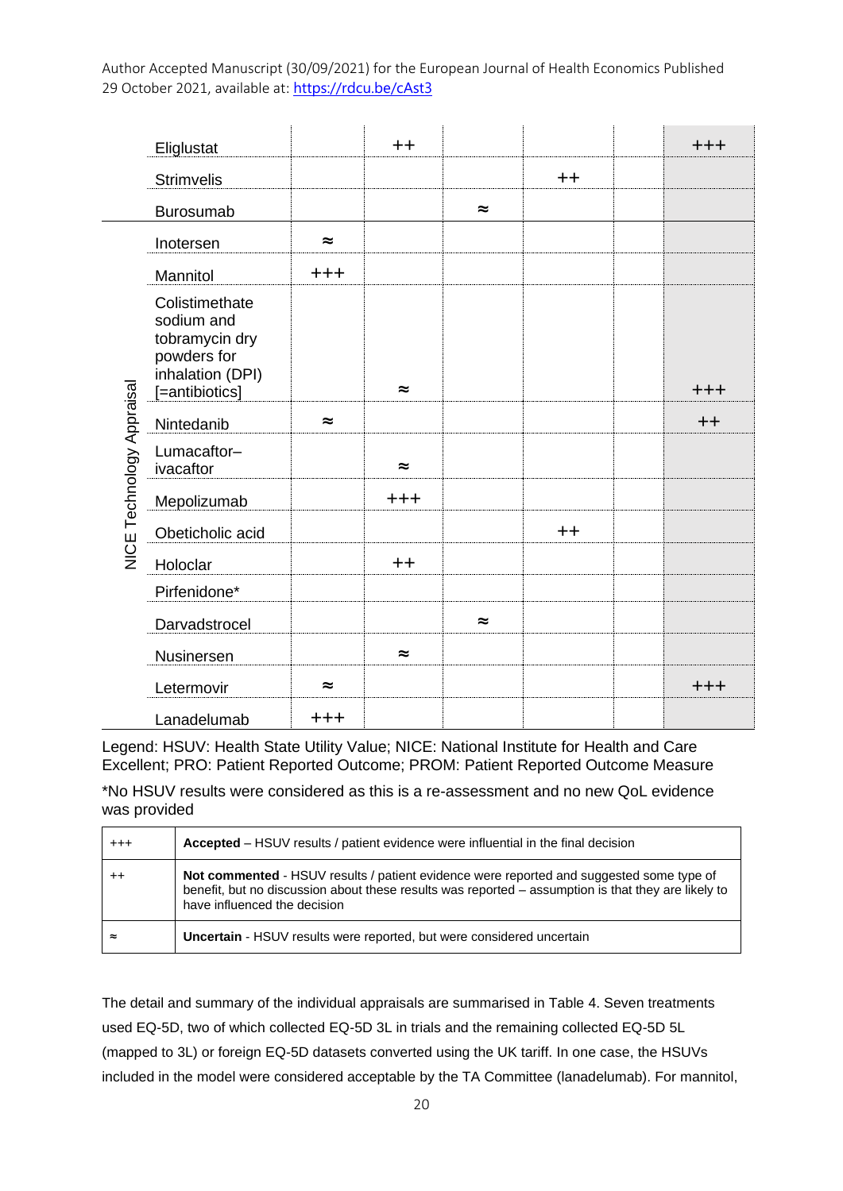| | | | | | | | |
|---|---|---|---|---|---|---|---|
| | Eliglustat | | ++ | | | | +++ |
| | Strimvelis | | | | ++ | | |
| | Burosumab | | | ≈ | | | |
| NICE Technology Appraisal | Inotersen | ≈ | | | | | |
| | Mannitol | +++ | | | | | |
| | Colistimethate sodium and tobramycin dry powders for inhalation (DPI) [=antibiotics] | | ≈ | | | | +++ |
| | Nintedanib | ≈ | | | | | ++ |
| | Lumacaftor–ivacaftor | | ≈ | | | | |
| | Mepolizumab | | +++ | | | | |
| | Obeticholic acid | | | | ++ | | |
| | Holoclar | | ++ | | | | |
| | Pirfenidone* | | | | | | |
| | Darvadstrocel | | | ≈ | | | |
| | Nusinersen | | ≈ | | | | |
| | Letermovir | ≈ | | | | | +++ |
| | Lanadelumab | +++ | | | | | |

Legend: HSUV: Health State Utility Value; NICE: National Institute for Health and Care Excellent; PRO: Patient Reported Outcome; PROM: Patient Reported Outcome Measure

*No HSUV results were considered as this is a re-assessment and no new QoL evidence was provided

| | |
|---|---|
| +++ | **Accepted** – HSUV results / patient evidence were influential in the final decision |
| ++ | **Not commented** - HSUV results / patient evidence were reported and suggested some type of benefit, but no discussion about these results was reported – assumption is that they are likely to have influenced the decision |
| ≈ | **Uncertain** - HSUV results were reported, but were considered uncertain |

The detail and summary of the individual appraisals are summarised in Table 4. Seven treatments used EQ-5D, two of which collected EQ-5D 3L in trials and the remaining collected EQ-5D 5L (mapped to 3L) or foreign EQ-5D datasets converted using the UK tariff. In one case, the HSUVs included in the model were considered acceptable by the TA Committee (lanadelumab). For mannitol,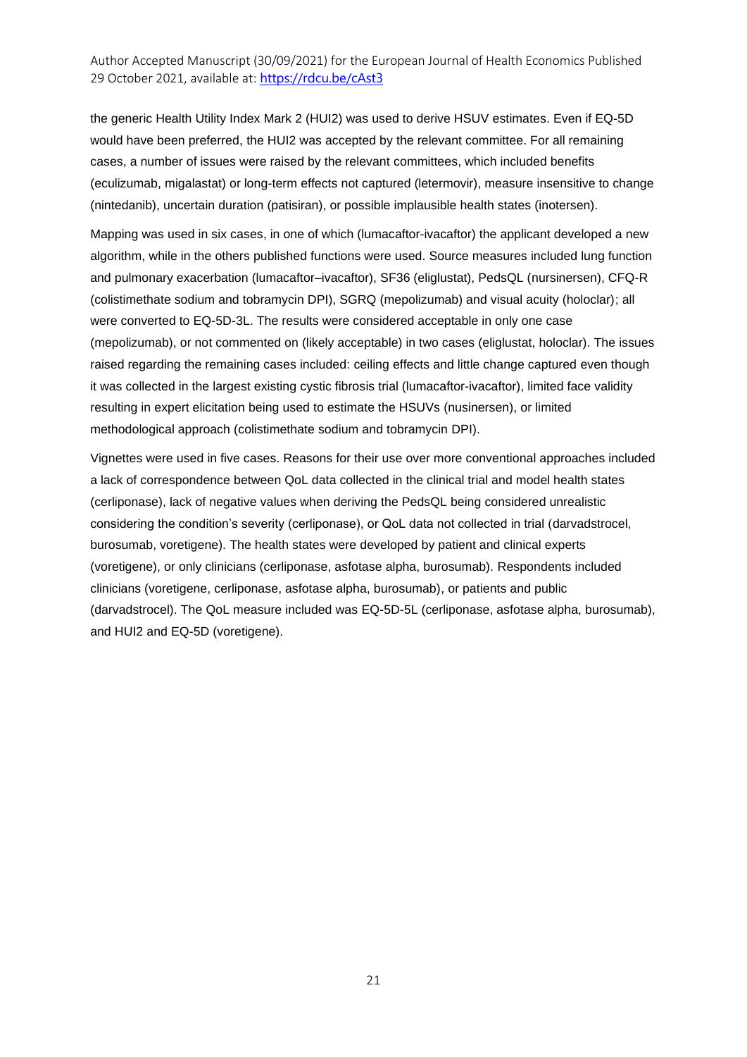the generic Health Utility Index Mark 2 (HUI2) was used to derive HSUV estimates. Even if EQ-5D would have been preferred, the HUI2 was accepted by the relevant committee. For all remaining cases, a number of issues were raised by the relevant committees, which included benefits (eculizumab, migalastat) or long-term effects not captured (letermovir), measure insensitive to change (nintedanib), uncertain duration (patisiran), or possible implausible health states (inotersen).

Mapping was used in six cases, in one of which (lumacaftor-ivacaftor) the applicant developed a new algorithm, while in the others published functions were used. Source measures included lung function and pulmonary exacerbation (lumacaftor–ivacaftor), SF36 (eliglustat), PedsQL (nursinersen), CFQ-R (colistimethate sodium and tobramycin DPI), SGRQ (mepolizumab) and visual acuity (holoclar); all were converted to EQ-5D-3L. The results were considered acceptable in only one case (mepolizumab), or not commented on (likely acceptable) in two cases (eliglustat, holoclar). The issues raised regarding the remaining cases included: ceiling effects and little change captured even though it was collected in the largest existing cystic fibrosis trial (lumacaftor-ivacaftor), limited face validity resulting in expert elicitation being used to estimate the HSUVs (nusinersen), or limited methodological approach (colistimethate sodium and tobramycin DPI).

Vignettes were used in five cases. Reasons for their use over more conventional approaches included a lack of correspondence between QoL data collected in the clinical trial and model health states (cerliponase), lack of negative values when deriving the PedsQL being considered unrealistic considering the condition's severity (cerliponase), or QoL data not collected in trial (darvadstrocel, burosumab, voretigene). The health states were developed by patient and clinical experts (voretigene), or only clinicians (cerliponase, asfotase alpha, burosumab). Respondents included clinicians (voretigene, cerliponase, asfotase alpha, burosumab), or patients and public (darvadstrocel). The QoL measure included was EQ-5D-5L (cerliponase, asfotase alpha, burosumab), and HUI2 and EQ-5D (voretigene).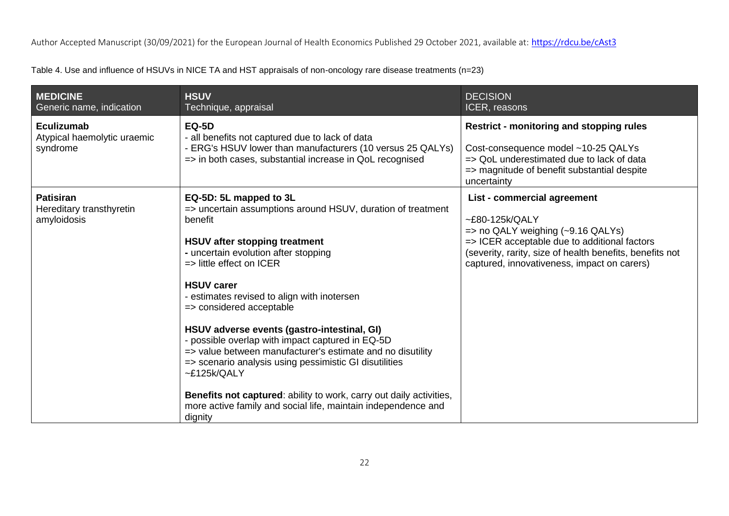Table 4. Use and influence of HSUVs in NICE TA and HST appraisals of non-oncology rare disease treatments (n=23)

| **MEDICINE**<br>Generic name, indication | **HSUV**<br>Technique, appraisal | **DECISION**<br>ICER, reasons |
| --- | --- | --- |
| **Eculizumab**<br>Atypical haemolytic uraemic syndrome | **EQ-5D**<br>- all benefits not captured due to lack of data<br>- ERG's HSUV lower than manufacturers (10 versus 25 QALYs)<br>=> in both cases, substantial increase in QoL recognised | **Restrict - monitoring and stopping rules**<br><br>Cost-consequence model ~10-25 QALYs<br>=> QoL underestimated due to lack of data<br>=> magnitude of benefit substantial despite uncertainty |
| **Patisiran**<br>Hereditary transthyretin amyloidosis | **EQ-5D: 5L mapped to 3L**<br>=> uncertain assumptions around HSUV, duration of treatment benefit<br><br>**HSUV after stopping treatment**<br>- uncertain evolution after stopping<br>=> little effect on ICER<br><br>**HSUV carer**<br>- estimates revised to align with inotersen<br>=> considered acceptable<br><br>**HSUV adverse events (gastro-intestinal, GI)**<br>- possible overlap with impact captured in EQ-5D<br>=> value between manufacturer's estimate and no disutility<br>=> scenario analysis using pessimistic GI disutilities ~£125k/QALY<br><br>**Benefits not captured**: ability to work, carry out daily activities, more active family and social life, maintain independence and dignity | **List - commercial agreement**<br><br>~£80-125k/QALY<br>=> no QALY weighing (~9.16 QALYs)<br>=> ICER acceptable due to additional factors (severity, rarity, size of health benefits, benefits not captured, innovativeness, impact on carers) |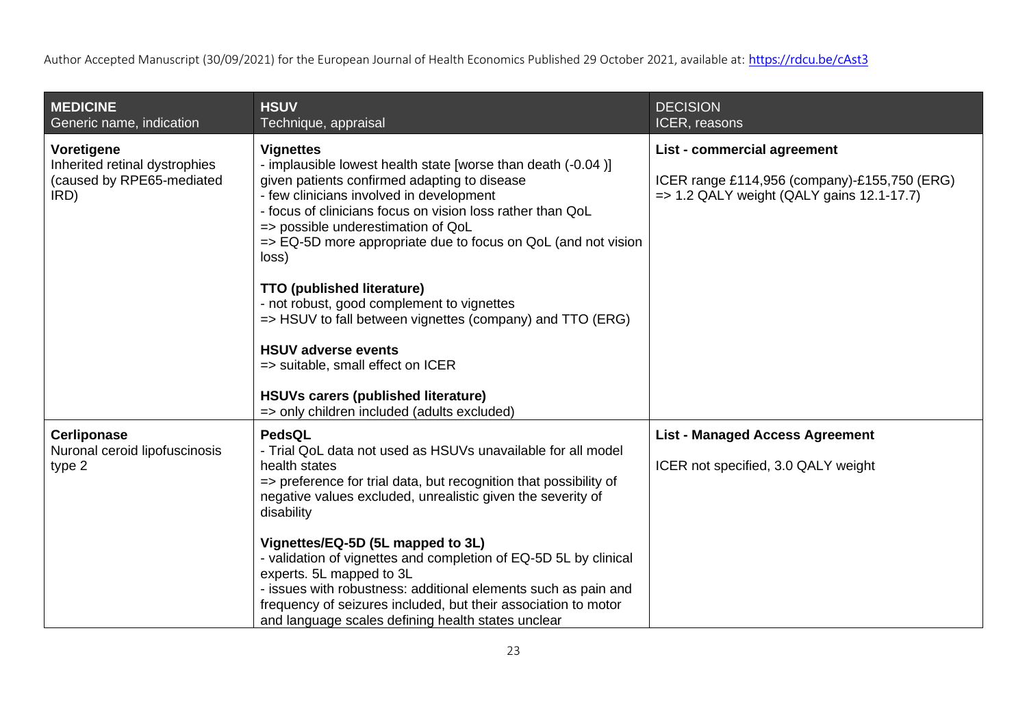| **MEDICINE** Generic name, indication | **HSUV** Technique, appraisal | **DECISION** ICER, reasons |
|---|---|---|
| **Voretigene** Inherited retinal dystrophies (caused by RPE65-mediated IRD) | **Vignettes**<br>- implausible lowest health state [worse than death (-0.04 )] given patients confirmed adapting to disease<br>- few clinicians involved in development<br>- focus of clinicians focus on vision loss rather than QoL<br>=> possible underestimation of QoL<br>=> EQ-5D more appropriate due to focus on QoL (and not vision loss)<br><br>**TTO (published literature)**<br>- not robust, good complement to vignettes<br>=> HSUV to fall between vignettes (company) and TTO (ERG)<br><br>**HSUV adverse events**<br>=> suitable, small effect on ICER<br><br>**HSUVs carers (published literature)**<br>=> only children included (adults excluded) | **List - commercial agreement**<br><br>ICER range £114,956 (company)-£155,750 (ERG)<br>=> 1.2 QALY weight (QALY gains 12.1-17.7) |
| **Cerliponase** Nuronal ceroid lipofuscinosis type 2 | **PedsQL**<br>- Trial QoL data not used as HSUVs unavailable for all model health states<br>=> preference for trial data, but recognition that possibility of negative values excluded, unrealistic given the severity of disability<br><br>**Vignettes/EQ-5D (5L mapped to 3L)**<br>- validation of vignettes and completion of EQ-5D 5L by clinical experts. 5L mapped to 3L<br>- issues with robustness: additional elements such as pain and frequency of seizures included, but their association to motor and language scales defining health states unclear | **List - Managed Access Agreement**<br><br>ICER not specified, 3.0 QALY weight |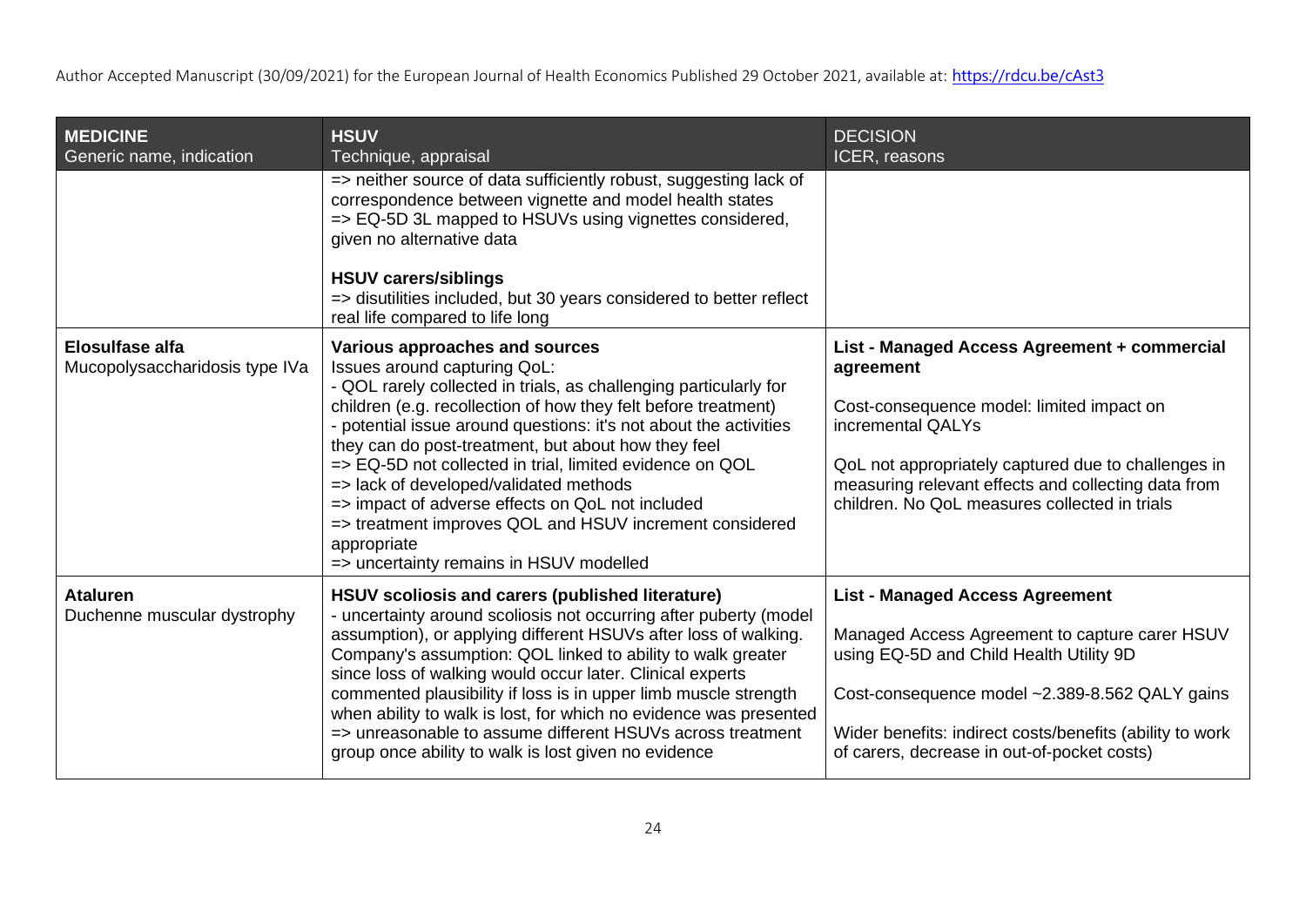| **MEDICINE**<br>Generic name, indication | **HSUV**<br>Technique, appraisal | **DECISION**<br>ICER, reasons |
|---|---|---|
| | => neither source of data sufficiently robust, suggesting lack of correspondence between vignette and model health states<br>=> EQ-5D 3L mapped to HSUVs using vignettes considered, given no alternative data<br><br>**HSUV carers/siblings**<br>=> disutilities included, but 30 years considered to better reflect real life compared to life long | |
| **Elosulfase alfa**<br>Mucopolysaccharidosis type IVa | **Various approaches and sources**<br>Issues around capturing QoL:<br>- QOL rarely collected in trials, as challenging particularly for children (e.g. recollection of how they felt before treatment)<br>- potential issue around questions: it's not about the activities they can do post-treatment, but about how they feel<br>=> EQ-5D not collected in trial, limited evidence on QOL<br>=> lack of developed/validated methods<br>=> impact of adverse effects on QoL not included<br>=> treatment improves QOL and HSUV increment considered appropriate<br>=> uncertainty remains in HSUV modelled | **List - Managed Access Agreement + commercial agreement**<br><br>Cost-consequence model: limited impact on incremental QALYs<br><br>QoL not appropriately captured due to challenges in measuring relevant effects and collecting data from children. No QoL measures collected in trials |
| **Ataluren**<br>Duchenne muscular dystrophy | **HSUV scoliosis and carers (published literature)**<br>- uncertainty around scoliosis not occurring after puberty (model assumption), or applying different HSUVs after loss of walking. Company's assumption: QOL linked to ability to walk greater since loss of walking would occur later. Clinical experts commented plausibility if loss is in upper limb muscle strength when ability to walk is lost, for which no evidence was presented<br>=> unreasonable to assume different HSUVs across treatment group once ability to walk is lost given no evidence | **List - Managed Access Agreement**<br><br>Managed Access Agreement to capture carer HSUV using EQ-5D and Child Health Utility 9D<br><br>Cost-consequence model ~2.389-8.562 QALY gains<br><br>Wider benefits: indirect costs/benefits (ability to work of carers, decrease in out-of-pocket costs) |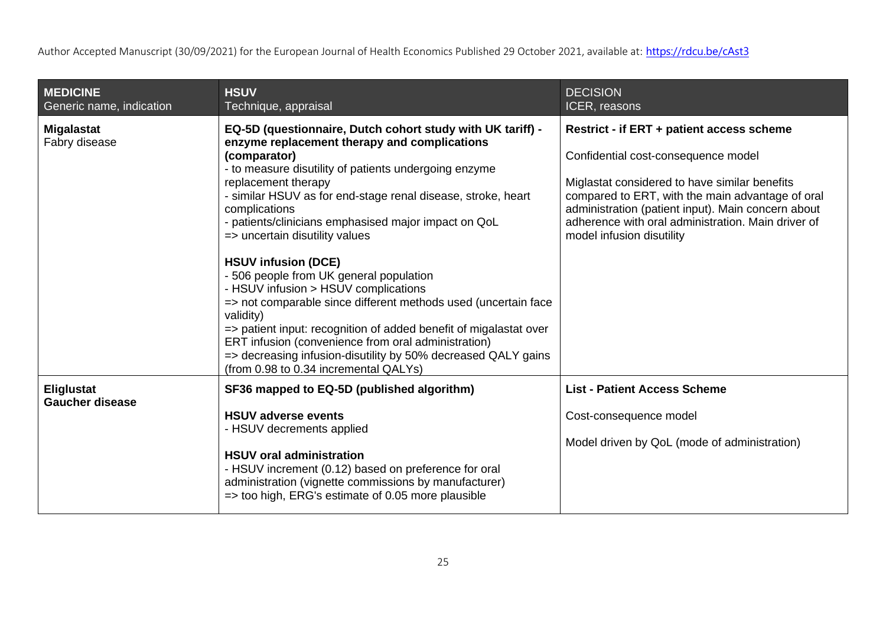| **MEDICINE** Generic name, indication | **HSUV** Technique, appraisal | **DECISION** ICER, reasons |
|---|---|---|
| **Migalastat** Fabry disease | **EQ-5D (questionnaire, Dutch cohort study with UK tariff) - enzyme replacement therapy and complications (comparator)** <br> - to measure disutility of patients undergoing enzyme replacement therapy <br> - similar HSUV as for end-stage renal disease, stroke, heart complications <br> - patients/clinicians emphasised major impact on QoL <br> => uncertain disutility values <br><br> **HSUV infusion (DCE)** <br> - 506 people from UK general population <br> - HSUV infusion > HSUV complications <br> => not comparable since different methods used (uncertain face validity) <br> => patient input: recognition of added benefit of migalastat over ERT infusion (convenience from oral administration) <br> => decreasing infusion-disutility by 50% decreased QALY gains (from 0.98 to 0.34 incremental QALYs) | **Restrict - if ERT + patient access scheme** <br><br> Confidential cost-consequence model <br><br> Miglastat considered to have similar benefits compared to ERT, with the main advantage of oral administration (patient input). Main concern about adherence with oral administration. Main driver of model infusion disutility |
| **Eliglustat** **Gaucher disease** | **SF36 mapped to EQ-5D (published algorithm)** <br><br> **HSUV adverse events** <br> - HSUV decrements applied <br><br> **HSUV oral administration** <br> - HSUV increment (0.12) based on preference for oral administration (vignette commissions by manufacturer) <br> => too high, ERG's estimate of 0.05 more plausible | **List - Patient Access Scheme** <br><br> Cost-consequence model <br><br> Model driven by QoL (mode of administration) |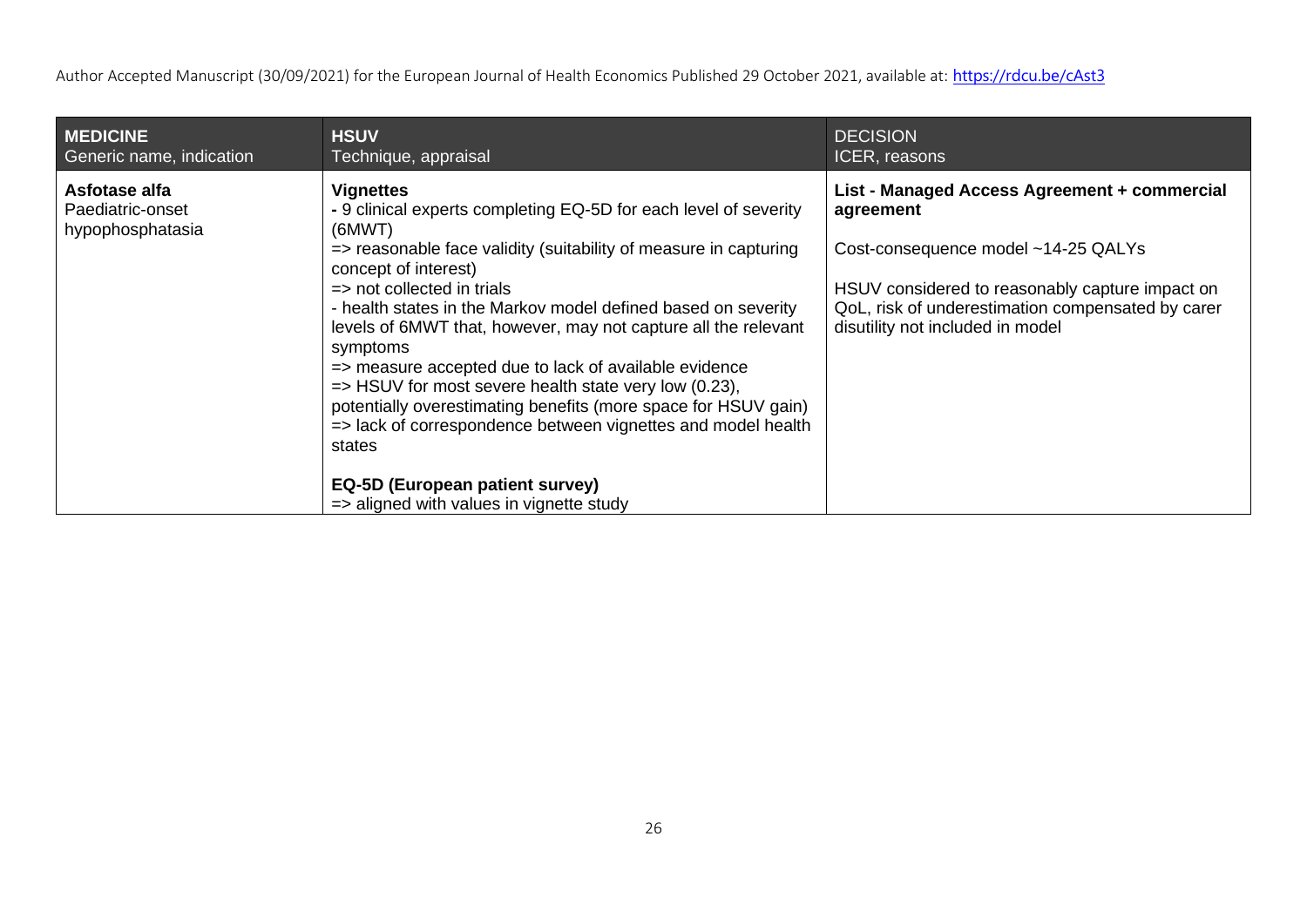| **MEDICINE**<br>Generic name, indication | **HSUV**<br>Technique, appraisal | DECISION<br>ICER, reasons |
|---|---|---|
| **Asfotase alfa**<br>Paediatric-onset hypophosphatasia | **Vignettes**<br>**-** 9 clinical experts completing EQ-5D for each level of severity (6MWT)<br>=> reasonable face validity (suitability of measure in capturing concept of interest)<br>=> not collected in trials<br>- health states in the Markov model defined based on severity levels of 6MWT that, however, may not capture all the relevant symptoms<br>=> measure accepted due to lack of available evidence<br>=> HSUV for most severe health state very low (0.23), potentially overestimating benefits (more space for HSUV gain)<br>=> lack of correspondence between vignettes and model health states<br><br>**EQ-5D (European patient survey)**<br>=> aligned with values in vignette study | **List - Managed Access Agreement + commercial agreement**<br><br>Cost-consequence model ~14-25 QALYs<br><br>HSUV considered to reasonably capture impact on QoL, risk of underestimation compensated by carer disutility not included in model |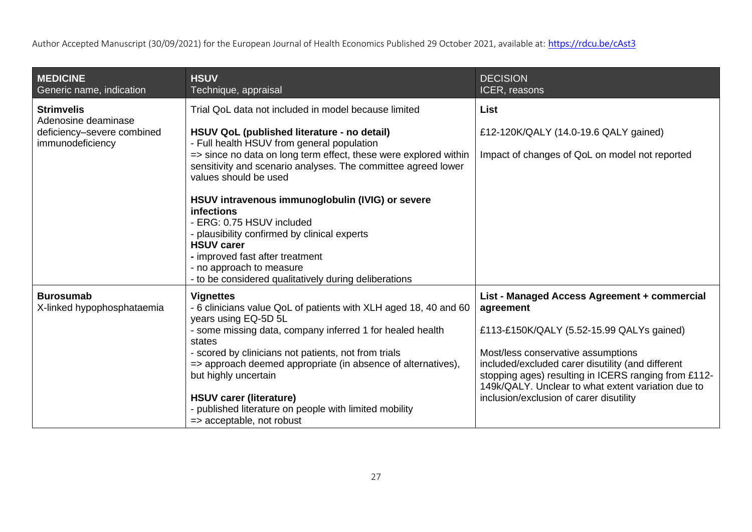| **MEDICINE**<br>Generic name, indication | **HSUV**<br>Technique, appraisal | **DECISION**<br>ICER, reasons |
|---|---|---|
| **Strimvelis**<br>Adenosine deaminase deficiency–severe combined immunodeficiency | Trial QoL data not included in model because limited<br><br>**HSUV QoL (published literature - no detail)**<br>- Full health HSUV from general population<br>=> since no data on long term effect, these were explored within sensitivity and scenario analyses. The committee agreed lower values should be used<br><br>**HSUV intravenous immunoglobulin (IVIG) or severe infections**<br>- ERG: 0.75 HSUV included<br>- plausibility confirmed by clinical experts<br>**HSUV carer**<br>- improved fast after treatment<br>- no approach to measure<br>- to be considered qualitatively during deliberations | **List**<br><br>£12-120K/QALY (14.0-19.6 QALY gained)<br><br>Impact of changes of QoL on model not reported |
| **Burosumab**<br>X-linked hypophosphataemia | **Vignettes**<br>- 6 clinicians value QoL of patients with XLH aged 18, 40 and 60 years using EQ-5D 5L<br>- some missing data, company inferred 1 for healed health states<br>- scored by clinicians not patients, not from trials<br>=> approach deemed appropriate (in absence of alternatives), but highly uncertain<br><br>**HSUV carer (literature)**<br>- published literature on people with limited mobility<br>=> acceptable, not robust | **List - Managed Access Agreement + commercial agreement**<br><br>£113-£150K/QALY (5.52-15.99 QALYs gained)<br><br>Most/less conservative assumptions included/excluded carer disutility (and different stopping ages) resulting in ICERS ranging from £112-149k/QALY. Unclear to what extent variation due to inclusion/exclusion of carer disutility |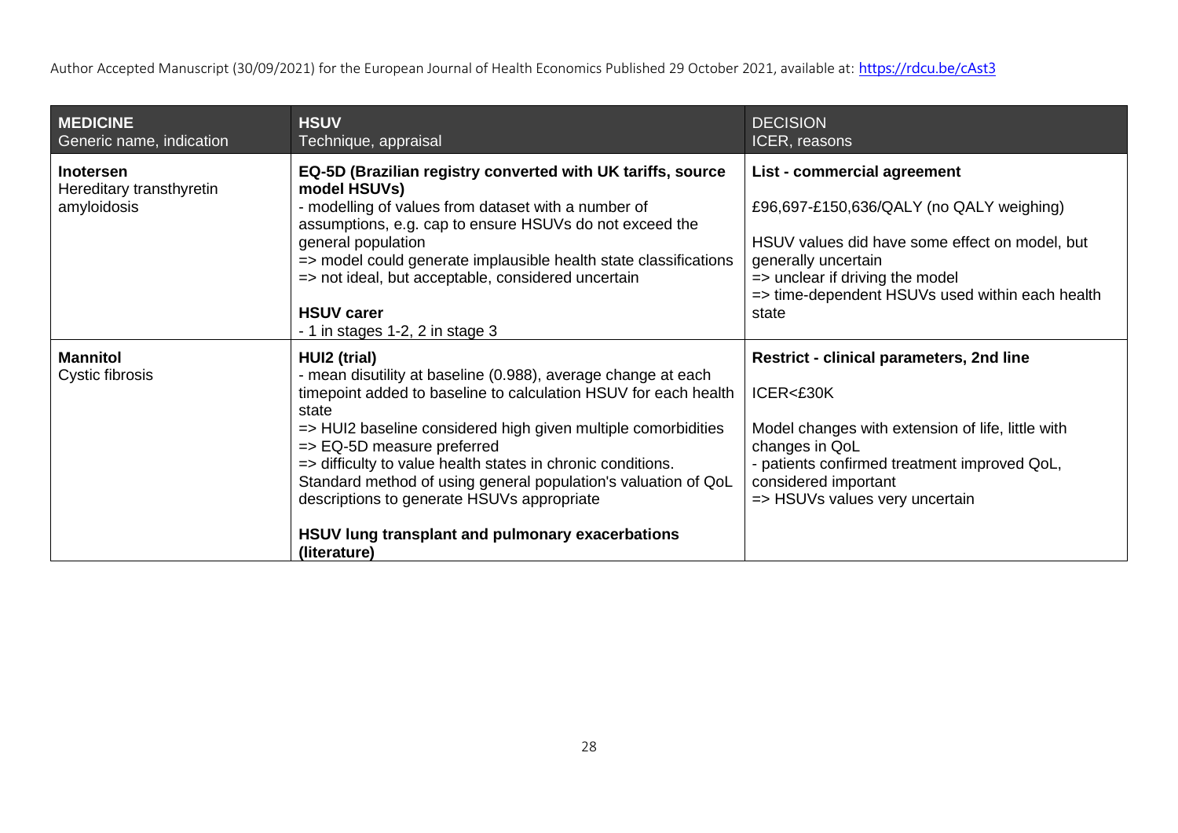| **MEDICINE**<br>Generic name, indication | **HSUV**<br>Technique, appraisal | **DECISION**<br>ICER, reasons |
|---|---|---|
| **Inotersen**<br>Hereditary transthyretin amyloidosis | **EQ-5D (Brazilian registry converted with UK tariffs, source model HSUVs)**<br>- modelling of values from dataset with a number of assumptions, e.g. cap to ensure HSUVs do not exceed the general population<br>=> model could generate implausible health state classifications<br>=> not ideal, but acceptable, considered uncertain<br><br>**HSUV carer**<br>- 1 in stages 1-2, 2 in stage 3 | **List - commercial agreement**<br><br>£96,697-£150,636/QALY (no QALY weighing)<br><br>HSUV values did have some effect on model, but generally uncertain<br>=> unclear if driving the model<br>=> time-dependent HSUVs used within each health state |
| **Mannitol**<br>Cystic fibrosis | **HUI2 (trial)**<br>- mean disutility at baseline (0.988), average change at each timepoint added to baseline to calculation HSUV for each health state<br>=> HUI2 baseline considered high given multiple comorbidities<br>=> EQ-5D measure preferred<br>=> difficulty to value health states in chronic conditions. Standard method of using general population's valuation of QoL descriptions to generate HSUVs appropriate<br><br>**HSUV lung transplant and pulmonary exacerbations (literature)** | **Restrict - clinical parameters, 2nd line**<br><br>ICER<£30K<br><br>Model changes with extension of life, little with changes in QoL<br>- patients confirmed treatment improved QoL, considered important<br>=> HSUVs values very uncertain |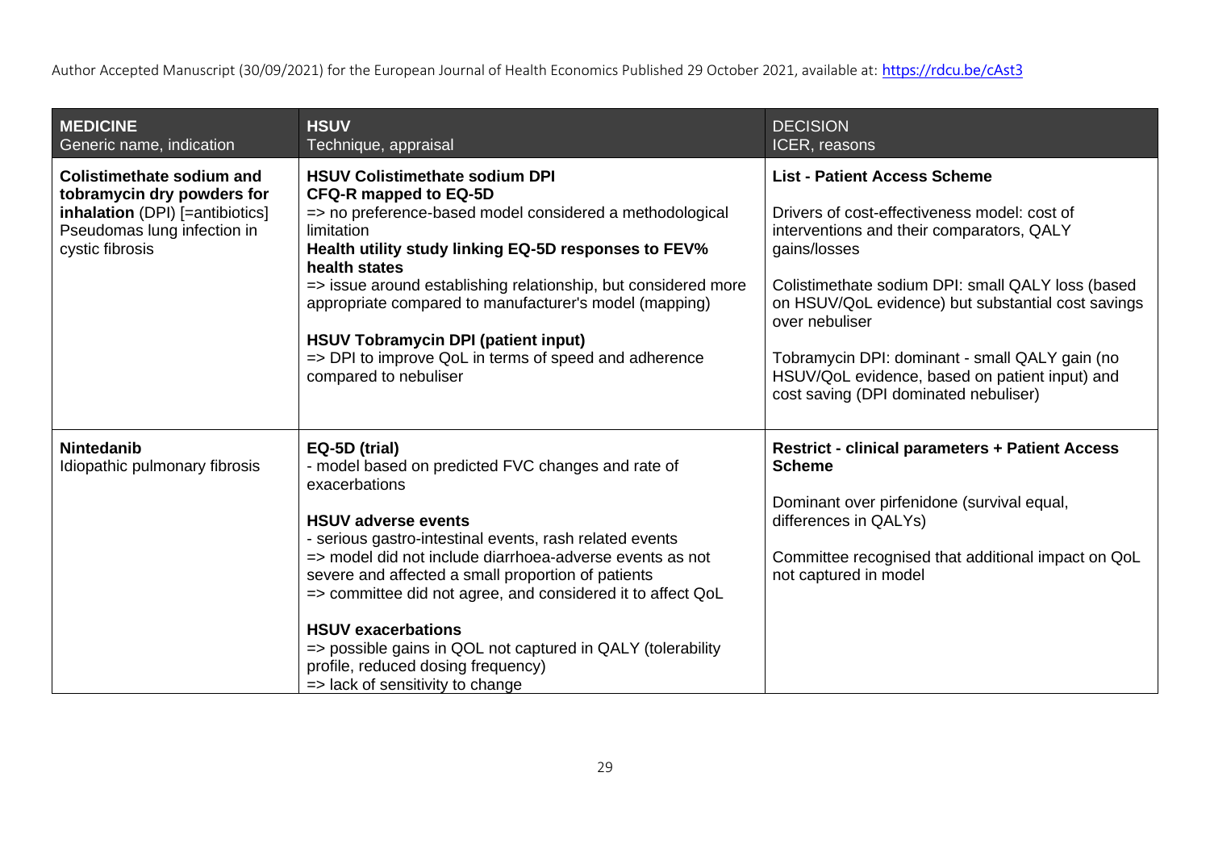| **MEDICINE**<br>Generic name, indication | **HSUV**<br>Technique, appraisal | **DECISION**<br>ICER, reasons |
|---|---|---|
| **Colistimethate sodium and tobramycin dry powders for inhalation** (DPI) [=antibiotics] Pseudomas lung infection in cystic fibrosis | **HSUV Colistimethate sodium DPI**<br>**CFQ-R mapped to EQ-5D**<br>=> no preference-based model considered a methodological limitation<br>**Health utility study linking EQ-5D responses to FEV% health states**<br>=> issue around establishing relationship, but considered more appropriate compared to manufacturer's model (mapping)<br><br>**HSUV Tobramycin DPI (patient input)**<br>=> DPI to improve QoL in terms of speed and adherence compared to nebuliser | **List - Patient Access Scheme**<br><br>Drivers of cost-effectiveness model: cost of interventions and their comparators, QALY gains/losses<br><br>Colistimethate sodium DPI: small QALY loss (based on HSUV/QoL evidence) but substantial cost savings over nebuliser<br><br>Tobramycin DPI: dominant - small QALY gain (no HSUV/QoL evidence, based on patient input) and cost saving (DPI dominated nebuliser) |
| **Nintedanib**<br>Idiopathic pulmonary fibrosis | **EQ-5D (trial)**<br>- model based on predicted FVC changes and rate of exacerbations<br><br>**HSUV adverse events**<br>- serious gastro-intestinal events, rash related events<br>=> model did not include diarrhoea-adverse events as not severe and affected a small proportion of patients<br>=> committee did not agree, and considered it to affect QoL<br><br>**HSUV exacerbations**<br>=> possible gains in QOL not captured in QALY (tolerability profile, reduced dosing frequency)<br>=> lack of sensitivity to change | **Restrict - clinical parameters + Patient Access Scheme**<br><br>Dominant over pirfenidone (survival equal, differences in QALYs)<br><br>Committee recognised that additional impact on QoL not captured in model |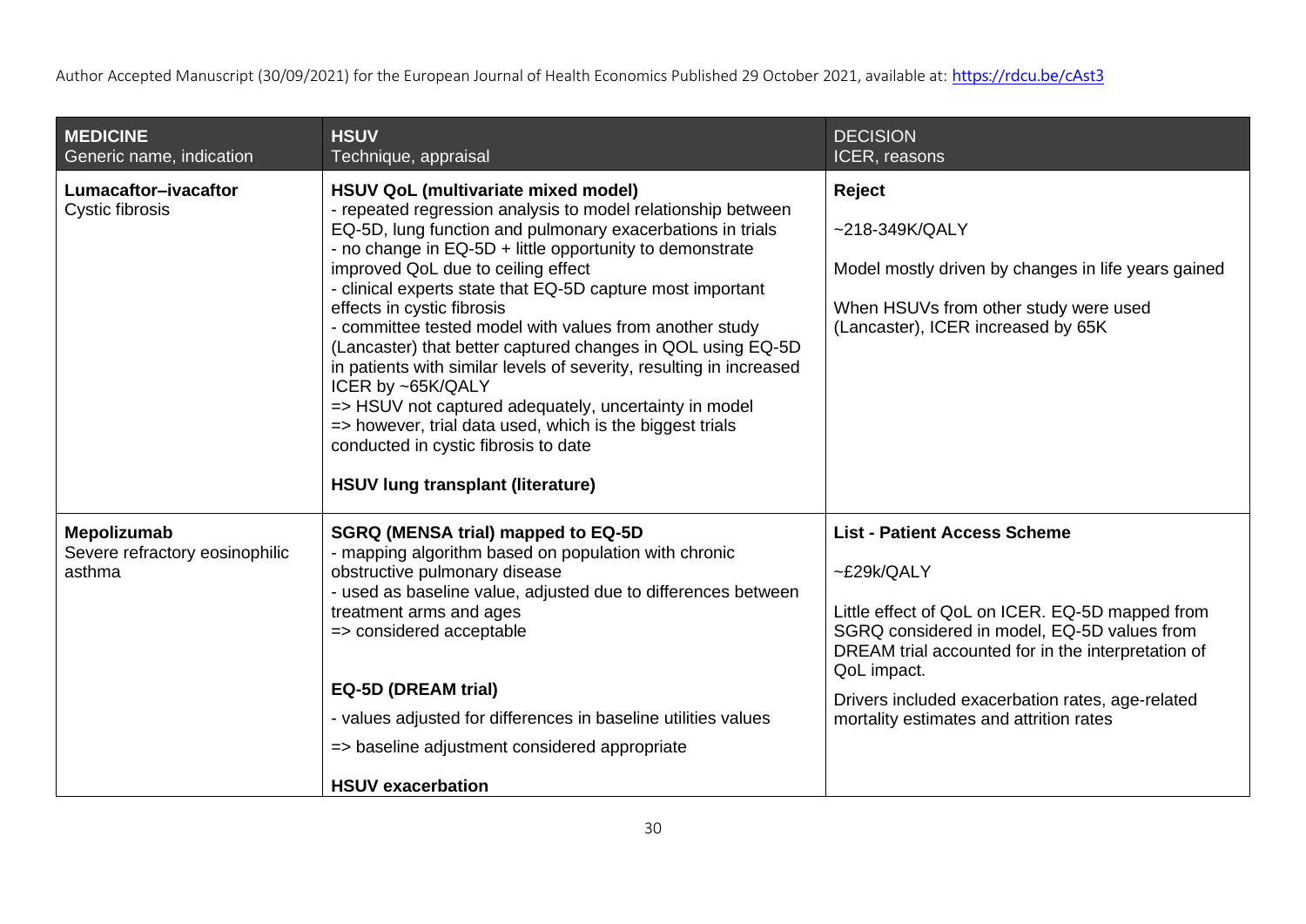| **MEDICINE**<br>Generic name, indication | **HSUV**<br>Technique, appraisal | DECISION<br>ICER, reasons |
|---|---|---|
| **Lumacaftor–ivacaftor**<br>Cystic fibrosis | **HSUV QoL (multivariate mixed model)**<br>- repeated regression analysis to model relationship between EQ-5D, lung function and pulmonary exacerbations in trials<br>- no change in EQ-5D + little opportunity to demonstrate improved QoL due to ceiling effect<br>- clinical experts state that EQ-5D capture most important effects in cystic fibrosis<br>- committee tested model with values from another study (Lancaster) that better captured changes in QOL using EQ-5D in patients with similar levels of severity, resulting in increased ICER by ~65K/QALY<br>=> HSUV not captured adequately, uncertainty in model<br>=> however, trial data used, which is the biggest trials conducted in cystic fibrosis to date<br><br>**HSUV lung transplant (literature)** | **Reject**<br><br>~218-349K/QALY<br><br>Model mostly driven by changes in life years gained<br><br>When HSUVs from other study were used (Lancaster), ICER increased by 65K |
| **Mepolizumab**<br>Severe refractory eosinophilic asthma | **SGRQ (MENSA trial) mapped to EQ-5D**<br>- mapping algorithm based on population with chronic obstructive pulmonary disease<br>- used as baseline value, adjusted due to differences between treatment arms and ages<br>=> considered acceptable<br><br>**EQ-5D (DREAM trial)**<br>- values adjusted for differences in baseline utilities values<br>=> baseline adjustment considered appropriate<br><br>**HSUV exacerbation** | **List - Patient Access Scheme**<br><br>~£29k/QALY<br><br>Little effect of QoL on ICER. EQ-5D mapped from SGRQ considered in model, EQ-5D values from DREAM trial accounted for in the interpretation of QoL impact.<br><br>Drivers included exacerbation rates, age-related mortality estimates and attrition rates |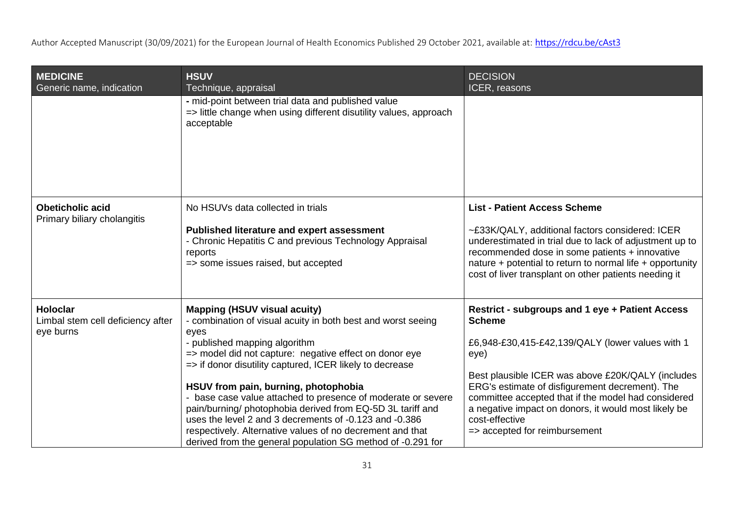| **MEDICINE** Generic name, indication | **HSUV** Technique, appraisal | **DECISION** ICER, reasons |
|---|---|---|
| | - mid-point between trial data and published value<br>=> little change when using different disutility values, approach acceptable | |
| **Obeticholic acid**<br>Primary biliary cholangitis | No HSUVs data collected in trials<br><br>**Published literature and expert assessment**<br>- Chronic Hepatitis C and previous Technology Appraisal reports<br>=> some issues raised, but accepted | **List - Patient Access Scheme**<br><br>~£33K/QALY, additional factors considered: ICER underestimated in trial due to lack of adjustment up to recommended dose in some patients + innovative nature + potential to return to normal life + opportunity cost of liver transplant on other patients needing it |
| **Holoclar**<br>Limbal stem cell deficiency after eye burns | **Mapping (HSUV visual acuity)**<br>- combination of visual acuity in both best and worst seeing eyes<br>- published mapping algorithm<br>=> model did not capture: negative effect on donor eye<br>=> if donor disutility captured, ICER likely to decrease<br><br>**HSUV from pain, burning, photophobia**<br>- base case value attached to presence of moderate or severe pain/burning/ photophobia derived from EQ-5D 3L tariff and uses the level 2 and 3 decrements of -0.123 and -0.386 respectively. Alternative values of no decrement and that derived from the general population SG method of -0.291 for | **Restrict - subgroups and 1 eye + Patient Access Scheme**<br><br>£6,948-£30,415-£42,139/QALY (lower values with 1 eye)<br><br>Best plausible ICER was above £20K/QALY (includes ERG's estimate of disfigurement decrement). The committee accepted that if the model had considered a negative impact on donors, it would most likely be cost-effective<br>=> accepted for reimbursement |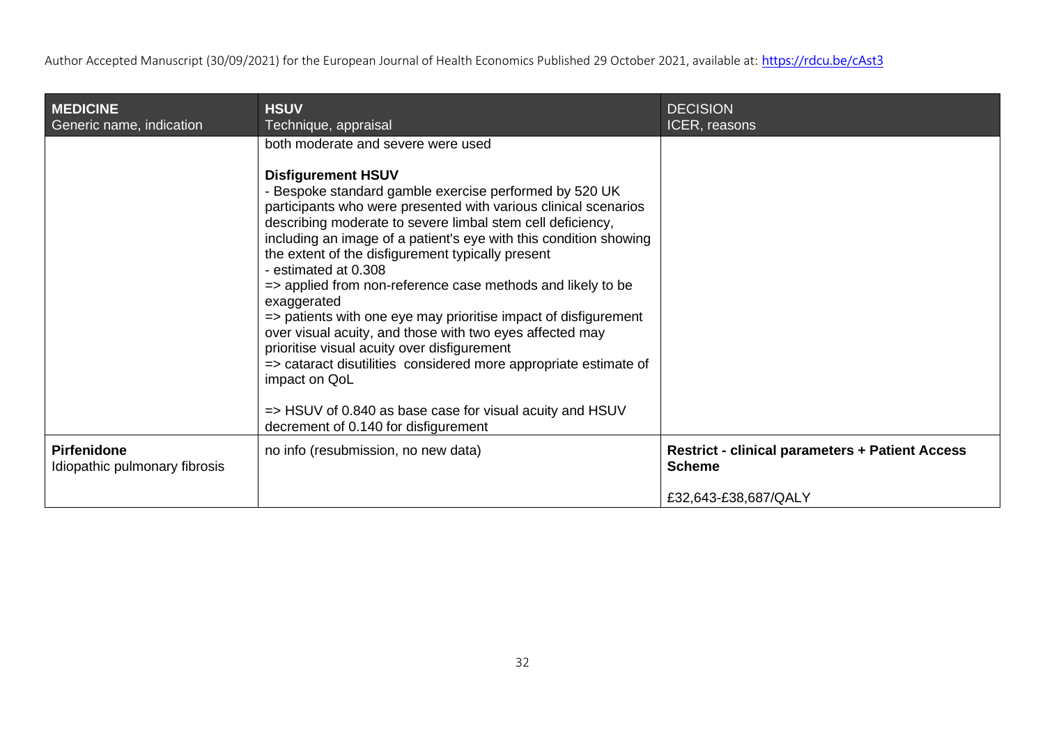| **MEDICINE** Generic name, indication | **HSUV** Technique, appraisal | **DECISION** ICER, reasons |
|---|---|---|
| | both moderate and severe were used<br><br>**Disfigurement HSUV**<br>- Bespoke standard gamble exercise performed by 520 UK participants who were presented with various clinical scenarios describing moderate to severe limbal stem cell deficiency, including an image of a patient's eye with this condition showing the extent of the disfigurement typically present<br>- estimated at 0.308<br>=> applied from non-reference case methods and likely to be exaggerated<br>=> patients with one eye may prioritise impact of disfigurement over visual acuity, and those with two eyes affected may prioritise visual acuity over disfigurement<br>=> cataract disutilities considered more appropriate estimate of impact on QoL<br><br>=> HSUV of 0.840 as base case for visual acuity and HSUV decrement of 0.140 for disfigurement | |
| **Pirfenidone** Idiopathic pulmonary fibrosis | no info (resubmission, no new data) | **Restrict - clinical parameters + Patient Access Scheme**<br><br>£32,643-£38,687/QALY |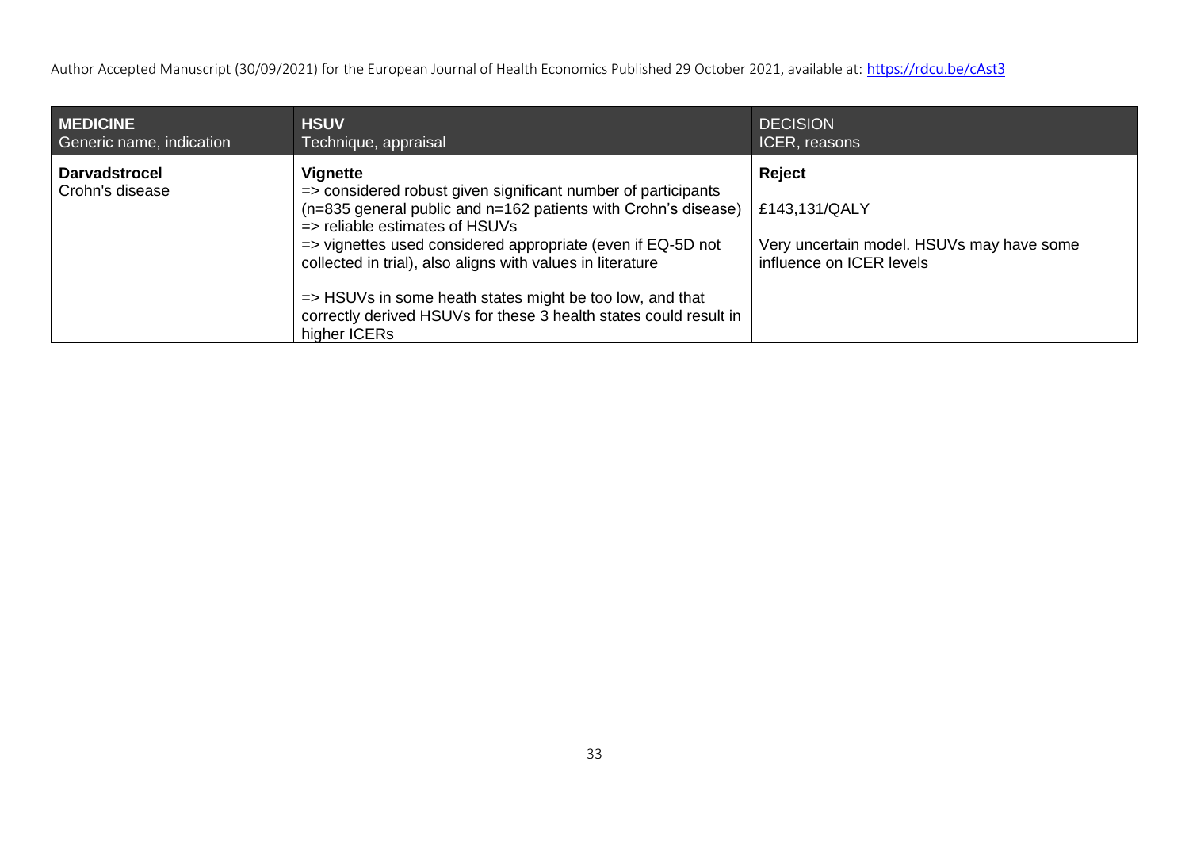| **MEDICINE** Generic name, indication | **HSUV** Technique, appraisal | **DECISION** ICER, reasons |
| --- | --- | --- |
| **Darvadstrocel** Crohn's disease | **Vignette** => considered robust given significant number of participants (n=835 general public and n=162 patients with Crohn's disease) => reliable estimates of HSUVs => vignettes used considered appropriate (even if EQ-5D not collected in trial), also aligns with values in literature<br><br>=> HSUVs in some heath states might be too low, and that correctly derived HSUVs for these 3 health states could result in higher ICERs | **Reject**<br><br>£143,131/QALY<br><br>Very uncertain model. HSUVs may have some influence on ICER levels |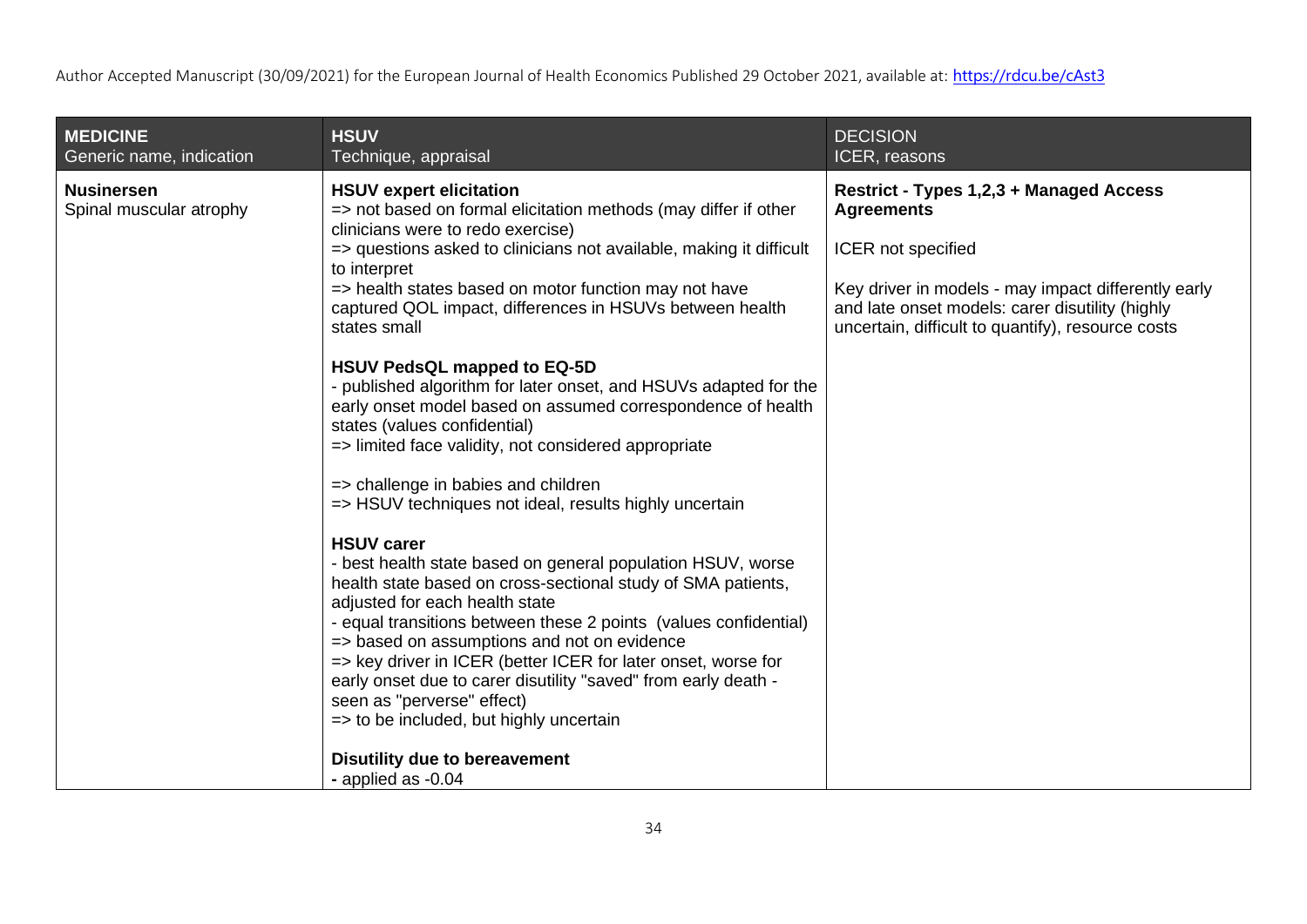| **MEDICINE**<br>Generic name, indication | **HSUV**<br>Technique, appraisal | DECISION<br>ICER, reasons |
| --- | --- | --- |
| **Nusinersen**<br>Spinal muscular atrophy | **HSUV expert elicitation**<br>=> not based on formal elicitation methods (may differ if other clinicians were to redo exercise)<br>=> questions asked to clinicians not available, making it difficult to interpret<br>=> health states based on motor function may not have captured QOL impact, differences in HSUVs between health states small<br><br>**HSUV PedsQL mapped to EQ-5D**<br>- published algorithm for later onset, and HSUVs adapted for the early onset model based on assumed correspondence of health states (values confidential)<br>=> limited face validity, not considered appropriate<br><br>=> challenge in babies and children<br>=> HSUV techniques not ideal, results highly uncertain<br><br>**HSUV carer**<br>- best health state based on general population HSUV, worse health state based on cross-sectional study of SMA patients, adjusted for each health state<br>- equal transitions between these 2 points (values confidential)<br>=> based on assumptions and not on evidence<br>=> key driver in ICER (better ICER for later onset, worse for early onset due to carer disutility "saved" from early death - seen as "perverse" effect)<br>=> to be included, but highly uncertain<br><br>**Disutility due to bereavement**<br>- applied as -0.04 | **Restrict - Types 1,2,3 + Managed Access Agreements**<br><br>ICER not specified<br><br>Key driver in models - may impact differently early and late onset models: carer disutility (highly uncertain, difficult to quantify), resource costs |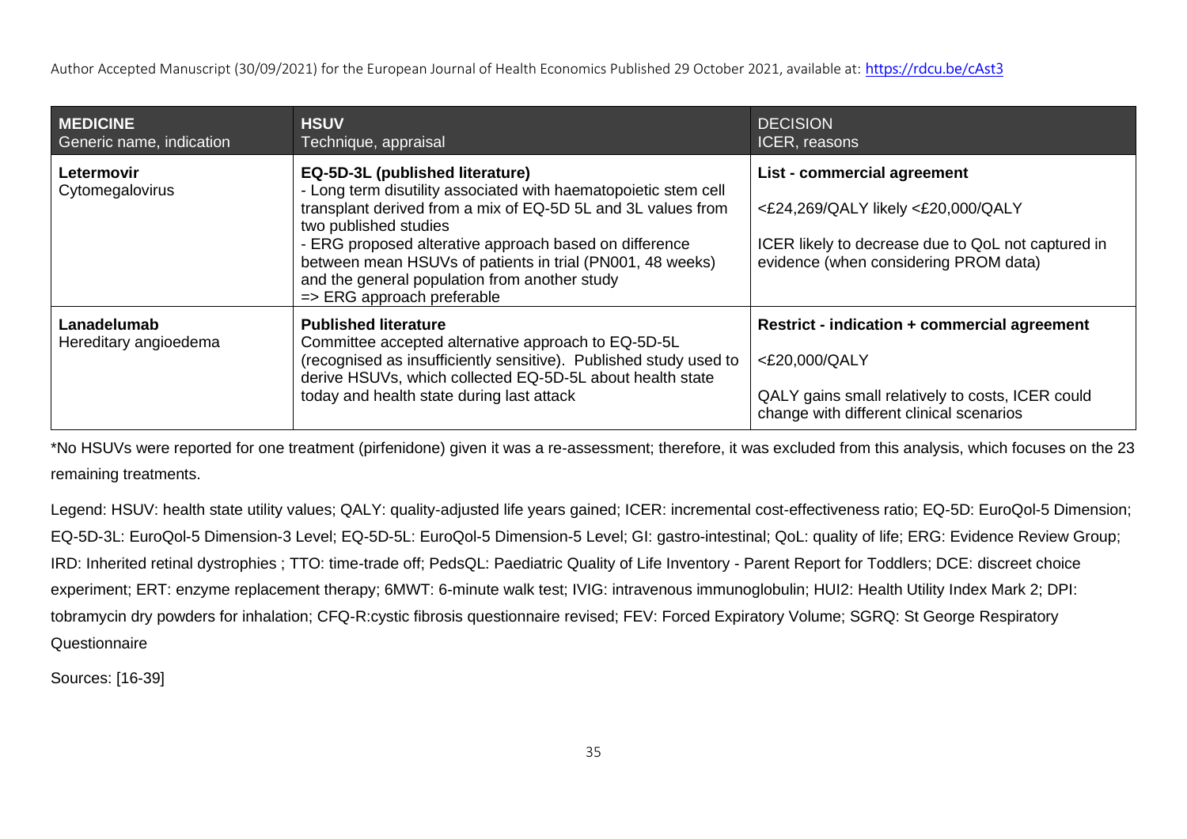| **MEDICINE**<br>Generic name, indication | **HSUV**<br>Technique, appraisal | **DECISION**<br>ICER, reasons |
|---|---|---|
| **Letermovir**<br>Cytomegalovirus | **EQ-5D-3L (published literature)**<br>- Long term disutility associated with haematopoietic stem cell transplant derived from a mix of EQ-5D 5L and 3L values from two published studies<br>- ERG proposed alterative approach based on difference between mean HSUVs of patients in trial (PN001, 48 weeks) and the general population from another study<br>=> ERG approach preferable | **List - commercial agreement**<br><£24,269/QALY likely <£20,000/QALY<br>ICER likely to decrease due to QoL not captured in evidence (when considering PROM data) |
| **Lanadelumab**<br>Hereditary angioedema | **Published literature**<br>Committee accepted alternative approach to EQ-5D-5L (recognised as insufficiently sensitive). Published study used to derive HSUVs, which collected EQ-5D-5L about health state today and health state during last attack | **Restrict - indication + commercial agreement**<br><£20,000/QALY<br>QALY gains small relatively to costs, ICER could change with different clinical scenarios |

*No HSUVs were reported for one treatment (pirfenidone) given it was a re-assessment; therefore, it was excluded from this analysis, which focuses on the 23 remaining treatments.

Legend: HSUV: health state utility values; QALY: quality-adjusted life years gained; ICER: incremental cost-effectiveness ratio; EQ-5D: EuroQol-5 Dimension; EQ-5D-3L: EuroQol-5 Dimension-3 Level; EQ-5D-5L: EuroQol-5 Dimension-5 Level; GI: gastro-intestinal; QoL: quality of life; ERG: Evidence Review Group; IRD: Inherited retinal dystrophies ; TTO: time-trade off; PedsQL: Paediatric Quality of Life Inventory - Parent Report for Toddlers; DCE: discreet choice experiment; ERT: enzyme replacement therapy; 6MWT: 6-minute walk test; IVIG: intravenous immunoglobulin; HUI2: Health Utility Index Mark 2; DPI: tobramycin dry powders for inhalation; CFQ-R:cystic fibrosis questionnaire revised; FEV: Forced Expiratory Volume; SGRQ: St George Respiratory Questionnaire

Sources: [16-39]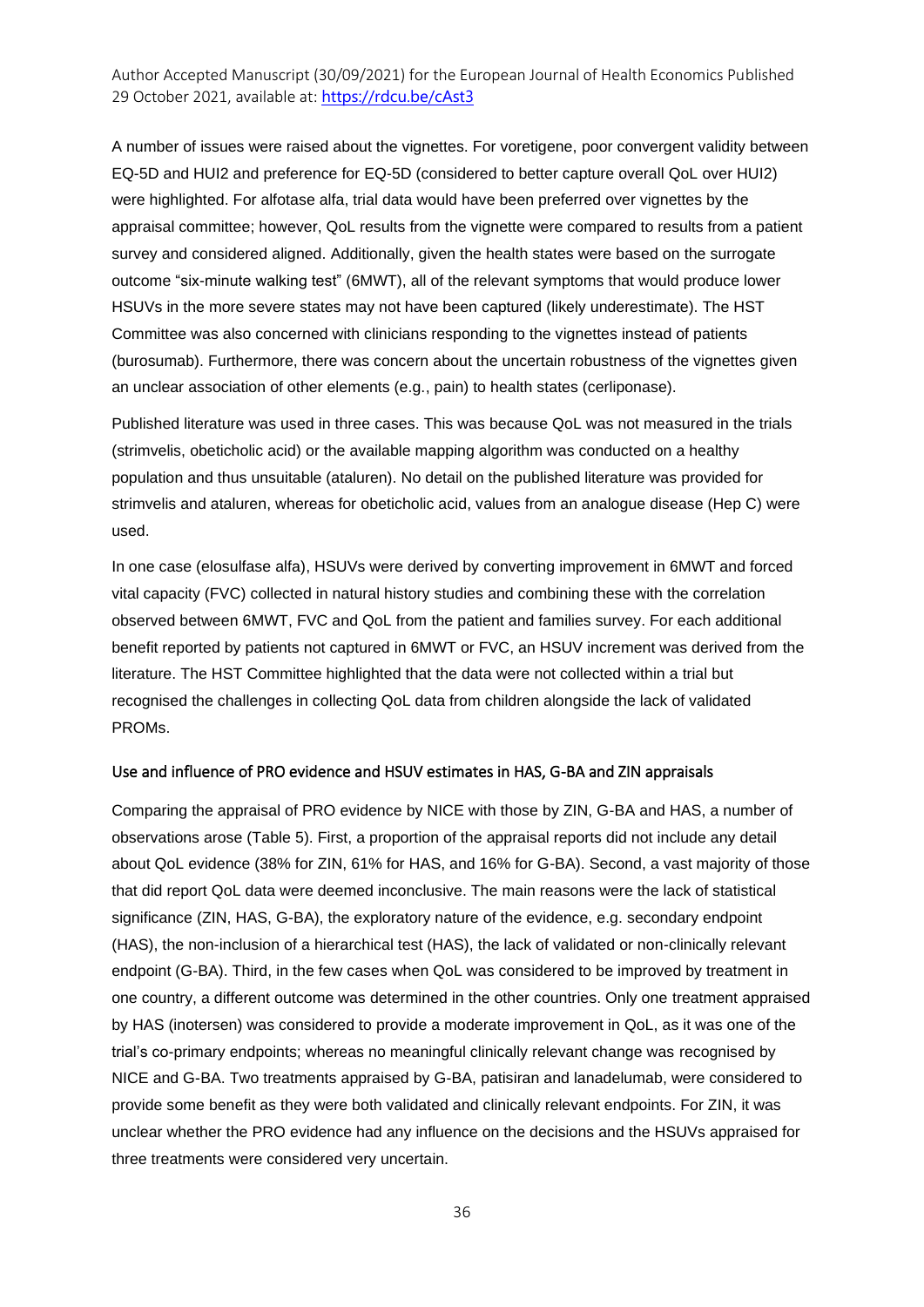A number of issues were raised about the vignettes. For voretigene, poor convergent validity between EQ-5D and HUI2 and preference for EQ-5D (considered to better capture overall QoL over HUI2) were highlighted. For alfotase alfa, trial data would have been preferred over vignettes by the appraisal committee; however, QoL results from the vignette were compared to results from a patient survey and considered aligned. Additionally, given the health states were based on the surrogate outcome "six-minute walking test" (6MWT), all of the relevant symptoms that would produce lower HSUVs in the more severe states may not have been captured (likely underestimate). The HST Committee was also concerned with clinicians responding to the vignettes instead of patients (burosumab). Furthermore, there was concern about the uncertain robustness of the vignettes given an unclear association of other elements (e.g., pain) to health states (cerliponase).

Published literature was used in three cases. This was because QoL was not measured in the trials (strimvelis, obeticholic acid) or the available mapping algorithm was conducted on a healthy population and thus unsuitable (ataluren). No detail on the published literature was provided for strimvelis and ataluren, whereas for obeticholic acid, values from an analogue disease (Hep C) were used.

In one case (elosulfase alfa), HSUVs were derived by converting improvement in 6MWT and forced vital capacity (FVC) collected in natural history studies and combining these with the correlation observed between 6MWT, FVC and QoL from the patient and families survey. For each additional benefit reported by patients not captured in 6MWT or FVC, an HSUV increment was derived from the literature. The HST Committee highlighted that the data were not collected within a trial but recognised the challenges in collecting QoL data from children alongside the lack of validated PROMs.

### Use and influence of PRO evidence and HSUV estimates in HAS, G-BA and ZIN appraisals

Comparing the appraisal of PRO evidence by NICE with those by ZIN, G-BA and HAS, a number of observations arose (Table 5). First, a proportion of the appraisal reports did not include any detail about QoL evidence (38% for ZIN, 61% for HAS, and 16% for G-BA). Second, a vast majority of those that did report QoL data were deemed inconclusive. The main reasons were the lack of statistical significance (ZIN, HAS, G-BA), the exploratory nature of the evidence, e.g. secondary endpoint (HAS), the non-inclusion of a hierarchical test (HAS), the lack of validated or non-clinically relevant endpoint (G-BA). Third, in the few cases when QoL was considered to be improved by treatment in one country, a different outcome was determined in the other countries. Only one treatment appraised by HAS (inotersen) was considered to provide a moderate improvement in QoL, as it was one of the trial's co-primary endpoints; whereas no meaningful clinically relevant change was recognised by NICE and G-BA. Two treatments appraised by G-BA, patisiran and lanadelumab, were considered to provide some benefit as they were both validated and clinically relevant endpoints. For ZIN, it was unclear whether the PRO evidence had any influence on the decisions and the HSUVs appraised for three treatments were considered very uncertain.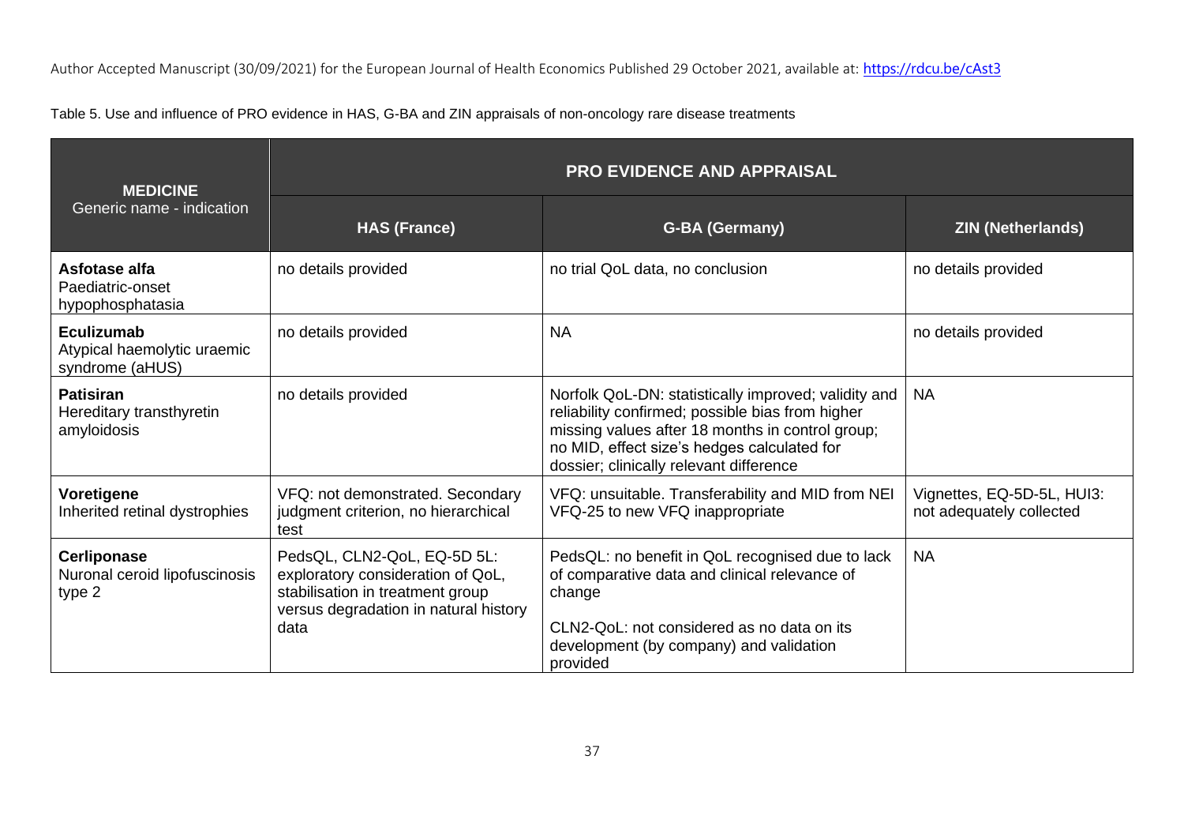Table 5. Use and influence of PRO evidence in HAS, G-BA and ZIN appraisals of non-oncology rare disease treatments

| **MEDICINE** Generic name - indication | **PRO EVIDENCE AND APPRAISAL** | | |
|---|---|---|---|
| | **HAS (France)** | **G-BA (Germany)** | **ZIN (Netherlands)** |
| **Asfotase alfa** Paediatric-onset hypophosphatasia | no details provided | no trial QoL data, no conclusion | no details provided |
| **Eculizumab** Atypical haemolytic uraemic syndrome (aHUS) | no details provided | NA | no details provided |
| **Patisiran** Hereditary transthyretin amyloidosis | no details provided | Norfolk QoL-DN: statistically improved; validity and reliability confirmed; possible bias from higher missing values after 18 months in control group; no MID, effect size's hedges calculated for dossier; clinically relevant difference | NA |
| **Voretigene** Inherited retinal dystrophies | VFQ: not demonstrated. Secondary judgment criterion, no hierarchical test | VFQ: unsuitable. Transferability and MID from NEI VFQ-25 to new VFQ inappropriate | Vignettes, EQ-5D-5L, HUI3: not adequately collected |
| **Cerliponase** Nuronal ceroid lipofuscinosis type 2 | PedsQL, CLN2-QoL, EQ-5D 5L: exploratory consideration of QoL, stabilisation in treatment group versus degradation in natural history data | PedsQL: no benefit in QoL recognised due to lack of comparative data and clinical relevance of change<br><br>CLN2-QoL: not considered as no data on its development (by company) and validation provided | NA |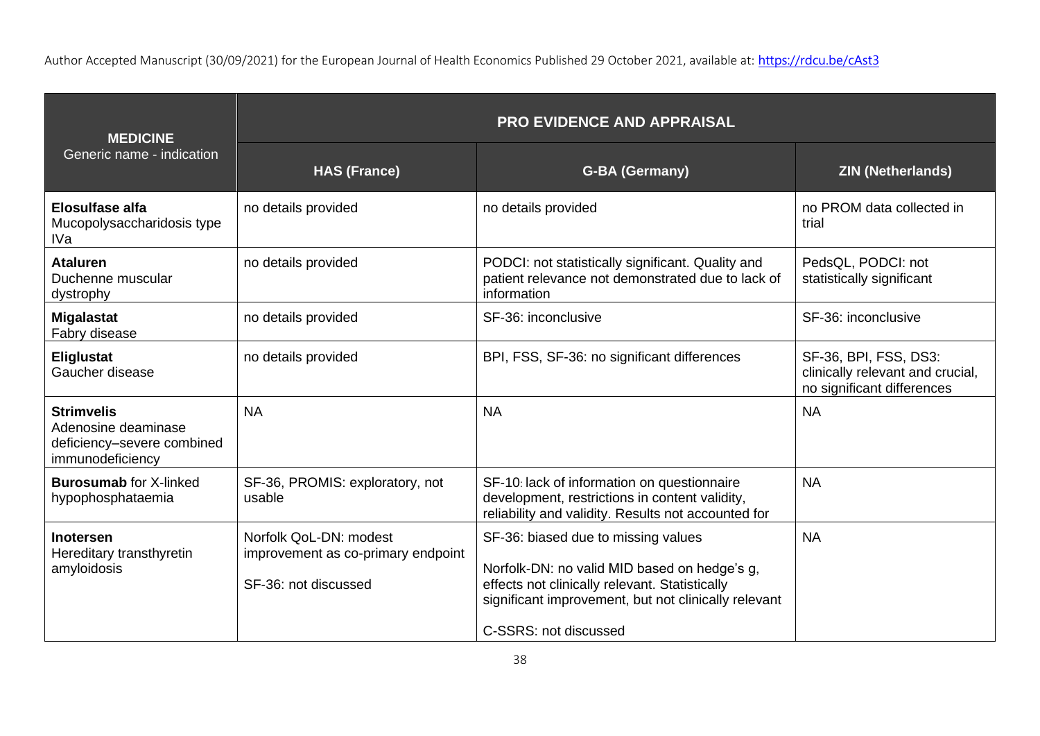| MEDICINE Generic name - indication | PRO EVIDENCE AND APPRAISAL | | |
|---|---|---|---|
| | **HAS (France)** | **G-BA (Germany)** | **ZIN (Netherlands)** |
| **Elosulfase alfa** Mucopolysaccharidosis type IVa | no details provided | no details provided | no PROM data collected in trial |
| **Ataluren** Duchenne muscular dystrophy | no details provided | PODCI: not statistically significant. Quality and patient relevance not demonstrated due to lack of information | PedsQL, PODCI: not statistically significant |
| **Migalastat** Fabry disease | no details provided | SF-36: inconclusive | SF-36: inconclusive |
| **Eliglustat** Gaucher disease | no details provided | BPI, FSS, SF-36: no significant differences | SF-36, BPI, FSS, DS3: clinically relevant and crucial, no significant differences |
| **Strimvelis** Adenosine deaminase deficiency–severe combined immunodeficiency | NA | NA | NA |
| **Burosumab** for X-linked hypophosphataemia | SF-36, PROMIS: exploratory, not usable | SF-10: lack of information on questionnaire development, restrictions in content validity, reliability and validity. Results not accounted for | NA |
| **Inotersen** Hereditary transthyretin amyloidosis | Norfolk QoL-DN: modest improvement as co-primary endpoint<br><br>SF-36: not discussed | SF-36: biased due to missing values<br><br>Norfolk-DN: no valid MID based on hedge's g, effects not clinically relevant. Statistically significant improvement, but not clinically relevant<br><br>C-SSRS: not discussed | NA |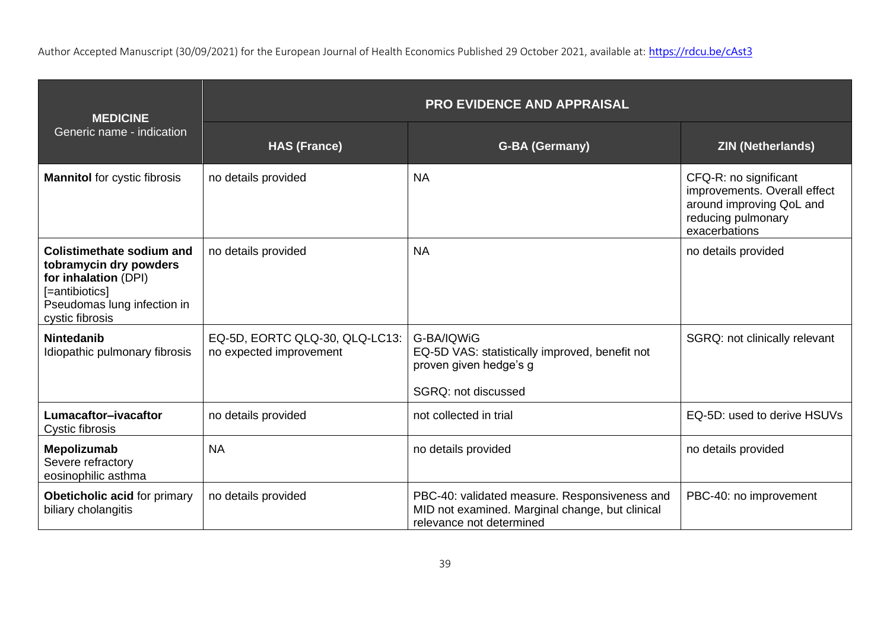| **MEDICINE** Generic name - indication | **PRO EVIDENCE AND APPRAISAL** | | |
|---|---|---|---|
| | **HAS (France)** | **G-BA (Germany)** | **ZIN (Netherlands)** |
| **Mannitol** for cystic fibrosis | no details provided | NA | CFQ-R: no significant improvements. Overall effect around improving QoL and reducing pulmonary exacerbations |
| **Colistimethate sodium and tobramycin dry powders for inhalation** (DPI) [=antibiotics] Pseudomas lung infection in cystic fibrosis | no details provided | NA | no details provided |
| **Nintedanib** Idiopathic pulmonary fibrosis | EQ-5D, EORTC QLQ-30, QLQ-LC13: no expected improvement | G-BA/IQWiG EQ-5D VAS: statistically improved, benefit not proven given hedge's g<br><br>SGRQ: not discussed | SGRQ: not clinically relevant |
| **Lumacaftor–ivacaftor** Cystic fibrosis | no details provided | not collected in trial | EQ-5D: used to derive HSUVs |
| **Mepolizumab** Severe refractory eosinophilic asthma | NA | no details provided | no details provided |
| **Obeticholic acid** for primary biliary cholangitis | no details provided | PBC-40: validated measure. Responsiveness and MID not examined. Marginal change, but clinical relevance not determined | PBC-40: no improvement |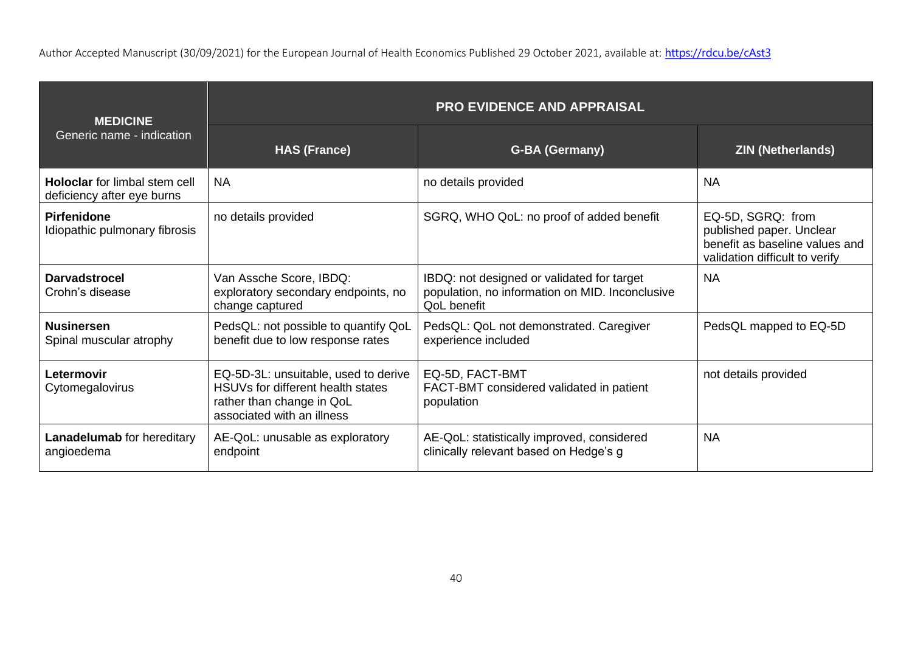| **MEDICINE** Generic name - indication | PRO EVIDENCE AND APPRAISAL | | |
|---|---|---|---|
| | **HAS (France)** | **G-BA (Germany)** | **ZIN (Netherlands)** |
| **Holoclar** for limbal stem cell deficiency after eye burns | NA | no details provided | NA |
| **Pirfenidone** Idiopathic pulmonary fibrosis | no details provided | SGRQ, WHO QoL: no proof of added benefit | EQ-5D, SGRQ: from published paper. Unclear benefit as baseline values and validation difficult to verify |
| **Darvadstrocel** Crohn's disease | Van Assche Score, IBDQ: exploratory secondary endpoints, no change captured | IBDQ: not designed or validated for target population, no information on MID. Inconclusive QoL benefit | NA |
| **Nusinersen** Spinal muscular atrophy | PedsQL: not possible to quantify QoL benefit due to low response rates | PedsQL: QoL not demonstrated. Caregiver experience included | PedsQL mapped to EQ-5D |
| **Letermovir** Cytomegalovirus | EQ-5D-3L: unsuitable, used to derive HSUVs for different health states rather than change in QoL associated with an illness | EQ-5D, FACT-BMT FACT-BMT considered validated in patient population | not details provided |
| **Lanadelumab** for hereditary angioedema | AE-QoL: unusable as exploratory endpoint | AE-QoL: statistically improved, considered clinically relevant based on Hedge's g | NA |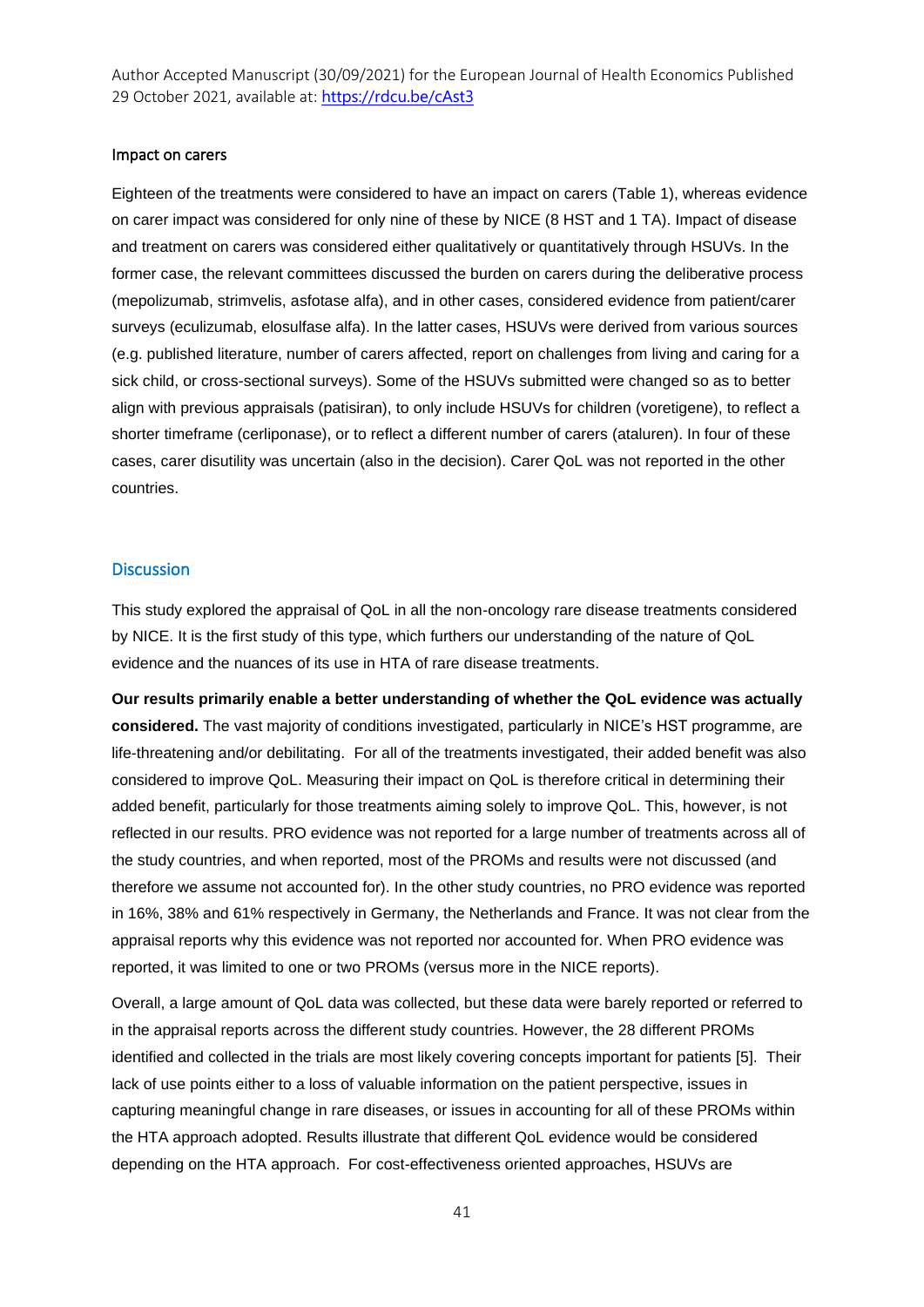### Impact on carers

Eighteen of the treatments were considered to have an impact on carers (Table 1), whereas evidence on carer impact was considered for only nine of these by NICE (8 HST and 1 TA). Impact of disease and treatment on carers was considered either qualitatively or quantitatively through HSUVs. In the former case, the relevant committees discussed the burden on carers during the deliberative process (mepolizumab, strimvelis, asfotase alfa), and in other cases, considered evidence from patient/carer surveys (eculizumab, elosulfase alfa). In the latter cases, HSUVs were derived from various sources (e.g. published literature, number of carers affected, report on challenges from living and caring for a sick child, or cross-sectional surveys). Some of the HSUVs submitted were changed so as to better align with previous appraisals (patisiran), to only include HSUVs for children (voretigene), to reflect a shorter timeframe (cerliponase), or to reflect a different number of carers (ataluren). In four of these cases, carer disutility was uncertain (also in the decision). Carer QoL was not reported in the other countries.

## Discussion

This study explored the appraisal of QoL in all the non-oncology rare disease treatments considered by NICE. It is the first study of this type, which furthers our understanding of the nature of QoL evidence and the nuances of its use in HTA of rare disease treatments.

**Our results primarily enable a better understanding of whether the QoL evidence was actually considered.** The vast majority of conditions investigated, particularly in NICE's HST programme, are life-threatening and/or debilitating. For all of the treatments investigated, their added benefit was also considered to improve QoL. Measuring their impact on QoL is therefore critical in determining their added benefit, particularly for those treatments aiming solely to improve QoL. This, however, is not reflected in our results. PRO evidence was not reported for a large number of treatments across all of the study countries, and when reported, most of the PROMs and results were not discussed (and therefore we assume not accounted for). In the other study countries, no PRO evidence was reported in 16%, 38% and 61% respectively in Germany, the Netherlands and France. It was not clear from the appraisal reports why this evidence was not reported nor accounted for. When PRO evidence was reported, it was limited to one or two PROMs (versus more in the NICE reports).

Overall, a large amount of QoL data was collected, but these data were barely reported or referred to in the appraisal reports across the different study countries. However, the 28 different PROMs identified and collected in the trials are most likely covering concepts important for patients [5]. Their lack of use points either to a loss of valuable information on the patient perspective, issues in capturing meaningful change in rare diseases, or issues in accounting for all of these PROMs within the HTA approach adopted. Results illustrate that different QoL evidence would be considered depending on the HTA approach. For cost-effectiveness oriented approaches, HSUVs are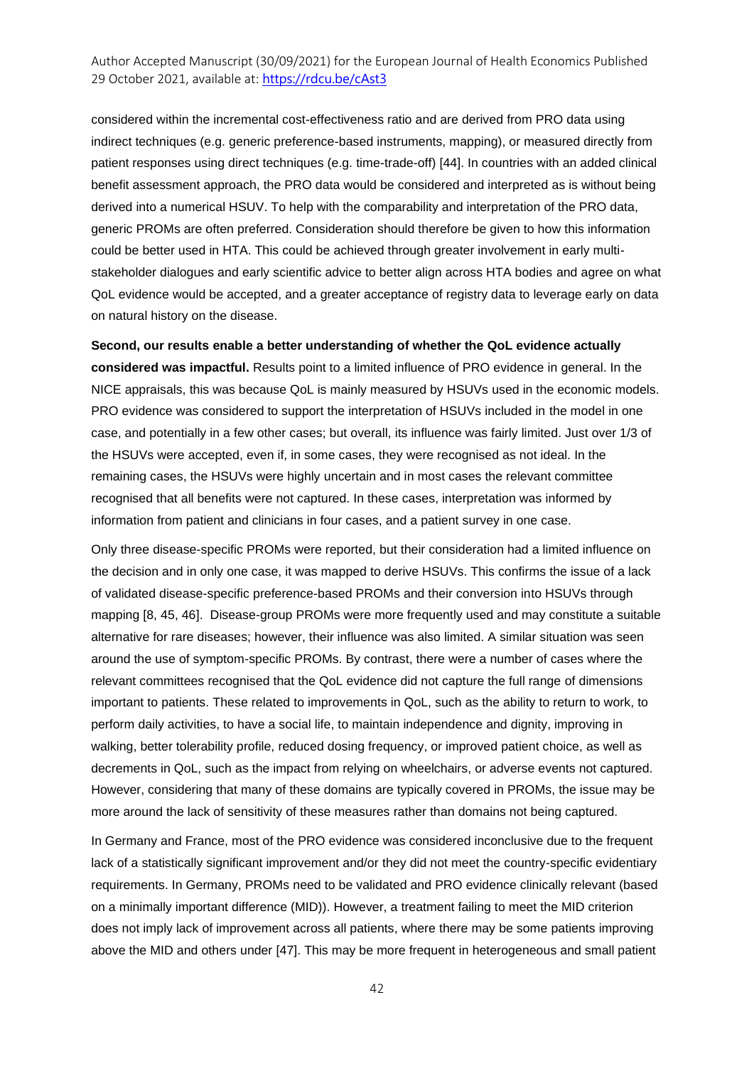considered within the incremental cost-effectiveness ratio and are derived from PRO data using indirect techniques (e.g. generic preference-based instruments, mapping), or measured directly from patient responses using direct techniques (e.g. time-trade-off) [44]. In countries with an added clinical benefit assessment approach, the PRO data would be considered and interpreted as is without being derived into a numerical HSUV. To help with the comparability and interpretation of the PRO data, generic PROMs are often preferred. Consideration should therefore be given to how this information could be better used in HTA. This could be achieved through greater involvement in early multi-stakeholder dialogues and early scientific advice to better align across HTA bodies and agree on what QoL evidence would be accepted, and a greater acceptance of registry data to leverage early on data on natural history on the disease.

**Second, our results enable a better understanding of whether the QoL evidence actually considered was impactful.** Results point to a limited influence of PRO evidence in general. In the NICE appraisals, this was because QoL is mainly measured by HSUVs used in the economic models. PRO evidence was considered to support the interpretation of HSUVs included in the model in one case, and potentially in a few other cases; but overall, its influence was fairly limited. Just over 1/3 of the HSUVs were accepted, even if, in some cases, they were recognised as not ideal. In the remaining cases, the HSUVs were highly uncertain and in most cases the relevant committee recognised that all benefits were not captured. In these cases, interpretation was informed by information from patient and clinicians in four cases, and a patient survey in one case.

Only three disease-specific PROMs were reported, but their consideration had a limited influence on the decision and in only one case, it was mapped to derive HSUVs. This confirms the issue of a lack of validated disease-specific preference-based PROMs and their conversion into HSUVs through mapping [8, 45, 46]. Disease-group PROMs were more frequently used and may constitute a suitable alternative for rare diseases; however, their influence was also limited. A similar situation was seen around the use of symptom-specific PROMs. By contrast, there were a number of cases where the relevant committees recognised that the QoL evidence did not capture the full range of dimensions important to patients. These related to improvements in QoL, such as the ability to return to work, to perform daily activities, to have a social life, to maintain independence and dignity, improving in walking, better tolerability profile, reduced dosing frequency, or improved patient choice, as well as decrements in QoL, such as the impact from relying on wheelchairs, or adverse events not captured. However, considering that many of these domains are typically covered in PROMs, the issue may be more around the lack of sensitivity of these measures rather than domains not being captured.

In Germany and France, most of the PRO evidence was considered inconclusive due to the frequent lack of a statistically significant improvement and/or they did not meet the country-specific evidentiary requirements. In Germany, PROMs need to be validated and PRO evidence clinically relevant (based on a minimally important difference (MID)). However, a treatment failing to meet the MID criterion does not imply lack of improvement across all patients, where there may be some patients improving above the MID and others under [47]. This may be more frequent in heterogeneous and small patient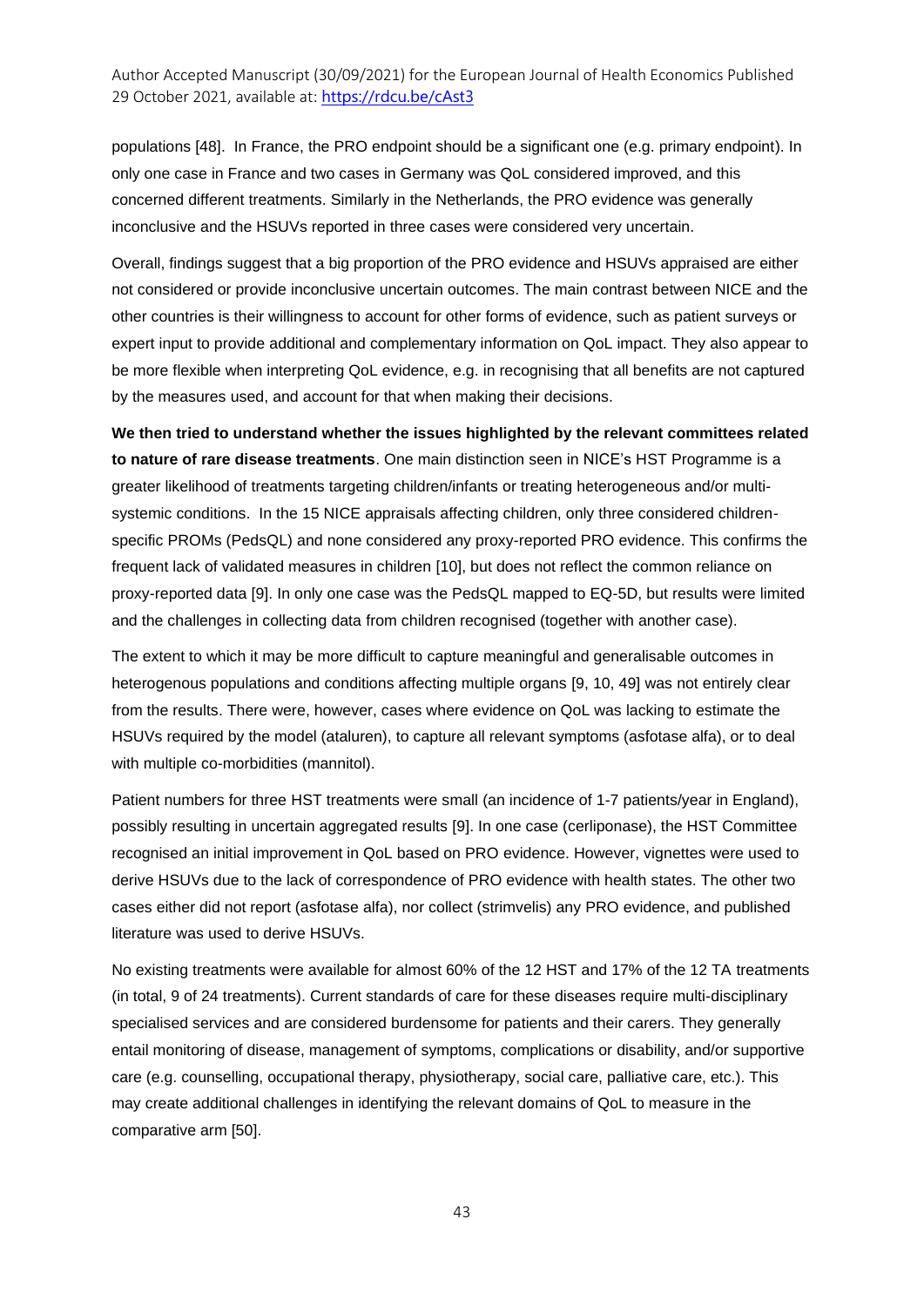populations [48]. In France, the PRO endpoint should be a significant one (e.g. primary endpoint). In only one case in France and two cases in Germany was QoL considered improved, and this concerned different treatments. Similarly in the Netherlands, the PRO evidence was generally inconclusive and the HSUVs reported in three cases were considered very uncertain.

Overall, findings suggest that a big proportion of the PRO evidence and HSUVs appraised are either not considered or provide inconclusive uncertain outcomes. The main contrast between NICE and the other countries is their willingness to account for other forms of evidence, such as patient surveys or expert input to provide additional and complementary information on QoL impact. They also appear to be more flexible when interpreting QoL evidence, e.g. in recognising that all benefits are not captured by the measures used, and account for that when making their decisions.

**We then tried to understand whether the issues highlighted by the relevant committees related to nature of rare disease treatments**. One main distinction seen in NICE's HST Programme is a greater likelihood of treatments targeting children/infants or treating heterogeneous and/or multi-systemic conditions. In the 15 NICE appraisals affecting children, only three considered children-specific PROMs (PedsQL) and none considered any proxy-reported PRO evidence. This confirms the frequent lack of validated measures in children [10], but does not reflect the common reliance on proxy-reported data [9]. In only one case was the PedsQL mapped to EQ-5D, but results were limited and the challenges in collecting data from children recognised (together with another case).

The extent to which it may be more difficult to capture meaningful and generalisable outcomes in heterogenous populations and conditions affecting multiple organs [9, 10, 49] was not entirely clear from the results. There were, however, cases where evidence on QoL was lacking to estimate the HSUVs required by the model (ataluren), to capture all relevant symptoms (asfotase alfa), or to deal with multiple co-morbidities (mannitol).

Patient numbers for three HST treatments were small (an incidence of 1-7 patients/year in England), possibly resulting in uncertain aggregated results [9]. In one case (cerliponase), the HST Committee recognised an initial improvement in QoL based on PRO evidence. However, vignettes were used to derive HSUVs due to the lack of correspondence of PRO evidence with health states. The other two cases either did not report (asfotase alfa), nor collect (strimvelis) any PRO evidence, and published literature was used to derive HSUVs.

No existing treatments were available for almost 60% of the 12 HST and 17% of the 12 TA treatments (in total, 9 of 24 treatments). Current standards of care for these diseases require multi-disciplinary specialised services and are considered burdensome for patients and their carers. They generally entail monitoring of disease, management of symptoms, complications or disability, and/or supportive care (e.g. counselling, occupational therapy, physiotherapy, social care, palliative care, etc.). This may create additional challenges in identifying the relevant domains of QoL to measure in the comparative arm [50].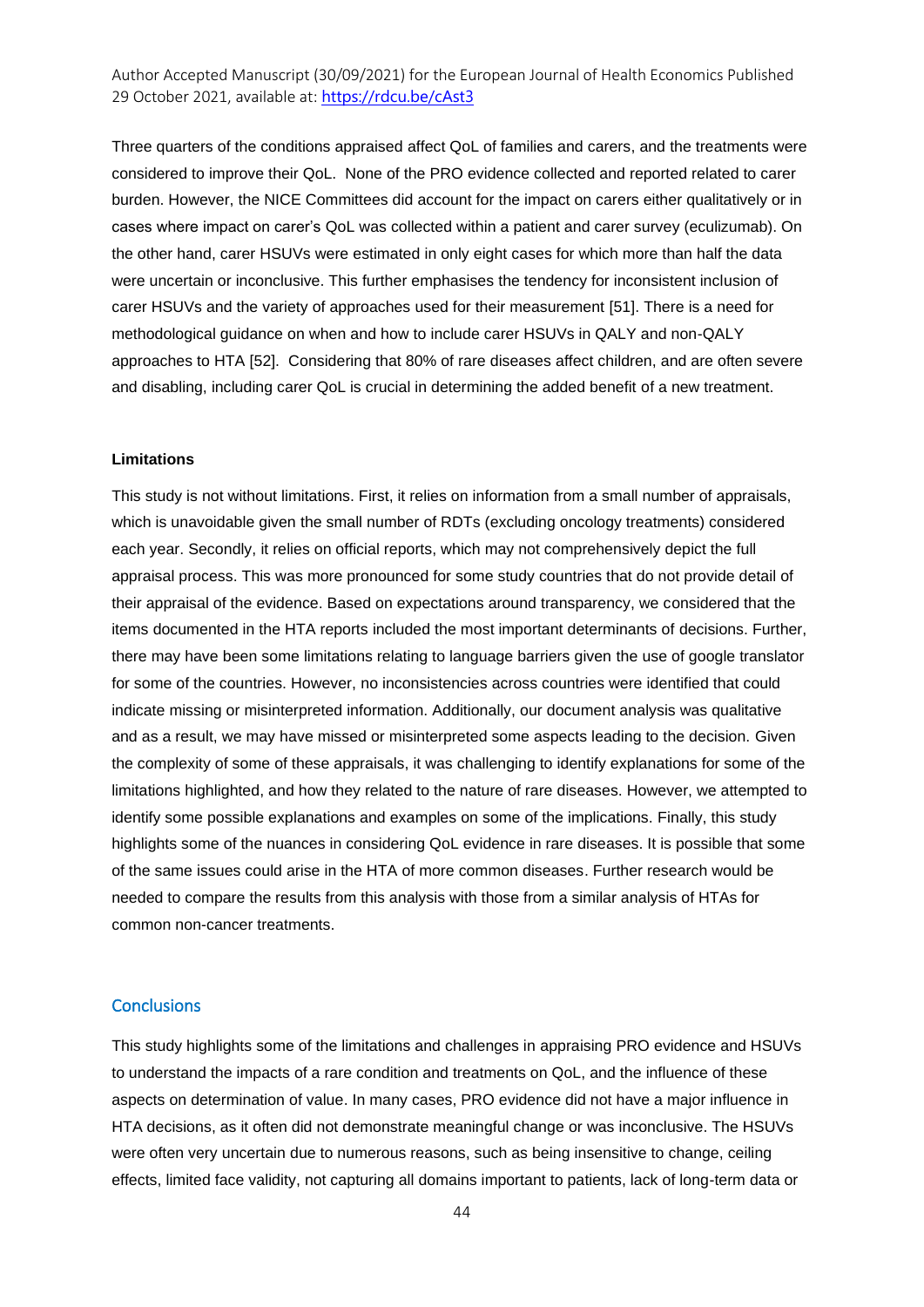Three quarters of the conditions appraised affect QoL of families and carers, and the treatments were considered to improve their QoL. None of the PRO evidence collected and reported related to carer burden. However, the NICE Committees did account for the impact on carers either qualitatively or in cases where impact on carer's QoL was collected within a patient and carer survey (eculizumab). On the other hand, carer HSUVs were estimated in only eight cases for which more than half the data were uncertain or inconclusive. This further emphasises the tendency for inconsistent inclusion of carer HSUVs and the variety of approaches used for their measurement [51]. There is a need for methodological guidance on when and how to include carer HSUVs in QALY and non-QALY approaches to HTA [52]. Considering that 80% of rare diseases affect children, and are often severe and disabling, including carer QoL is crucial in determining the added benefit of a new treatment.

**Limitations**

This study is not without limitations. First, it relies on information from a small number of appraisals, which is unavoidable given the small number of RDTs (excluding oncology treatments) considered each year. Secondly, it relies on official reports, which may not comprehensively depict the full appraisal process. This was more pronounced for some study countries that do not provide detail of their appraisal of the evidence. Based on expectations around transparency, we considered that the items documented in the HTA reports included the most important determinants of decisions. Further, there may have been some limitations relating to language barriers given the use of google translator for some of the countries. However, no inconsistencies across countries were identified that could indicate missing or misinterpreted information. Additionally, our document analysis was qualitative and as a result, we may have missed or misinterpreted some aspects leading to the decision. Given the complexity of some of these appraisals, it was challenging to identify explanations for some of the limitations highlighted, and how they related to the nature of rare diseases. However, we attempted to identify some possible explanations and examples on some of the implications. Finally, this study highlights some of the nuances in considering QoL evidence in rare diseases. It is possible that some of the same issues could arise in the HTA of more common diseases. Further research would be needed to compare the results from this analysis with those from a similar analysis of HTAs for common non-cancer treatments.

## Conclusions

This study highlights some of the limitations and challenges in appraising PRO evidence and HSUVs to understand the impacts of a rare condition and treatments on QoL, and the influence of these aspects on determination of value. In many cases, PRO evidence did not have a major influence in HTA decisions, as it often did not demonstrate meaningful change or was inconclusive. The HSUVs were often very uncertain due to numerous reasons, such as being insensitive to change, ceiling effects, limited face validity, not capturing all domains important to patients, lack of long-term data or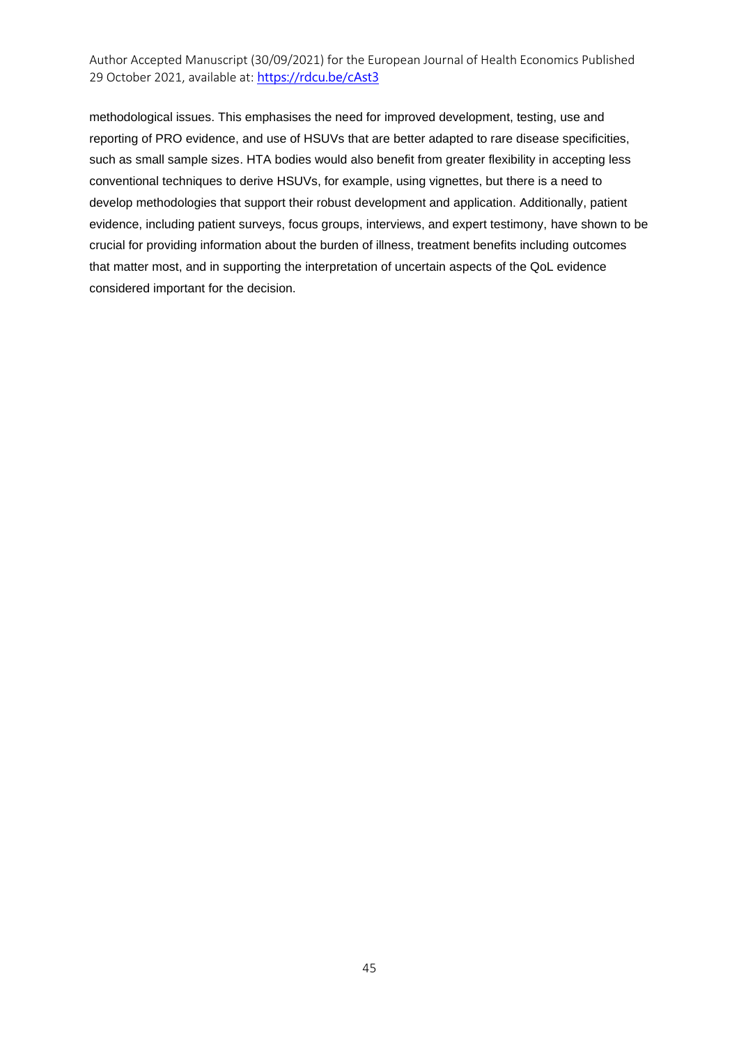methodological issues. This emphasises the need for improved development, testing, use and reporting of PRO evidence, and use of HSUVs that are better adapted to rare disease specificities, such as small sample sizes. HTA bodies would also benefit from greater flexibility in accepting less conventional techniques to derive HSUVs, for example, using vignettes, but there is a need to develop methodologies that support their robust development and application. Additionally, patient evidence, including patient surveys, focus groups, interviews, and expert testimony, have shown to be crucial for providing information about the burden of illness, treatment benefits including outcomes that matter most, and in supporting the interpretation of uncertain aspects of the QoL evidence considered important for the decision.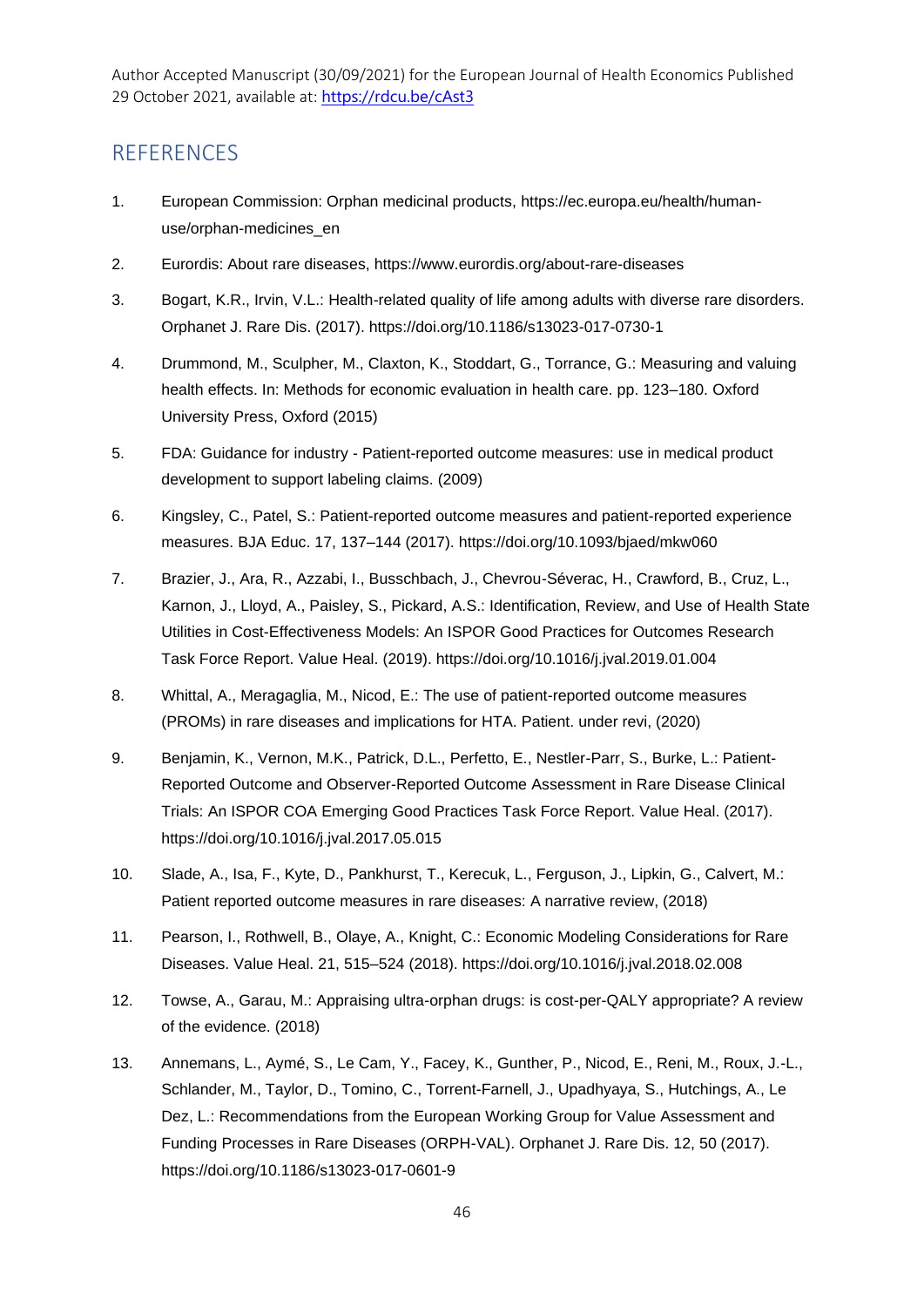## REFERENCES

1. European Commission: Orphan medicinal products, https://ec.europa.eu/health/human-use/orphan-medicines_en
2. Eurordis: About rare diseases, https://www.eurordis.org/about-rare-diseases
3. Bogart, K.R., Irvin, V.L.: Health-related quality of life among adults with diverse rare disorders. Orphanet J. Rare Dis. (2017). https://doi.org/10.1186/s13023-017-0730-1
4. Drummond, M., Sculpher, M., Claxton, K., Stoddart, G., Torrance, G.: Measuring and valuing health effects. In: Methods for economic evaluation in health care. pp. 123–180. Oxford University Press, Oxford (2015)
5. FDA: Guidance for industry - Patient-reported outcome measures: use in medical product development to support labeling claims. (2009)
6. Kingsley, C., Patel, S.: Patient-reported outcome measures and patient-reported experience measures. BJA Educ. 17, 137–144 (2017). https://doi.org/10.1093/bjaed/mkw060
7. Brazier, J., Ara, R., Azzabi, I., Busschbach, J., Chevrou-Séverac, H., Crawford, B., Cruz, L., Karnon, J., Lloyd, A., Paisley, S., Pickard, A.S.: Identification, Review, and Use of Health State Utilities in Cost-Effectiveness Models: An ISPOR Good Practices for Outcomes Research Task Force Report. Value Heal. (2019). https://doi.org/10.1016/j.jval.2019.01.004
8. Whittal, A., Meragaglia, M., Nicod, E.: The use of patient-reported outcome measures (PROMs) in rare diseases and implications for HTA. Patient. under revi, (2020)
9. Benjamin, K., Vernon, M.K., Patrick, D.L., Perfetto, E., Nestler-Parr, S., Burke, L.: Patient-Reported Outcome and Observer-Reported Outcome Assessment in Rare Disease Clinical Trials: An ISPOR COA Emerging Good Practices Task Force Report. Value Heal. (2017). https://doi.org/10.1016/j.jval.2017.05.015
10. Slade, A., Isa, F., Kyte, D., Pankhurst, T., Kerecuk, L., Ferguson, J., Lipkin, G., Calvert, M.: Patient reported outcome measures in rare diseases: A narrative review, (2018)
11. Pearson, I., Rothwell, B., Olaye, A., Knight, C.: Economic Modeling Considerations for Rare Diseases. Value Heal. 21, 515–524 (2018). https://doi.org/10.1016/j.jval.2018.02.008
12. Towse, A., Garau, M.: Appraising ultra-orphan drugs: is cost-per-QALY appropriate? A review of the evidence. (2018)
13. Annemans, L., Aymé, S., Le Cam, Y., Facey, K., Gunther, P., Nicod, E., Reni, M., Roux, J.-L., Schlander, M., Taylor, D., Tomino, C., Torrent-Farnell, J., Upadhyaya, S., Hutchings, A., Le Dez, L.: Recommendations from the European Working Group for Value Assessment and Funding Processes in Rare Diseases (ORPH-VAL). Orphanet J. Rare Dis. 12, 50 (2017). https://doi.org/10.1186/s13023-017-0601-9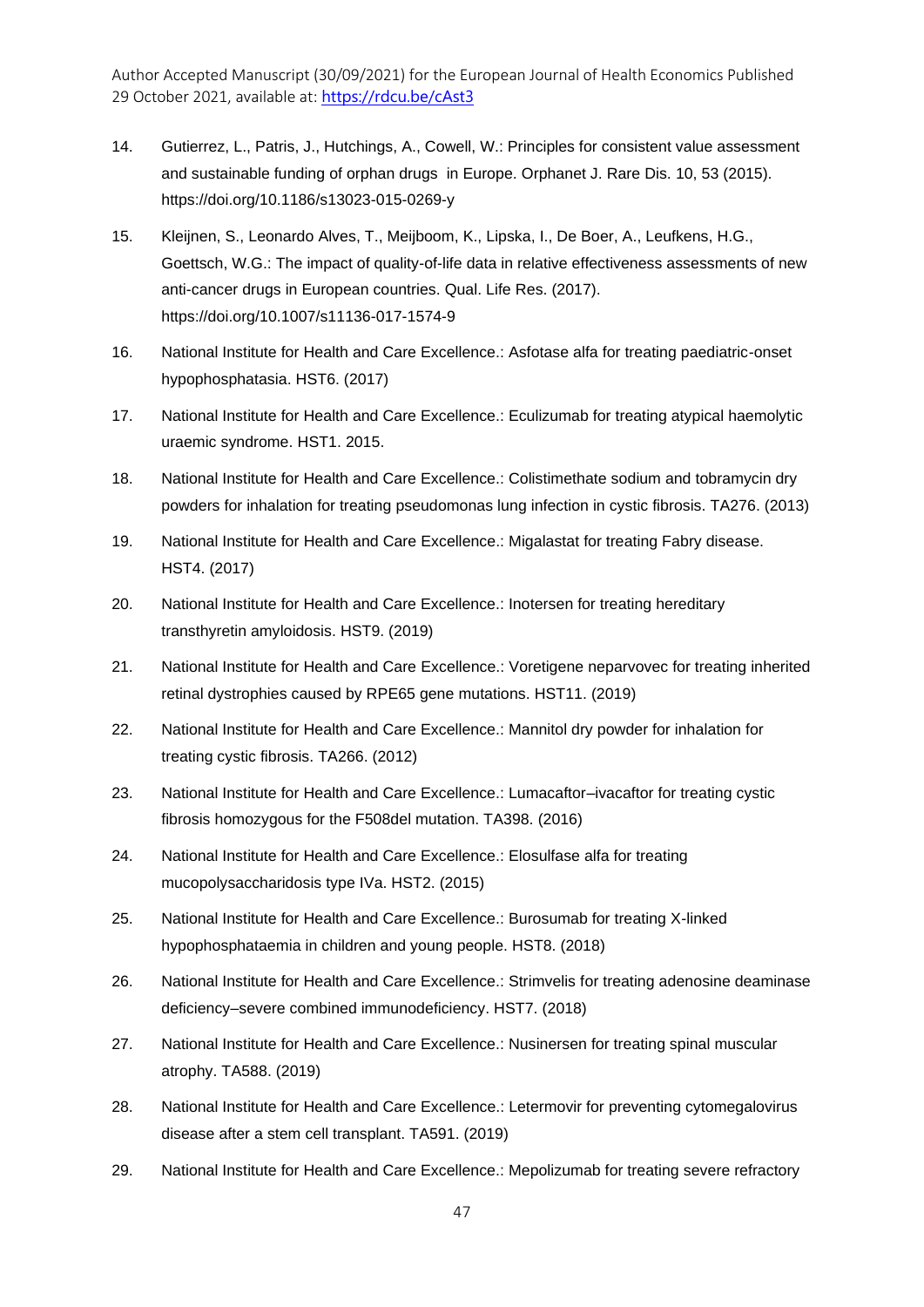14. Gutierrez, L., Patris, J., Hutchings, A., Cowell, W.: Principles for consistent value assessment and sustainable funding of orphan drugs in Europe. Orphanet J. Rare Dis. 10, 53 (2015). https://doi.org/10.1186/s13023-015-0269-y

15. Kleijnen, S., Leonardo Alves, T., Meijboom, K., Lipska, I., De Boer, A., Leufkens, H.G., Goettsch, W.G.: The impact of quality-of-life data in relative effectiveness assessments of new anti-cancer drugs in European countries. Qual. Life Res. (2017). https://doi.org/10.1007/s11136-017-1574-9

16. National Institute for Health and Care Excellence.: Asfotase alfa for treating paediatric-onset hypophosphatasia. HST6. (2017)

17. National Institute for Health and Care Excellence.: Eculizumab for treating atypical haemolytic uraemic syndrome. HST1. 2015.

18. National Institute for Health and Care Excellence.: Colistimethate sodium and tobramycin dry powders for inhalation for treating pseudomonas lung infection in cystic fibrosis. TA276. (2013)

19. National Institute for Health and Care Excellence.: Migalastat for treating Fabry disease. HST4. (2017)

20. National Institute for Health and Care Excellence.: Inotersen for treating hereditary transthyretin amyloidosis. HST9. (2019)

21. National Institute for Health and Care Excellence.: Voretigene neparvovec for treating inherited retinal dystrophies caused by RPE65 gene mutations. HST11. (2019)

22. National Institute for Health and Care Excellence.: Mannitol dry powder for inhalation for treating cystic fibrosis. TA266. (2012)

23. National Institute for Health and Care Excellence.: Lumacaftor–ivacaftor for treating cystic fibrosis homozygous for the F508del mutation. TA398. (2016)

24. National Institute for Health and Care Excellence.: Elosulfase alfa for treating mucopolysaccharidosis type IVa. HST2. (2015)

25. National Institute for Health and Care Excellence.: Burosumab for treating X-linked hypophosphataemia in children and young people. HST8. (2018)

26. National Institute for Health and Care Excellence.: Strimvelis for treating adenosine deaminase deficiency–severe combined immunodeficiency. HST7. (2018)

27. National Institute for Health and Care Excellence.: Nusinersen for treating spinal muscular atrophy. TA588. (2019)

28. National Institute for Health and Care Excellence.: Letermovir for preventing cytomegalovirus disease after a stem cell transplant. TA591. (2019)

29. National Institute for Health and Care Excellence.: Mepolizumab for treating severe refractory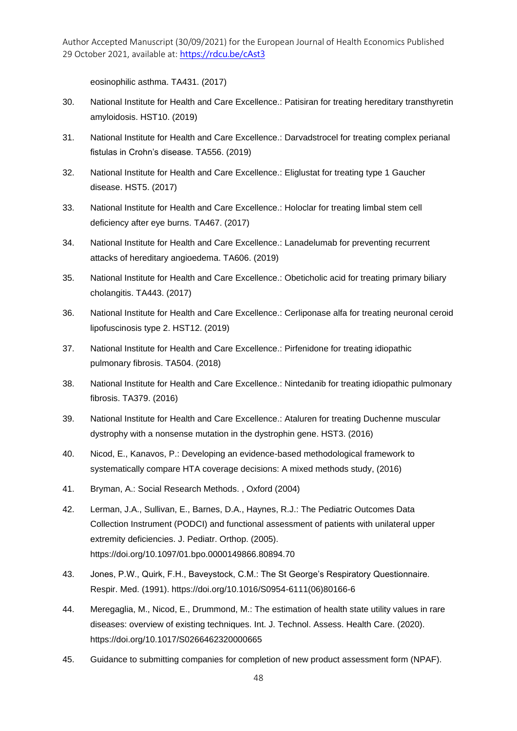eosinophilic asthma. TA431. (2017)

30. National Institute for Health and Care Excellence.: Patisiran for treating hereditary transthyretin amyloidosis. HST10. (2019)
31. National Institute for Health and Care Excellence.: Darvadstrocel for treating complex perianal fistulas in Crohn's disease. TA556. (2019)
32. National Institute for Health and Care Excellence.: Eliglustat for treating type 1 Gaucher disease. HST5. (2017)
33. National Institute for Health and Care Excellence.: Holoclar for treating limbal stem cell deficiency after eye burns. TA467. (2017)
34. National Institute for Health and Care Excellence.: Lanadelumab for preventing recurrent attacks of hereditary angioedema. TA606. (2019)
35. National Institute for Health and Care Excellence.: Obeticholic acid for treating primary biliary cholangitis. TA443. (2017)
36. National Institute for Health and Care Excellence.: Cerliponase alfa for treating neuronal ceroid lipofuscinosis type 2. HST12. (2019)
37. National Institute for Health and Care Excellence.: Pirfenidone for treating idiopathic pulmonary fibrosis. TA504. (2018)
38. National Institute for Health and Care Excellence.: Nintedanib for treating idiopathic pulmonary fibrosis. TA379. (2016)
39. National Institute for Health and Care Excellence.: Ataluren for treating Duchenne muscular dystrophy with a nonsense mutation in the dystrophin gene. HST3. (2016)
40. Nicod, E., Kanavos, P.: Developing an evidence-based methodological framework to systematically compare HTA coverage decisions: A mixed methods study, (2016)
41. Bryman, A.: Social Research Methods. , Oxford (2004)
42. Lerman, J.A., Sullivan, E., Barnes, D.A., Haynes, R.J.: The Pediatric Outcomes Data Collection Instrument (PODCI) and functional assessment of patients with unilateral upper extremity deficiencies. J. Pediatr. Orthop. (2005). https://doi.org/10.1097/01.bpo.0000149866.80894.70
43. Jones, P.W., Quirk, F.H., Baveystock, C.M.: The St George's Respiratory Questionnaire. Respir. Med. (1991). https://doi.org/10.1016/S0954-6111(06)80166-6
44. Meregaglia, M., Nicod, E., Drummond, M.: The estimation of health state utility values in rare diseases: overview of existing techniques. Int. J. Technol. Assess. Health Care. (2020). https://doi.org/10.1017/S0266462320000665
45. Guidance to submitting companies for completion of new product assessment form (NPAF).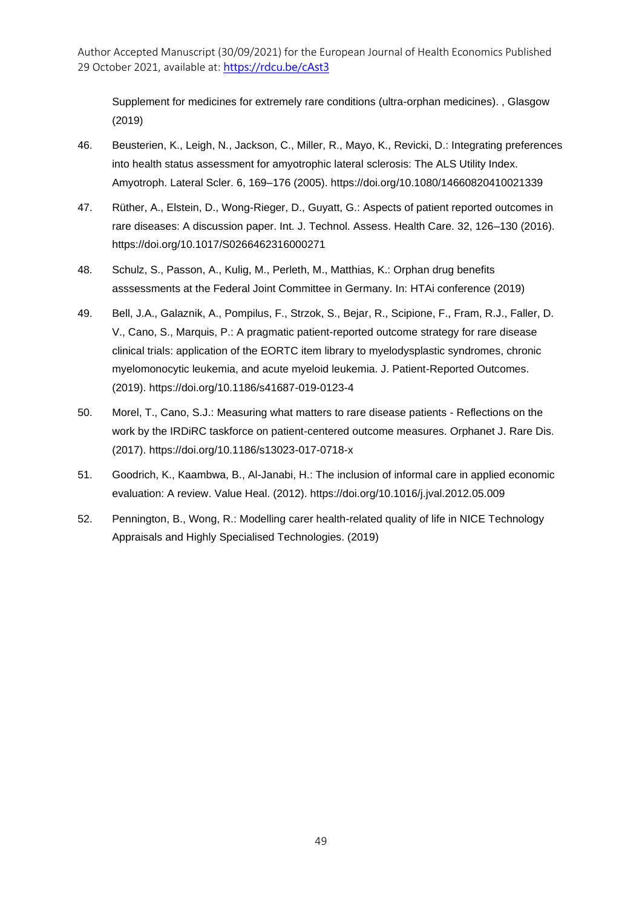Supplement for medicines for extremely rare conditions (ultra-orphan medicines). , Glasgow (2019)

46. Beusterien, K., Leigh, N., Jackson, C., Miller, R., Mayo, K., Revicki, D.: Integrating preferences into health status assessment for amyotrophic lateral sclerosis: The ALS Utility Index. Amyotroph. Lateral Scler. 6, 169–176 (2005). https://doi.org/10.1080/14660820410021339

47. Rüther, A., Elstein, D., Wong-Rieger, D., Guyatt, G.: Aspects of patient reported outcomes in rare diseases: A discussion paper. Int. J. Technol. Assess. Health Care. 32, 126–130 (2016). https://doi.org/10.1017/S0266462316000271

48. Schulz, S., Passon, A., Kulig, M., Perleth, M., Matthias, K.: Orphan drug benefits asssessments at the Federal Joint Committee in Germany. In: HTAi conference (2019)

49. Bell, J.A., Galaznik, A., Pompilus, F., Strzok, S., Bejar, R., Scipione, F., Fram, R.J., Faller, D. V., Cano, S., Marquis, P.: A pragmatic patient-reported outcome strategy for rare disease clinical trials: application of the EORTC item library to myelodysplastic syndromes, chronic myelomonocytic leukemia, and acute myeloid leukemia. J. Patient-Reported Outcomes. (2019). https://doi.org/10.1186/s41687-019-0123-4

50. Morel, T., Cano, S.J.: Measuring what matters to rare disease patients - Reflections on the work by the IRDiRC taskforce on patient-centered outcome measures. Orphanet J. Rare Dis. (2017). https://doi.org/10.1186/s13023-017-0718-x

51. Goodrich, K., Kaambwa, B., Al-Janabi, H.: The inclusion of informal care in applied economic evaluation: A review. Value Heal. (2012). https://doi.org/10.1016/j.jval.2012.05.009

52. Pennington, B., Wong, R.: Modelling carer health-related quality of life in NICE Technology Appraisals and Highly Specialised Technologies. (2019)